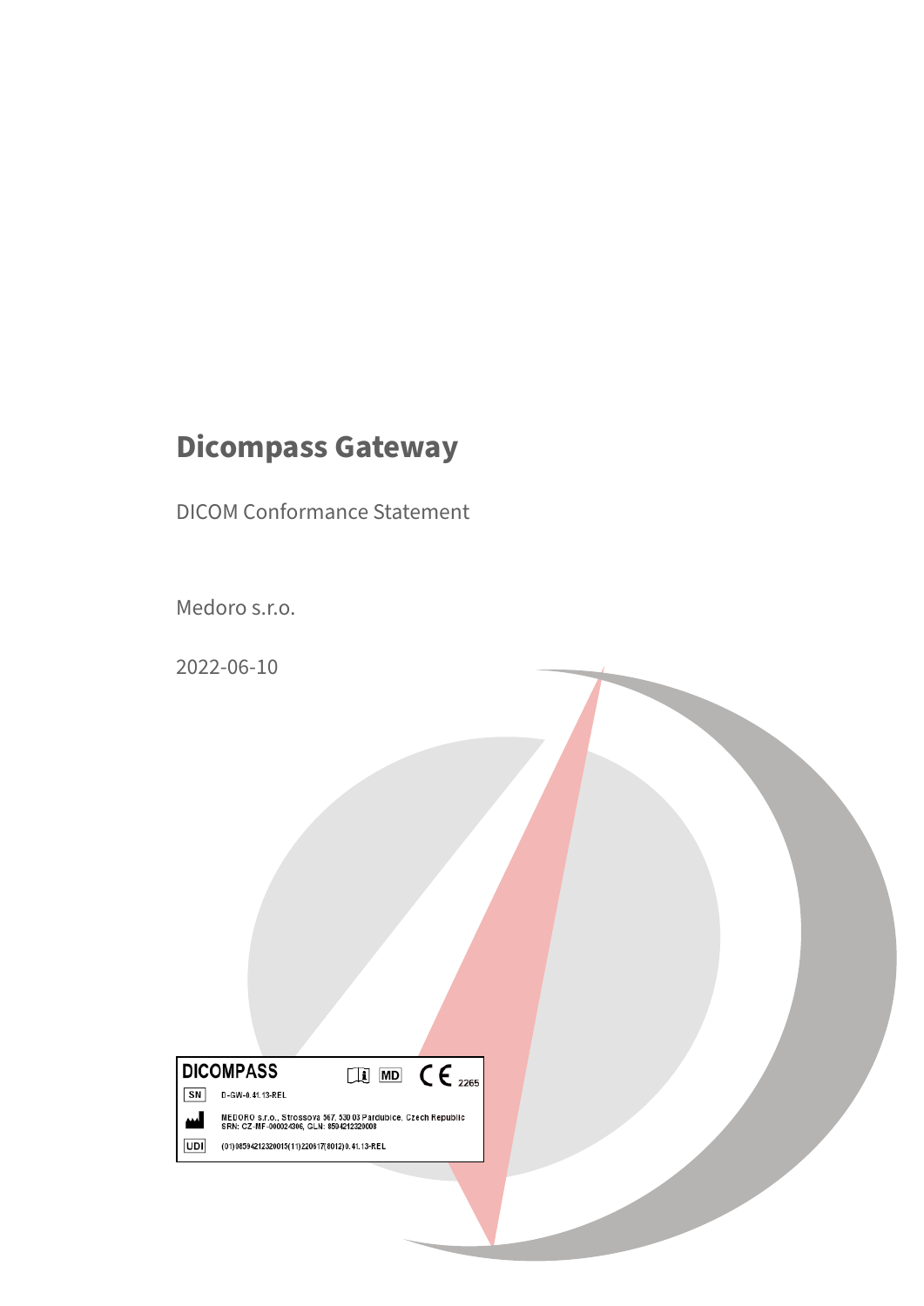# Dicompass Gateway

DICOM Conformance Statement

Medoro s.r.o.

2022-06-10

**DICOMPASS**

MD

CE 2265

SN D-GW-0.41.13-REL

MEDORO s.r.o., Strossova 567, 530 03 Pardubice, Czech Republic
SRN: CZ-MF-000024306, GLN: 8594212320008

UDI (01)08594212320015(11)220617(8012)0.41.13-REL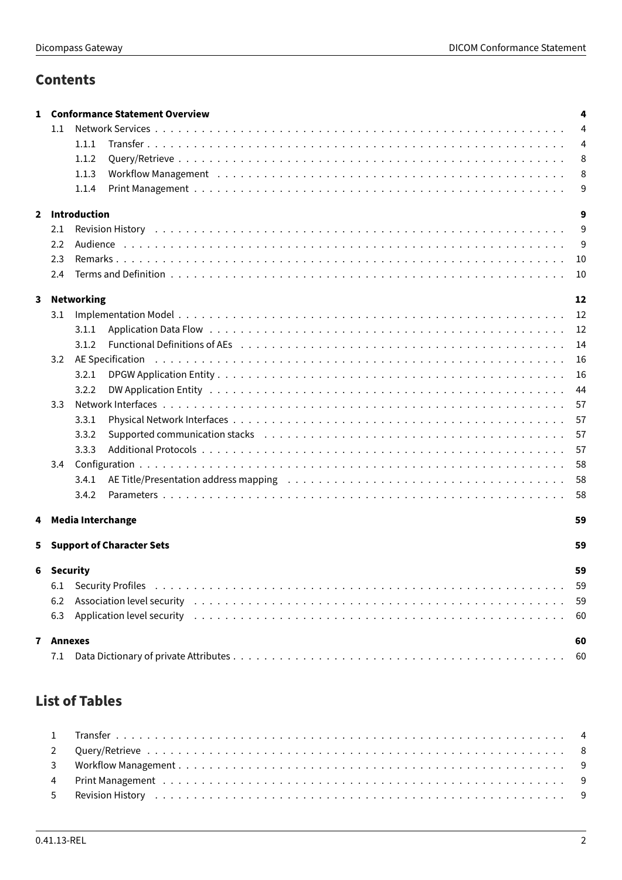# Contents

- **1 Conformance Statement Overview** — 4
  - 1.1 Network Services — 4
    - 1.1.1 Transfer — 4
    - 1.1.2 Query/Retrieve — 8
    - 1.1.3 Workflow Management — 8
    - 1.1.4 Print Management — 9
- **2 Introduction** — 9
  - 2.1 Revision History — 9
  - 2.2 Audience — 9
  - 2.3 Remarks — 10
  - 2.4 Terms and Definition — 10
- **3 Networking** — 12
  - 3.1 Implementation Model — 12
    - 3.1.1 Application Data Flow — 12
    - 3.1.2 Functional Definitions of AEs — 14
  - 3.2 AE Specification — 16
    - 3.2.1 DPGW Application Entity — 16
    - 3.2.2 DW Application Entity — 44
  - 3.3 Network Interfaces — 57
    - 3.3.1 Physical Network Interfaces — 57
    - 3.3.2 Supported communication stacks — 57
    - 3.3.3 Additional Protocols — 57
  - 3.4 Configuration — 58
    - 3.4.1 AE Title/Presentation address mapping — 58
    - 3.4.2 Parameters — 58
- **4 Media Interchange** — 59
- **5 Support of Character Sets** — 59
- **6 Security** — 59
  - 6.1 Security Profiles — 59
  - 6.2 Association level security — 59
  - 6.3 Application level security — 60
- **7 Annexes** — 60
  - 7.1 Data Dictionary of private Attributes — 60

# List of Tables

1. Transfer — 4
2. Query/Retrieve — 8
3. Workflow Management — 9
4. Print Management — 9
5. Revision History — 9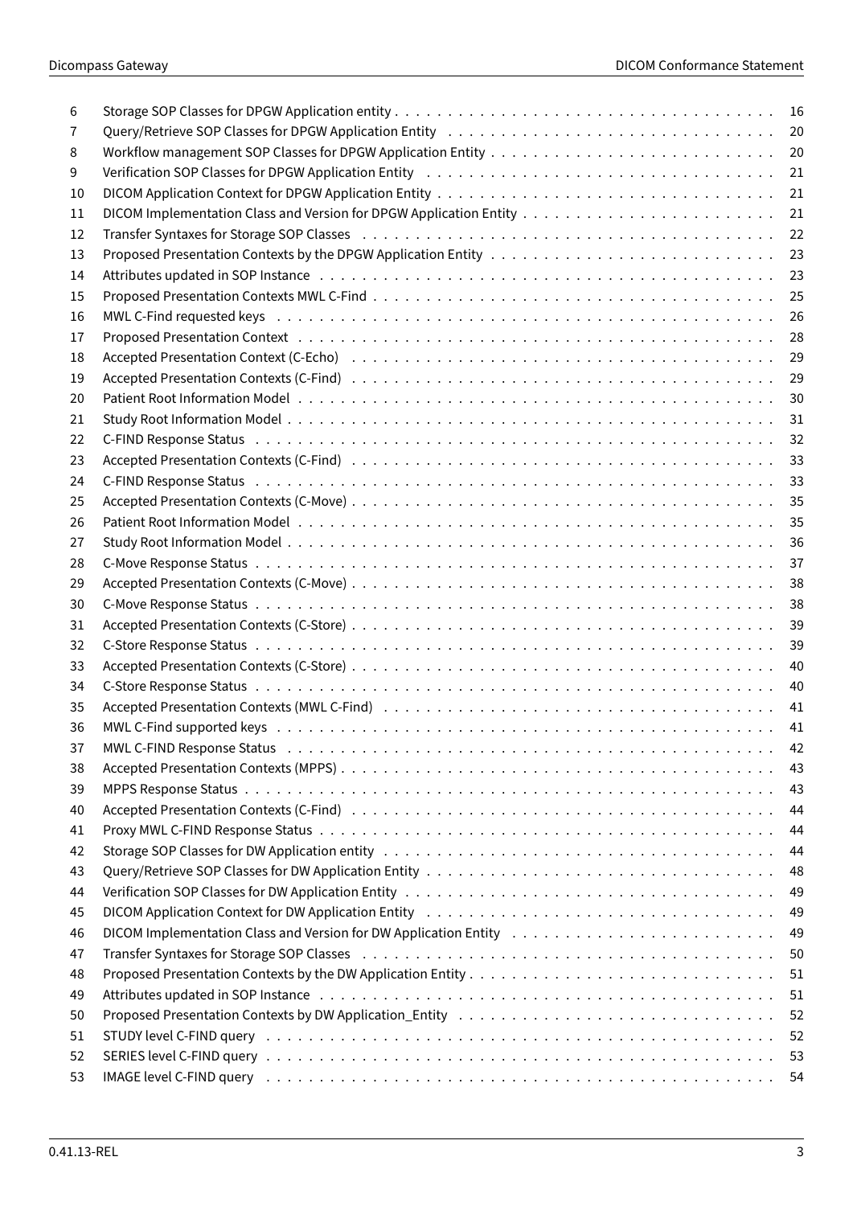| | | |
|---|---|---|
| 6 | Storage SOP Classes for DPGW Application entity | 16 |
| 7 | Query/Retrieve SOP Classes for DPGW Application Entity | 20 |
| 8 | Workflow management SOP Classes for DPGW Application Entity | 20 |
| 9 | Verification SOP Classes for DPGW Application Entity | 21 |
| 10 | DICOM Application Context for DPGW Application Entity | 21 |
| 11 | DICOM Implementation Class and Version for DPGW Application Entity | 21 |
| 12 | Transfer Syntaxes for Storage SOP Classes | 22 |
| 13 | Proposed Presentation Contexts by the DPGW Application Entity | 23 |
| 14 | Attributes updated in SOP Instance | 23 |
| 15 | Proposed Presentation Contexts MWL C-Find | 25 |
| 16 | MWL C-Find requested keys | 26 |
| 17 | Proposed Presentation Context | 28 |
| 18 | Accepted Presentation Context (C-Echo) | 29 |
| 19 | Accepted Presentation Contexts (C-Find) | 29 |
| 20 | Patient Root Information Model | 30 |
| 21 | Study Root Information Model | 31 |
| 22 | C-FIND Response Status | 32 |
| 23 | Accepted Presentation Contexts (C-Find) | 33 |
| 24 | C-FIND Response Status | 33 |
| 25 | Accepted Presentation Contexts (C-Move) | 35 |
| 26 | Patient Root Information Model | 35 |
| 27 | Study Root Information Model | 36 |
| 28 | C-Move Response Status | 37 |
| 29 | Accepted Presentation Contexts (C-Move) | 38 |
| 30 | C-Move Response Status | 38 |
| 31 | Accepted Presentation Contexts (C-Store) | 39 |
| 32 | C-Store Response Status | 39 |
| 33 | Accepted Presentation Contexts (C-Store) | 40 |
| 34 | C-Store Response Status | 40 |
| 35 | Accepted Presentation Contexts (MWL C-Find) | 41 |
| 36 | MWL C-Find supported keys | 41 |
| 37 | MWL C-FIND Response Status | 42 |
| 38 | Accepted Presentation Contexts (MPPS) | 43 |
| 39 | MPPS Response Status | 43 |
| 40 | Accepted Presentation Contexts (C-Find) | 44 |
| 41 | Proxy MWL C-FIND Response Status | 44 |
| 42 | Storage SOP Classes for DW Application entity | 44 |
| 43 | Query/Retrieve SOP Classes for DW Application Entity | 48 |
| 44 | Verification SOP Classes for DW Application Entity | 49 |
| 45 | DICOM Application Context for DW Application Entity | 49 |
| 46 | DICOM Implementation Class and Version for DW Application Entity | 49 |
| 47 | Transfer Syntaxes for Storage SOP Classes | 50 |
| 48 | Proposed Presentation Contexts by the DW Application Entity | 51 |
| 49 | Attributes updated in SOP Instance | 51 |
| 50 | Proposed Presentation Contexts by DW Application_Entity | 52 |
| 51 | STUDY level C-FIND query | 52 |
| 52 | SERIES level C-FIND query | 53 |
| 53 | IMAGE level C-FIND query | 54 |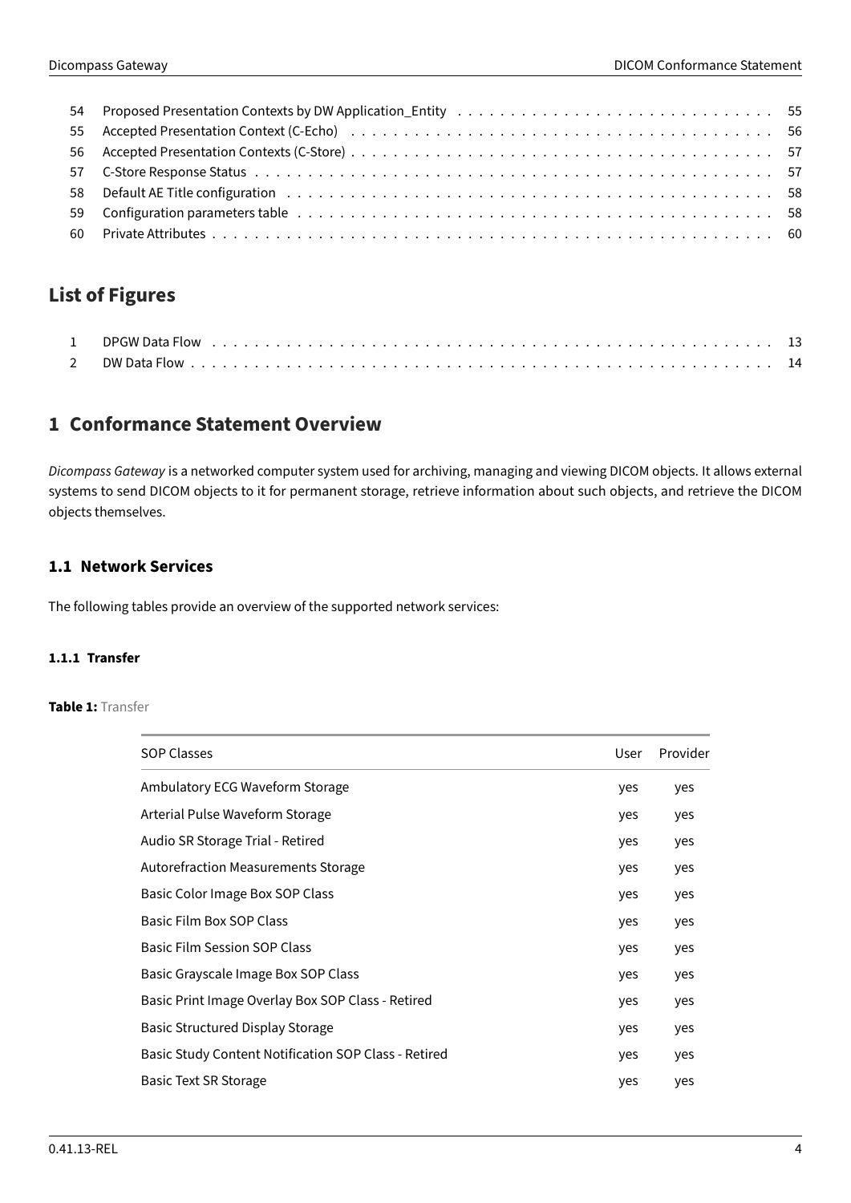| | | |
|---|---|---|
| 54 | Proposed Presentation Contexts by DW Application_Entity | 55 |
| 55 | Accepted Presentation Context (C-Echo) | 56 |
| 56 | Accepted Presentation Contexts (C-Store) | 57 |
| 57 | C-Store Response Status | 57 |
| 58 | Default AE Title configuration | 58 |
| 59 | Configuration parameters table | 58 |
| 60 | Private Attributes | 60 |

## List of Figures

| | | |
|---|---|---|
| 1 | DPGW Data Flow | 13 |
| 2 | DW Data Flow | 14 |

# 1 Conformance Statement Overview

*Dicompass Gateway* is a networked computer system used for archiving, managing and viewing DICOM objects. It allows external systems to send DICOM objects to it for permanent storage, retrieve information about such objects, and retrieve the DICOM objects themselves.

## 1.1 Network Services

The following tables provide an overview of the supported network services:

#### 1.1.1 Transfer

**Table 1:** Transfer

| SOP Classes | User | Provider |
|---|---|---|
| Ambulatory ECG Waveform Storage | yes | yes |
| Arterial Pulse Waveform Storage | yes | yes |
| Audio SR Storage Trial - Retired | yes | yes |
| Autorefraction Measurements Storage | yes | yes |
| Basic Color Image Box SOP Class | yes | yes |
| Basic Film Box SOP Class | yes | yes |
| Basic Film Session SOP Class | yes | yes |
| Basic Grayscale Image Box SOP Class | yes | yes |
| Basic Print Image Overlay Box SOP Class - Retired | yes | yes |
| Basic Structured Display Storage | yes | yes |
| Basic Study Content Notification SOP Class - Retired | yes | yes |
| Basic Text SR Storage | yes | yes |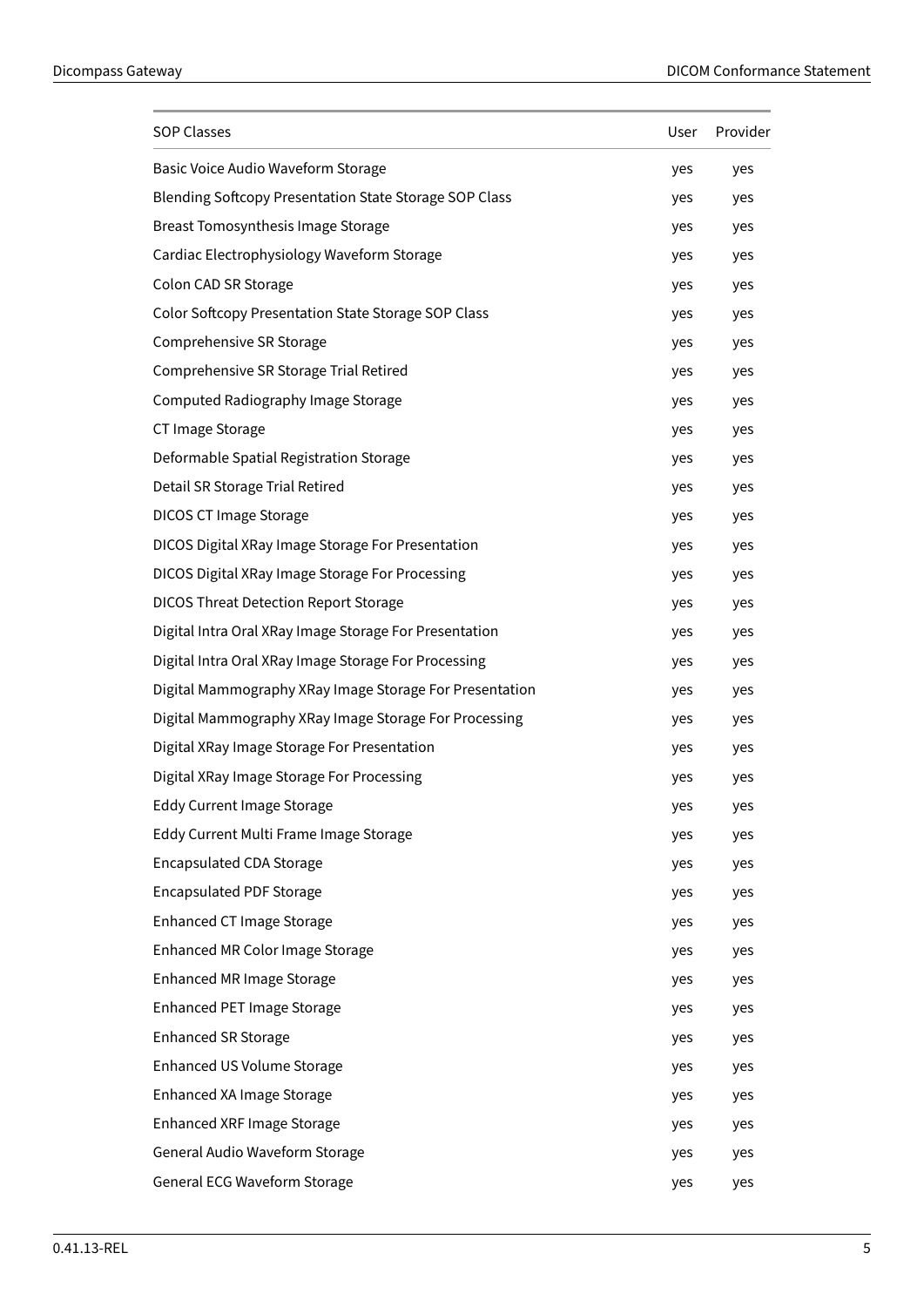| SOP Classes | User | Provider |
|---|---|---|
| Basic Voice Audio Waveform Storage | yes | yes |
| Blending Softcopy Presentation State Storage SOP Class | yes | yes |
| Breast Tomosynthesis Image Storage | yes | yes |
| Cardiac Electrophysiology Waveform Storage | yes | yes |
| Colon CAD SR Storage | yes | yes |
| Color Softcopy Presentation State Storage SOP Class | yes | yes |
| Comprehensive SR Storage | yes | yes |
| Comprehensive SR Storage Trial Retired | yes | yes |
| Computed Radiography Image Storage | yes | yes |
| CT Image Storage | yes | yes |
| Deformable Spatial Registration Storage | yes | yes |
| Detail SR Storage Trial Retired | yes | yes |
| DICOS CT Image Storage | yes | yes |
| DICOS Digital XRay Image Storage For Presentation | yes | yes |
| DICOS Digital XRay Image Storage For Processing | yes | yes |
| DICOS Threat Detection Report Storage | yes | yes |
| Digital Intra Oral XRay Image Storage For Presentation | yes | yes |
| Digital Intra Oral XRay Image Storage For Processing | yes | yes |
| Digital Mammography XRay Image Storage For Presentation | yes | yes |
| Digital Mammography XRay Image Storage For Processing | yes | yes |
| Digital XRay Image Storage For Presentation | yes | yes |
| Digital XRay Image Storage For Processing | yes | yes |
| Eddy Current Image Storage | yes | yes |
| Eddy Current Multi Frame Image Storage | yes | yes |
| Encapsulated CDA Storage | yes | yes |
| Encapsulated PDF Storage | yes | yes |
| Enhanced CT Image Storage | yes | yes |
| Enhanced MR Color Image Storage | yes | yes |
| Enhanced MR Image Storage | yes | yes |
| Enhanced PET Image Storage | yes | yes |
| Enhanced SR Storage | yes | yes |
| Enhanced US Volume Storage | yes | yes |
| Enhanced XA Image Storage | yes | yes |
| Enhanced XRF Image Storage | yes | yes |
| General Audio Waveform Storage | yes | yes |
| General ECG Waveform Storage | yes | yes |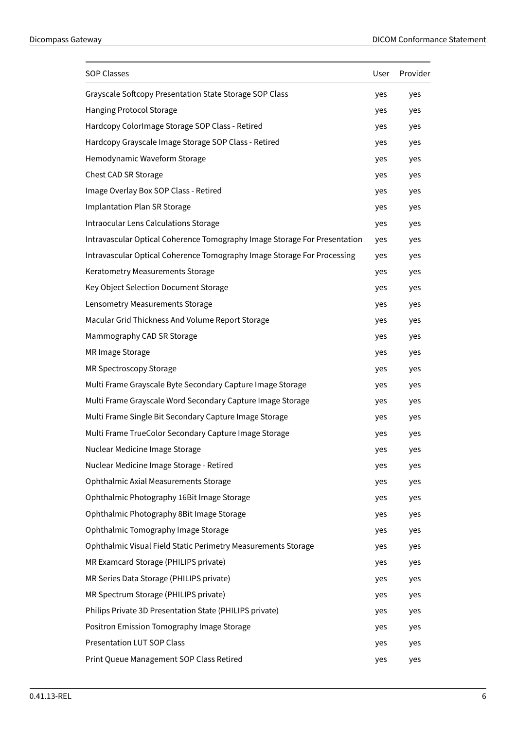| SOP Classes | User | Provider |
| --- | --- | --- |
| Grayscale Softcopy Presentation State Storage SOP Class | yes | yes |
| Hanging Protocol Storage | yes | yes |
| Hardcopy ColorImage Storage SOP Class - Retired | yes | yes |
| Hardcopy Grayscale Image Storage SOP Class - Retired | yes | yes |
| Hemodynamic Waveform Storage | yes | yes |
| Chest CAD SR Storage | yes | yes |
| Image Overlay Box SOP Class - Retired | yes | yes |
| Implantation Plan SR Storage | yes | yes |
| Intraocular Lens Calculations Storage | yes | yes |
| Intravascular Optical Coherence Tomography Image Storage For Presentation | yes | yes |
| Intravascular Optical Coherence Tomography Image Storage For Processing | yes | yes |
| Keratometry Measurements Storage | yes | yes |
| Key Object Selection Document Storage | yes | yes |
| Lensometry Measurements Storage | yes | yes |
| Macular Grid Thickness And Volume Report Storage | yes | yes |
| Mammography CAD SR Storage | yes | yes |
| MR Image Storage | yes | yes |
| MR Spectroscopy Storage | yes | yes |
| Multi Frame Grayscale Byte Secondary Capture Image Storage | yes | yes |
| Multi Frame Grayscale Word Secondary Capture Image Storage | yes | yes |
| Multi Frame Single Bit Secondary Capture Image Storage | yes | yes |
| Multi Frame TrueColor Secondary Capture Image Storage | yes | yes |
| Nuclear Medicine Image Storage | yes | yes |
| Nuclear Medicine Image Storage - Retired | yes | yes |
| Ophthalmic Axial Measurements Storage | yes | yes |
| Ophthalmic Photography 16Bit Image Storage | yes | yes |
| Ophthalmic Photography 8Bit Image Storage | yes | yes |
| Ophthalmic Tomography Image Storage | yes | yes |
| Ophthalmic Visual Field Static Perimetry Measurements Storage | yes | yes |
| MR Examcard Storage (PHILIPS private) | yes | yes |
| MR Series Data Storage (PHILIPS private) | yes | yes |
| MR Spectrum Storage (PHILIPS private) | yes | yes |
| Philips Private 3D Presentation State (PHILIPS private) | yes | yes |
| Positron Emission Tomography Image Storage | yes | yes |
| Presentation LUT SOP Class | yes | yes |
| Print Queue Management SOP Class Retired | yes | yes |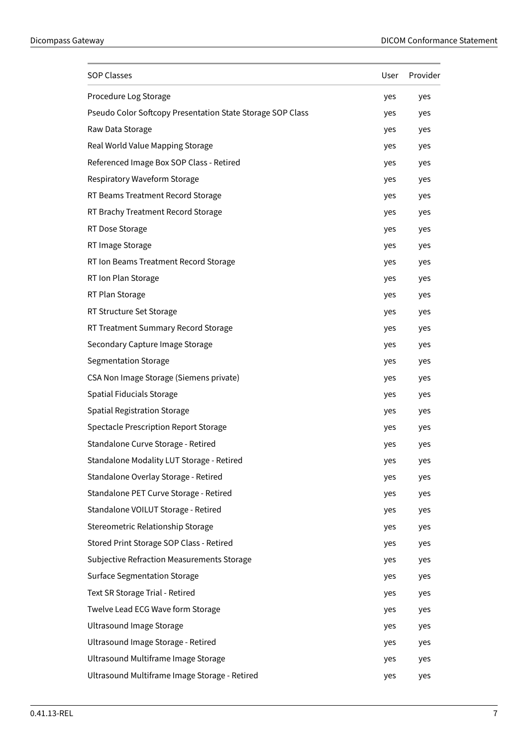| SOP Classes | User | Provider |
|---|---|---|
| Procedure Log Storage | yes | yes |
| Pseudo Color Softcopy Presentation State Storage SOP Class | yes | yes |
| Raw Data Storage | yes | yes |
| Real World Value Mapping Storage | yes | yes |
| Referenced Image Box SOP Class - Retired | yes | yes |
| Respiratory Waveform Storage | yes | yes |
| RT Beams Treatment Record Storage | yes | yes |
| RT Brachy Treatment Record Storage | yes | yes |
| RT Dose Storage | yes | yes |
| RT Image Storage | yes | yes |
| RT Ion Beams Treatment Record Storage | yes | yes |
| RT Ion Plan Storage | yes | yes |
| RT Plan Storage | yes | yes |
| RT Structure Set Storage | yes | yes |
| RT Treatment Summary Record Storage | yes | yes |
| Secondary Capture Image Storage | yes | yes |
| Segmentation Storage | yes | yes |
| CSA Non Image Storage (Siemens private) | yes | yes |
| Spatial Fiducials Storage | yes | yes |
| Spatial Registration Storage | yes | yes |
| Spectacle Prescription Report Storage | yes | yes |
| Standalone Curve Storage - Retired | yes | yes |
| Standalone Modality LUT Storage - Retired | yes | yes |
| Standalone Overlay Storage - Retired | yes | yes |
| Standalone PET Curve Storage - Retired | yes | yes |
| Standalone VOILUT Storage - Retired | yes | yes |
| Stereometric Relationship Storage | yes | yes |
| Stored Print Storage SOP Class - Retired | yes | yes |
| Subjective Refraction Measurements Storage | yes | yes |
| Surface Segmentation Storage | yes | yes |
| Text SR Storage Trial - Retired | yes | yes |
| Twelve Lead ECG Wave form Storage | yes | yes |
| Ultrasound Image Storage | yes | yes |
| Ultrasound Image Storage - Retired | yes | yes |
| Ultrasound Multiframe Image Storage | yes | yes |
| Ultrasound Multiframe Image Storage - Retired | yes | yes |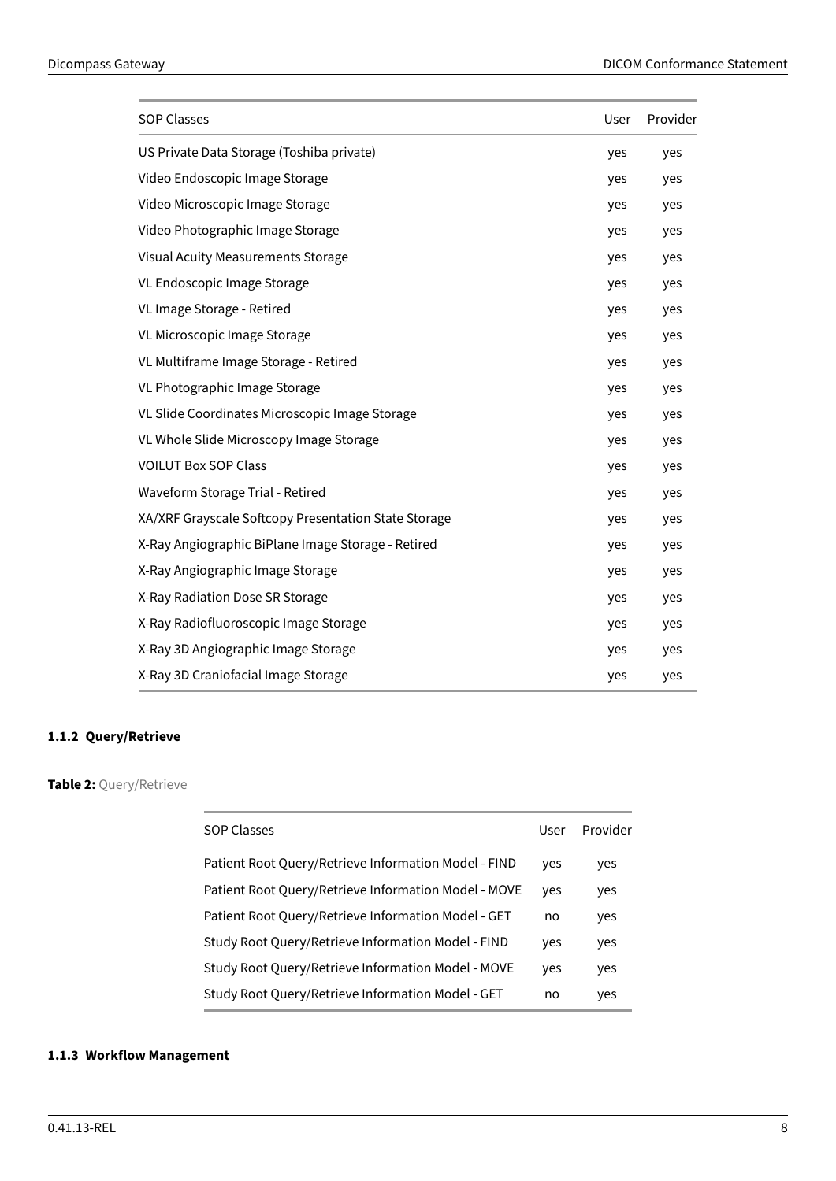| SOP Classes | User | Provider |
|---|---|---|
| US Private Data Storage (Toshiba private) | yes | yes |
| Video Endoscopic Image Storage | yes | yes |
| Video Microscopic Image Storage | yes | yes |
| Video Photographic Image Storage | yes | yes |
| Visual Acuity Measurements Storage | yes | yes |
| VL Endoscopic Image Storage | yes | yes |
| VL Image Storage - Retired | yes | yes |
| VL Microscopic Image Storage | yes | yes |
| VL Multiframe Image Storage - Retired | yes | yes |
| VL Photographic Image Storage | yes | yes |
| VL Slide Coordinates Microscopic Image Storage | yes | yes |
| VL Whole Slide Microscopy Image Storage | yes | yes |
| VOILUT Box SOP Class | yes | yes |
| Waveform Storage Trial - Retired | yes | yes |
| XA/XRF Grayscale Softcopy Presentation State Storage | yes | yes |
| X-Ray Angiographic BiPlane Image Storage - Retired | yes | yes |
| X-Ray Angiographic Image Storage | yes | yes |
| X-Ray Radiation Dose SR Storage | yes | yes |
| X-Ray Radiofluoroscopic Image Storage | yes | yes |
| X-Ray 3D Angiographic Image Storage | yes | yes |
| X-Ray 3D Craniofacial Image Storage | yes | yes |

### 1.1.2 Query/Retrieve

**Table 2:** Query/Retrieve

| SOP Classes | User | Provider |
|---|---|---|
| Patient Root Query/Retrieve Information Model - FIND | yes | yes |
| Patient Root Query/Retrieve Information Model - MOVE | yes | yes |
| Patient Root Query/Retrieve Information Model - GET | no | yes |
| Study Root Query/Retrieve Information Model - FIND | yes | yes |
| Study Root Query/Retrieve Information Model - MOVE | yes | yes |
| Study Root Query/Retrieve Information Model - GET | no | yes |

### 1.1.3 Workflow Management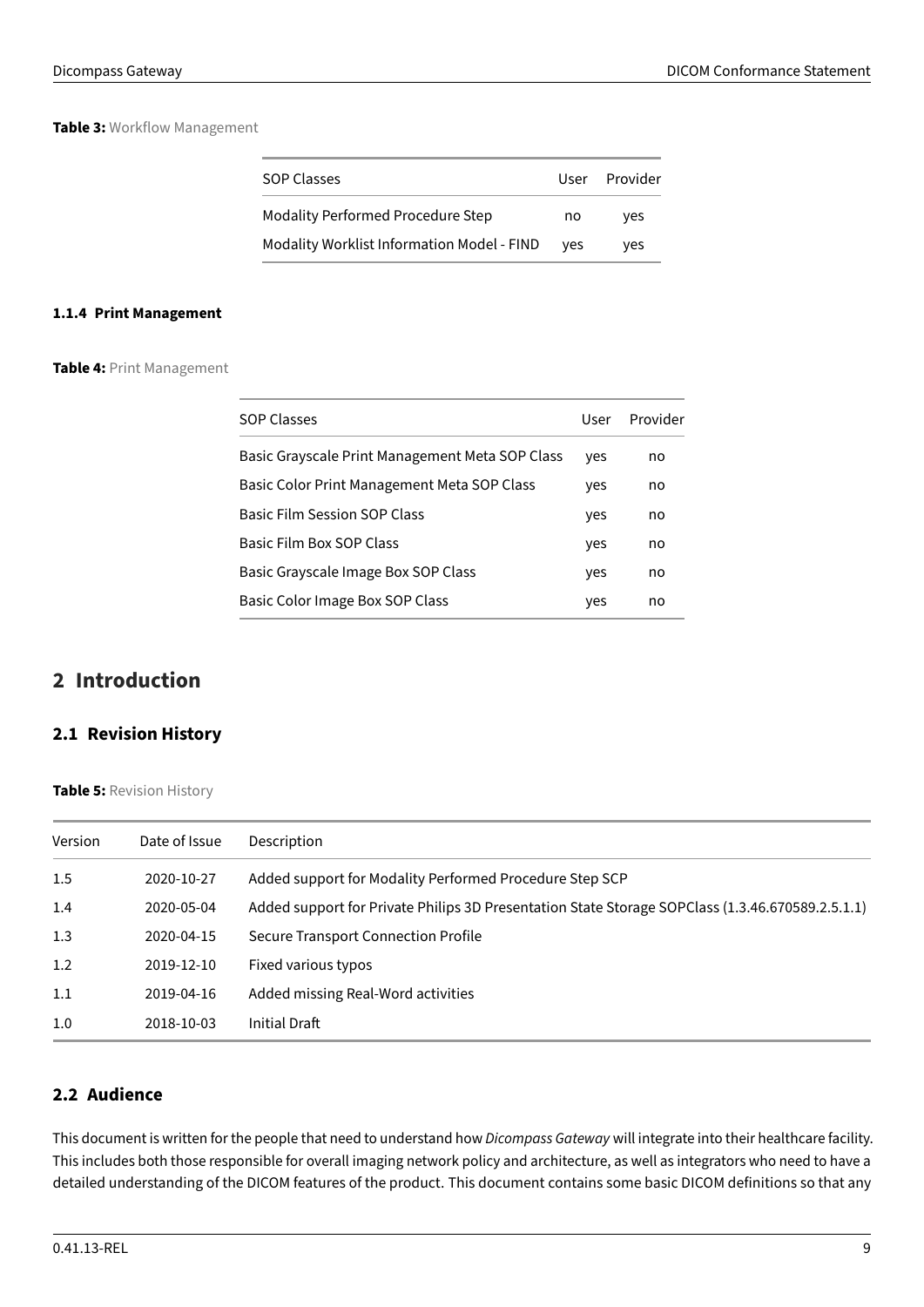**Table 3:** Workflow Management

| SOP Classes | User | Provider |
|---|---|---|
| Modality Performed Procedure Step | no | yes |
| Modality Worklist Information Model - FIND | yes | yes |

#### 1.1.4 Print Management

**Table 4:** Print Management

| SOP Classes | User | Provider |
|---|---|---|
| Basic Grayscale Print Management Meta SOP Class | yes | no |
| Basic Color Print Management Meta SOP Class | yes | no |
| Basic Film Session SOP Class | yes | no |
| Basic Film Box SOP Class | yes | no |
| Basic Grayscale Image Box SOP Class | yes | no |
| Basic Color Image Box SOP Class | yes | no |

# 2 Introduction

## 2.1 Revision History

**Table 5:** Revision History

| Version | Date of Issue | Description |
|---|---|---|
| 1.5 | 2020-10-27 | Added support for Modality Performed Procedure Step SCP |
| 1.4 | 2020-05-04 | Added support for Private Philips 3D Presentation State Storage SOPClass (1.3.46.670589.2.5.1.1) |
| 1.3 | 2020-04-15 | Secure Transport Connection Profile |
| 1.2 | 2019-12-10 | Fixed various typos |
| 1.1 | 2019-04-16 | Added missing Real-Word activities |
| 1.0 | 2018-10-03 | Initial Draft |

## 2.2 Audience

This document is written for the people that need to understand how *Dicompass Gateway* will integrate into their healthcare facility. This includes both those responsible for overall imaging network policy and architecture, as well as integrators who need to have a detailed understanding of the DICOM features of the product. This document contains some basic DICOM definitions so that any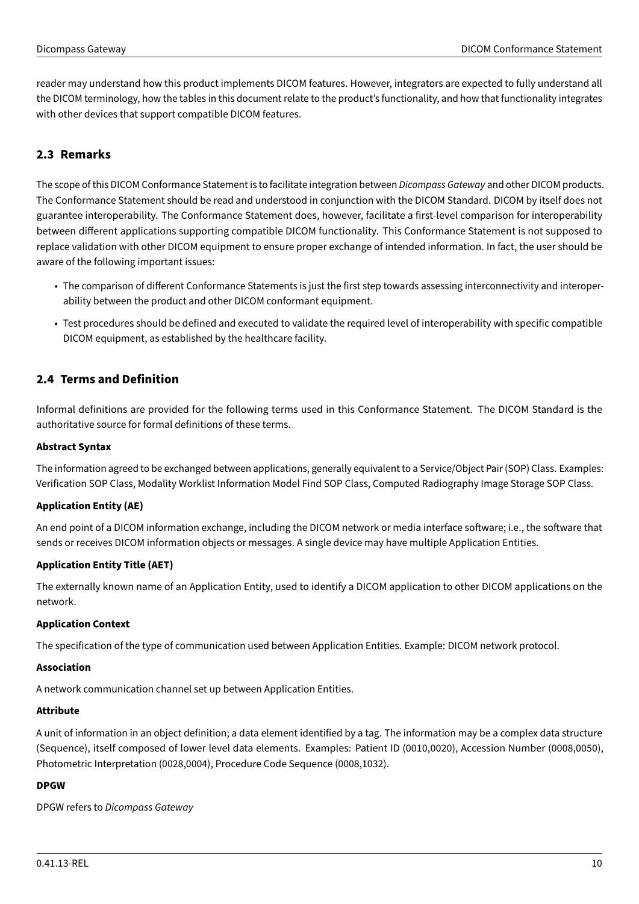reader may understand how this product implements DICOM features. However, integrators are expected to fully understand all the DICOM terminology, how the tables in this document relate to the product's functionality, and how that functionality integrates with other devices that support compatible DICOM features.

## 2.3 Remarks

The scope of this DICOM Conformance Statement is to facilitate integration between *Dicompass Gateway* and other DICOM products. The Conformance Statement should be read and understood in conjunction with the DICOM Standard. DICOM by itself does not guarantee interoperability. The Conformance Statement does, however, facilitate a first-level comparison for interoperability between different applications supporting compatible DICOM functionality. This Conformance Statement is not supposed to replace validation with other DICOM equipment to ensure proper exchange of intended information. In fact, the user should be aware of the following important issues:

- The comparison of different Conformance Statements is just the first step towards assessing interconnectivity and interoperability between the product and other DICOM conformant equipment.
- Test procedures should be defined and executed to validate the required level of interoperability with specific compatible DICOM equipment, as established by the healthcare facility.

## 2.4 Terms and Definition

Informal definitions are provided for the following terms used in this Conformance Statement. The DICOM Standard is the authoritative source for formal definitions of these terms.

**Abstract Syntax**

The information agreed to be exchanged between applications, generally equivalent to a Service/Object Pair (SOP) Class. Examples: Verification SOP Class, Modality Worklist Information Model Find SOP Class, Computed Radiography Image Storage SOP Class.

**Application Entity (AE)**

An end point of a DICOM information exchange, including the DICOM network or media interface software; i.e., the software that sends or receives DICOM information objects or messages. A single device may have multiple Application Entities.

**Application Entity Title (AET)**

The externally known name of an Application Entity, used to identify a DICOM application to other DICOM applications on the network.

**Application Context**

The specification of the type of communication used between Application Entities. Example: DICOM network protocol.

**Association**

A network communication channel set up between Application Entities.

**Attribute**

A unit of information in an object definition; a data element identified by a tag. The information may be a complex data structure (Sequence), itself composed of lower level data elements. Examples: Patient ID (0010,0020), Accession Number (0008,0050), Photometric Interpretation (0028,0004), Procedure Code Sequence (0008,1032).

**DPGW**

DPGW refers to *Dicompass Gateway*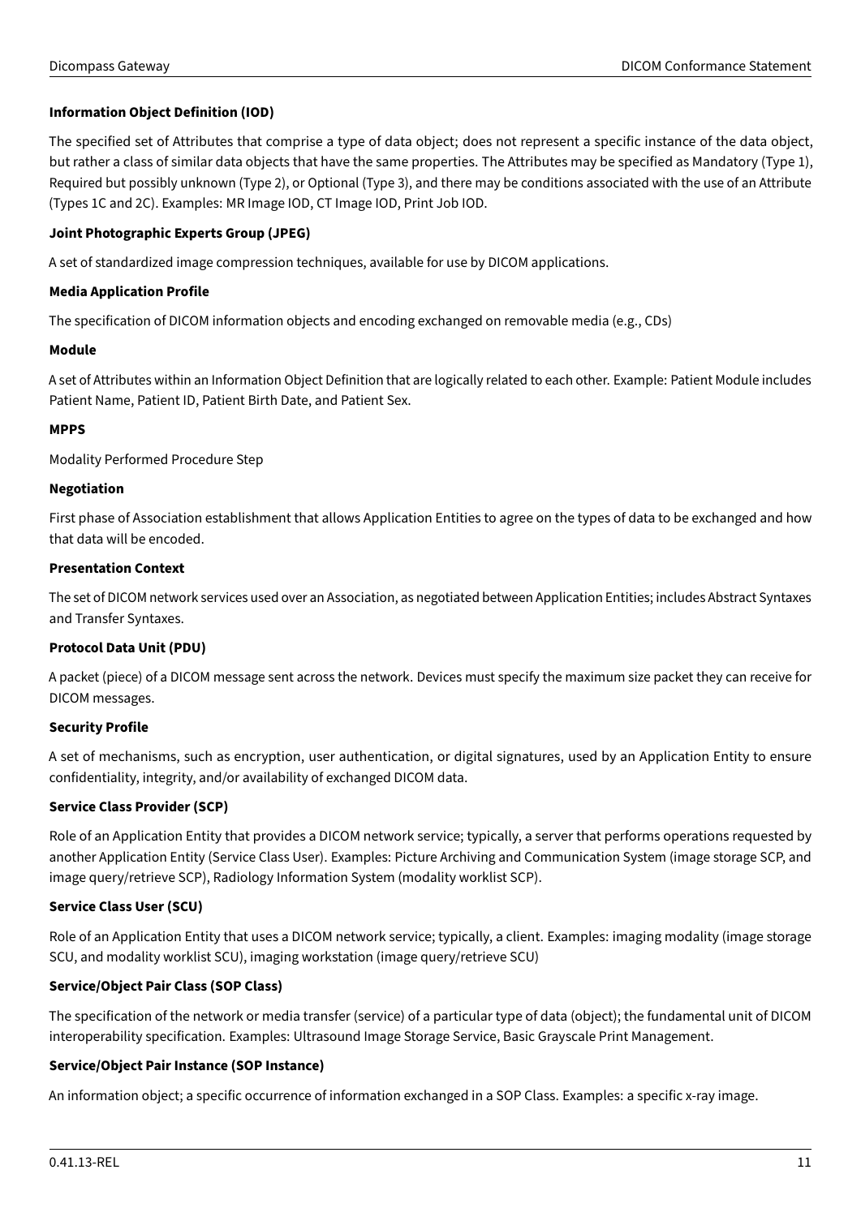**Information Object Definition (IOD)**

The specified set of Attributes that comprise a type of data object; does not represent a specific instance of the data object, but rather a class of similar data objects that have the same properties. The Attributes may be specified as Mandatory (Type 1), Required but possibly unknown (Type 2), or Optional (Type 3), and there may be conditions associated with the use of an Attribute (Types 1C and 2C). Examples: MR Image IOD, CT Image IOD, Print Job IOD.

**Joint Photographic Experts Group (JPEG)**

A set of standardized image compression techniques, available for use by DICOM applications.

**Media Application Profile**

The specification of DICOM information objects and encoding exchanged on removable media (e.g., CDs)

**Module**

A set of Attributes within an Information Object Definition that are logically related to each other. Example: Patient Module includes Patient Name, Patient ID, Patient Birth Date, and Patient Sex.

**MPPS**

Modality Performed Procedure Step

**Negotiation**

First phase of Association establishment that allows Application Entities to agree on the types of data to be exchanged and how that data will be encoded.

**Presentation Context**

The set of DICOM network services used over an Association, as negotiated between Application Entities; includes Abstract Syntaxes and Transfer Syntaxes.

**Protocol Data Unit (PDU)**

A packet (piece) of a DICOM message sent across the network. Devices must specify the maximum size packet they can receive for DICOM messages.

**Security Profile**

A set of mechanisms, such as encryption, user authentication, or digital signatures, used by an Application Entity to ensure confidentiality, integrity, and/or availability of exchanged DICOM data.

**Service Class Provider (SCP)**

Role of an Application Entity that provides a DICOM network service; typically, a server that performs operations requested by another Application Entity (Service Class User). Examples: Picture Archiving and Communication System (image storage SCP, and image query/retrieve SCP), Radiology Information System (modality worklist SCP).

**Service Class User (SCU)**

Role of an Application Entity that uses a DICOM network service; typically, a client. Examples: imaging modality (image storage SCU, and modality worklist SCU), imaging workstation (image query/retrieve SCU)

**Service/Object Pair Class (SOP Class)**

The specification of the network or media transfer (service) of a particular type of data (object); the fundamental unit of DICOM interoperability specification. Examples: Ultrasound Image Storage Service, Basic Grayscale Print Management.

**Service/Object Pair Instance (SOP Instance)**

An information object; a specific occurrence of information exchanged in a SOP Class. Examples: a specific x-ray image.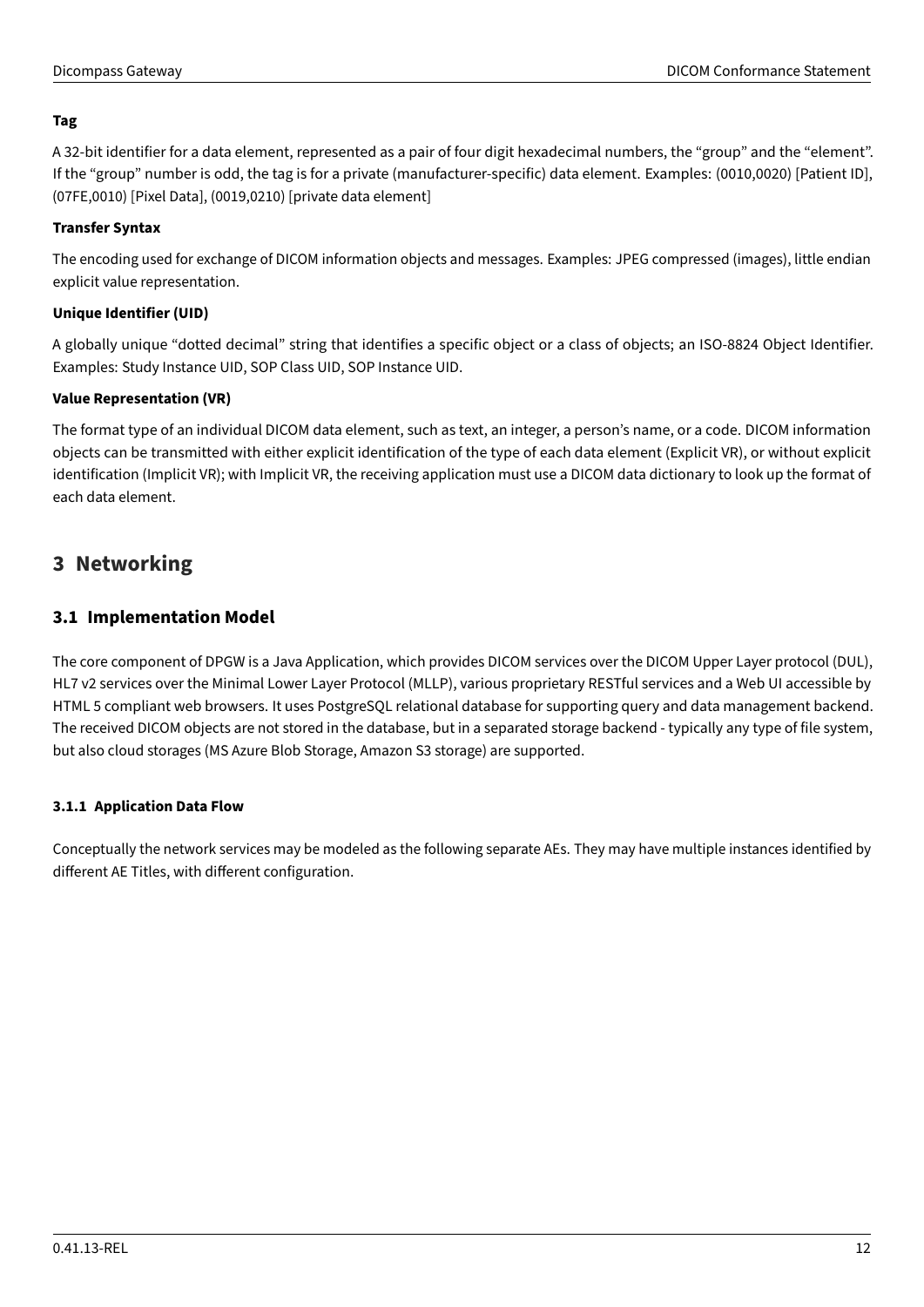**Tag**

A 32-bit identifier for a data element, represented as a pair of four digit hexadecimal numbers, the "group" and the "element". If the "group" number is odd, the tag is for a private (manufacturer-specific) data element. Examples: (0010,0020) [Patient ID], (07FE,0010) [Pixel Data], (0019,0210) [private data element]

**Transfer Syntax**

The encoding used for exchange of DICOM information objects and messages. Examples: JPEG compressed (images), little endian explicit value representation.

**Unique Identifier (UID)**

A globally unique "dotted decimal" string that identifies a specific object or a class of objects; an ISO-8824 Object Identifier. Examples: Study Instance UID, SOP Class UID, SOP Instance UID.

**Value Representation (VR)**

The format type of an individual DICOM data element, such as text, an integer, a person's name, or a code. DICOM information objects can be transmitted with either explicit identification of the type of each data element (Explicit VR), or without explicit identification (Implicit VR); with Implicit VR, the receiving application must use a DICOM data dictionary to look up the format of each data element.

# 3 Networking

## 3.1 Implementation Model

The core component of DPGW is a Java Application, which provides DICOM services over the DICOM Upper Layer protocol (DUL), HL7 v2 services over the Minimal Lower Layer Protocol (MLLP), various proprietary RESTful services and a Web UI accessible by HTML 5 compliant web browsers. It uses PostgreSQL relational database for supporting query and data management backend. The received DICOM objects are not stored in the database, but in a separated storage backend - typically any type of file system, but also cloud storages (MS Azure Blob Storage, Amazon S3 storage) are supported.

### 3.1.1 Application Data Flow

Conceptually the network services may be modeled as the following separate AEs. They may have multiple instances identified by different AE Titles, with different configuration.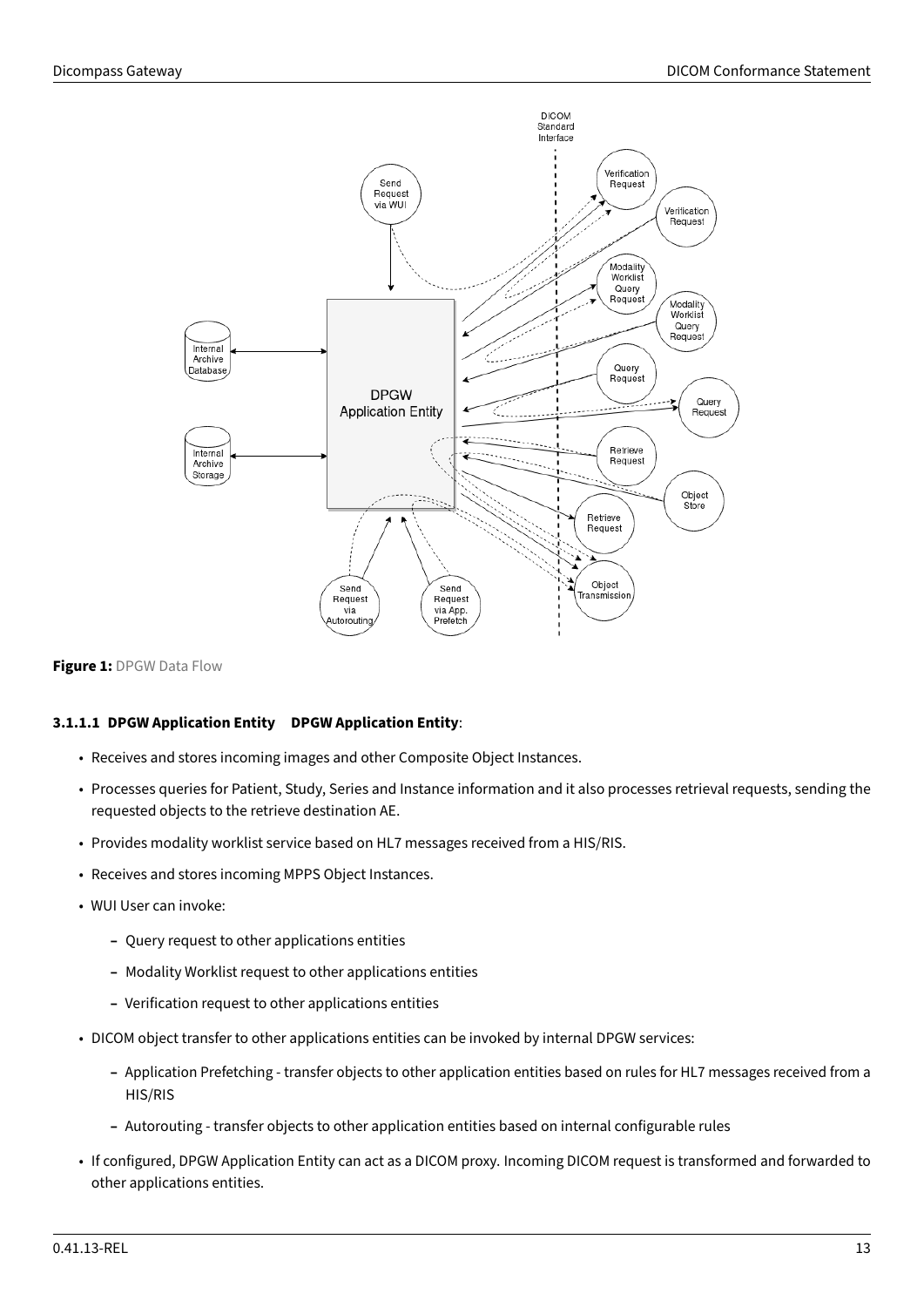**Figure 1:** DPGW Data Flow

#### 3.1.1.1 DPGW Application Entity DPGW Application Entity:

- Receives and stores incoming images and other Composite Object Instances.
- Processes queries for Patient, Study, Series and Instance information and it also processes retrieval requests, sending the requested objects to the retrieve destination AE.
- Provides modality worklist service based on HL7 messages received from a HIS/RIS.
- Receives and stores incoming MPPS Object Instances.
- WUI User can invoke:
  - Query request to other applications entities
  - Modality Worklist request to other applications entities
  - Verification request to other applications entities
- DICOM object transfer to other applications entities can be invoked by internal DPGW services:
  - Application Prefetching - transfer objects to other application entities based on rules for HL7 messages received from a HIS/RIS
  - Autorouting - transfer objects to other application entities based on internal configurable rules
- If configured, DPGW Application Entity can act as a DICOM proxy. Incoming DICOM request is transformed and forwarded to other applications entities.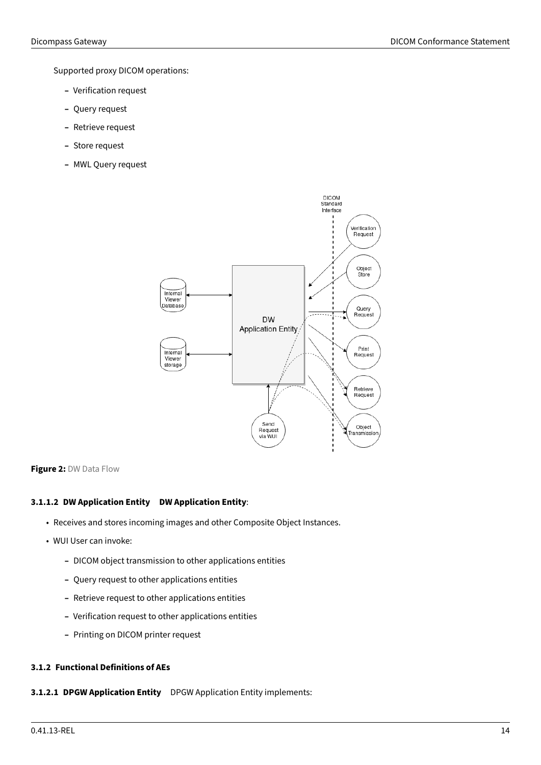Supported proxy DICOM operations:

- Verification request
- Query request
- Retrieve request
- Store request
- MWL Query request

**Figure 2:** DW Data Flow

#### 3.1.1.2 DW Application Entity

**DW Application Entity**:

- Receives and stores incoming images and other Composite Object Instances.
- WUI User can invoke:
  - DICOM object transmission to other applications entities
  - Query request to other applications entities
  - Retrieve request to other applications entities
  - Verification request to other applications entities
  - Printing on DICOM printer request

### 3.1.2 Functional Definitions of AEs

#### 3.1.2.1 DPGW Application Entity

DPGW Application Entity implements: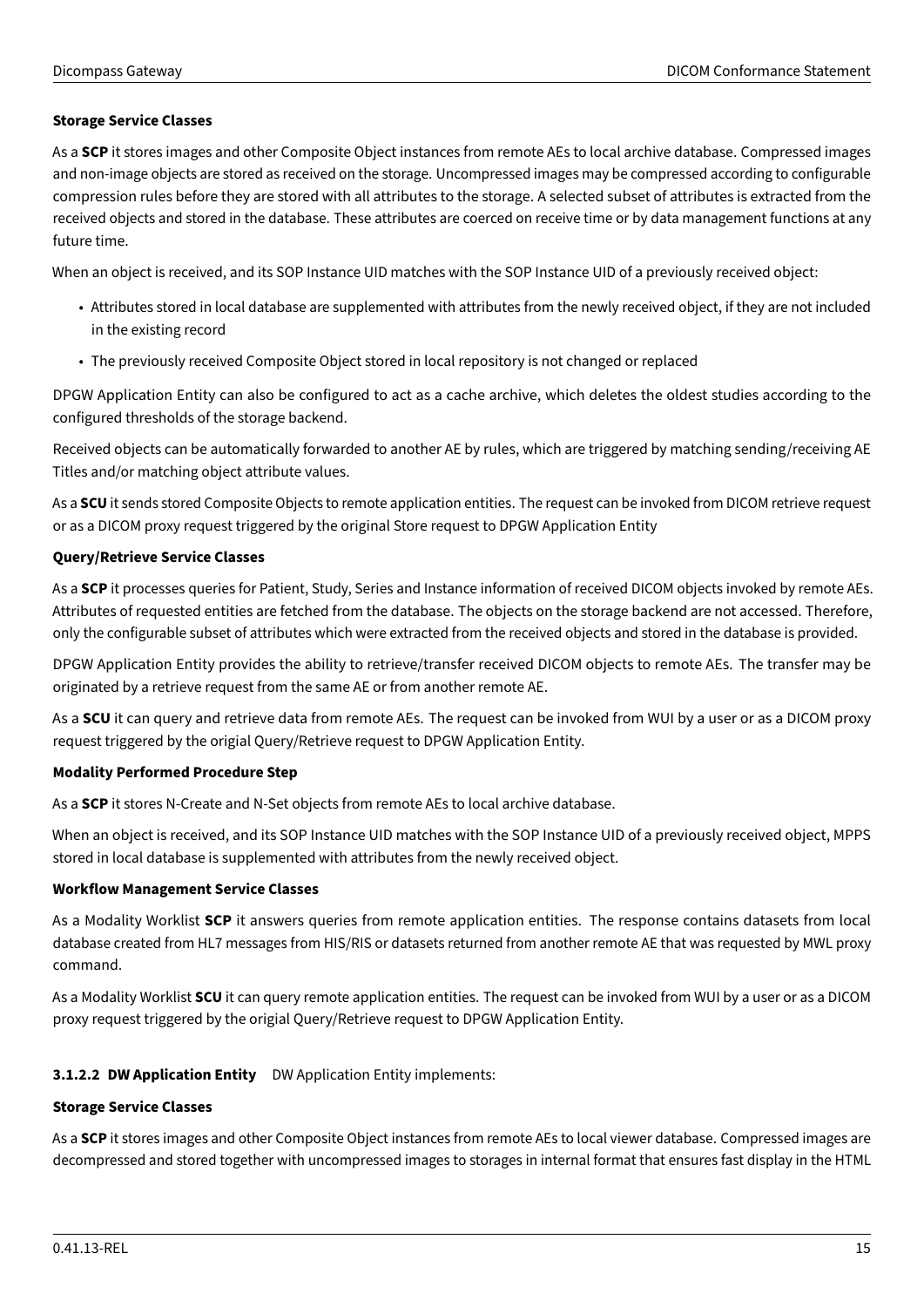**Storage Service Classes**

As a **SCP** it stores images and other Composite Object instances from remote AEs to local archive database. Compressed images and non-image objects are stored as received on the storage. Uncompressed images may be compressed according to configurable compression rules before they are stored with all attributes to the storage. A selected subset of attributes is extracted from the received objects and stored in the database. These attributes are coerced on receive time or by data management functions at any future time.

When an object is received, and its SOP Instance UID matches with the SOP Instance UID of a previously received object:

- Attributes stored in local database are supplemented with attributes from the newly received object, if they are not included in the existing record
- The previously received Composite Object stored in local repository is not changed or replaced

DPGW Application Entity can also be configured to act as a cache archive, which deletes the oldest studies according to the configured thresholds of the storage backend.

Received objects can be automatically forwarded to another AE by rules, which are triggered by matching sending/receiving AE Titles and/or matching object attribute values.

As a **SCU** it sends stored Composite Objects to remote application entities. The request can be invoked from DICOM retrieve request or as a DICOM proxy request triggered by the original Store request to DPGW Application Entity

**Query/Retrieve Service Classes**

As a **SCP** it processes queries for Patient, Study, Series and Instance information of received DICOM objects invoked by remote AEs. Attributes of requested entities are fetched from the database. The objects on the storage backend are not accessed. Therefore, only the configurable subset of attributes which were extracted from the received objects and stored in the database is provided.

DPGW Application Entity provides the ability to retrieve/transfer received DICOM objects to remote AEs. The transfer may be originated by a retrieve request from the same AE or from another remote AE.

As a **SCU** it can query and retrieve data from remote AEs. The request can be invoked from WUI by a user or as a DICOM proxy request triggered by the origial Query/Retrieve request to DPGW Application Entity.

**Modality Performed Procedure Step**

As a **SCP** it stores N-Create and N-Set objects from remote AEs to local archive database.

When an object is received, and its SOP Instance UID matches with the SOP Instance UID of a previously received object, MPPS stored in local database is supplemented with attributes from the newly received object.

**Workflow Management Service Classes**

As a Modality Worklist **SCP** it answers queries from remote application entities. The response contains datasets from local database created from HL7 messages from HIS/RIS or datasets returned from another remote AE that was requested by MWL proxy command.

As a Modality Worklist **SCU** it can query remote application entities. The request can be invoked from WUI by a user or as a DICOM proxy request triggered by the origial Query/Retrieve request to DPGW Application Entity.

#### 3.1.2.2 DW Application Entity

DW Application Entity implements:

**Storage Service Classes**

As a **SCP** it stores images and other Composite Object instances from remote AEs to local viewer database. Compressed images are decompressed and stored together with uncompressed images to storages in internal format that ensures fast display in the HTML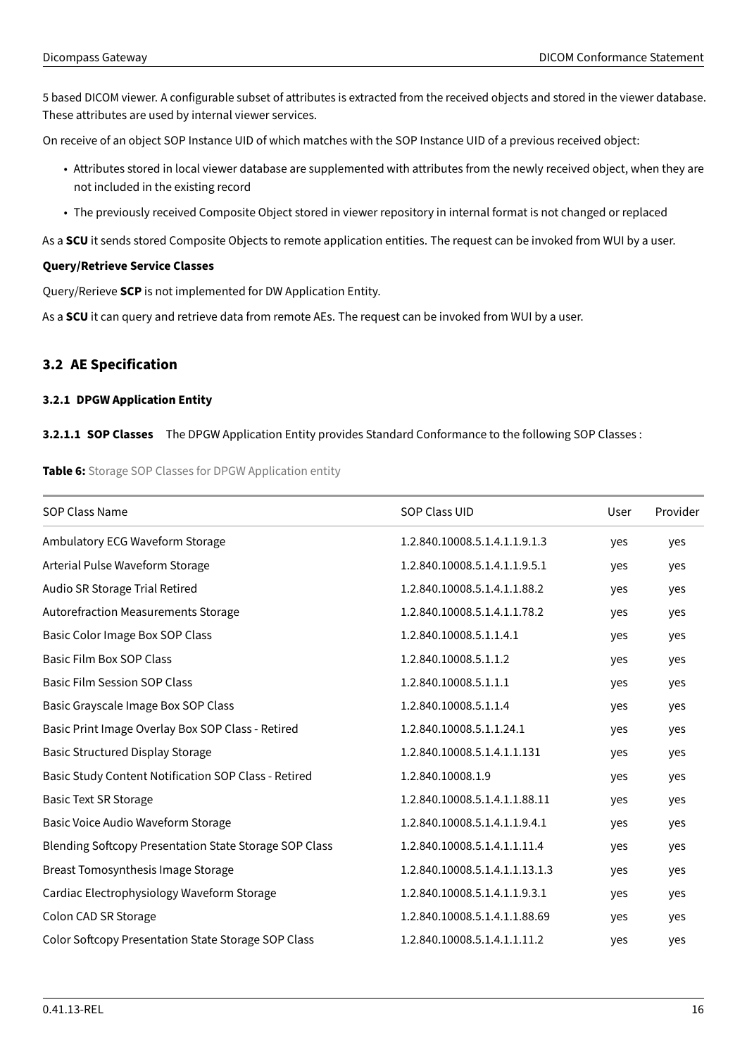5 based DICOM viewer. A configurable subset of attributes is extracted from the received objects and stored in the viewer database. These attributes are used by internal viewer services.

On receive of an object SOP Instance UID of which matches with the SOP Instance UID of a previous received object:

- Attributes stored in local viewer database are supplemented with attributes from the newly received object, when they are not included in the existing record
- The previously received Composite Object stored in viewer repository in internal format is not changed or replaced

As a **SCU** it sends stored Composite Objects to remote application entities. The request can be invoked from WUI by a user.

**Query/Retrieve Service Classes**

Query/Rerieve **SCP** is not implemented for DW Application Entity.

As a **SCU** it can query and retrieve data from remote AEs. The request can be invoked from WUI by a user.

## 3.2 AE Specification

### 3.2.1 DPGW Application Entity

**3.2.1.1 SOP Classes** The DPGW Application Entity provides Standard Conformance to the following SOP Classes :

**Table 6:** Storage SOP Classes for DPGW Application entity

| SOP Class Name | SOP Class UID | User | Provider |
|---|---|---|---|
| Ambulatory ECG Waveform Storage | 1.2.840.10008.5.1.4.1.1.9.1.3 | yes | yes |
| Arterial Pulse Waveform Storage | 1.2.840.10008.5.1.4.1.1.9.5.1 | yes | yes |
| Audio SR Storage Trial Retired | 1.2.840.10008.5.1.4.1.1.88.2 | yes | yes |
| Autorefraction Measurements Storage | 1.2.840.10008.5.1.4.1.1.78.2 | yes | yes |
| Basic Color Image Box SOP Class | 1.2.840.10008.5.1.1.4.1 | yes | yes |
| Basic Film Box SOP Class | 1.2.840.10008.5.1.1.2 | yes | yes |
| Basic Film Session SOP Class | 1.2.840.10008.5.1.1.1 | yes | yes |
| Basic Grayscale Image Box SOP Class | 1.2.840.10008.5.1.1.4 | yes | yes |
| Basic Print Image Overlay Box SOP Class - Retired | 1.2.840.10008.5.1.1.24.1 | yes | yes |
| Basic Structured Display Storage | 1.2.840.10008.5.1.4.1.1.131 | yes | yes |
| Basic Study Content Notification SOP Class - Retired | 1.2.840.10008.1.9 | yes | yes |
| Basic Text SR Storage | 1.2.840.10008.5.1.4.1.1.88.11 | yes | yes |
| Basic Voice Audio Waveform Storage | 1.2.840.10008.5.1.4.1.1.9.4.1 | yes | yes |
| Blending Softcopy Presentation State Storage SOP Class | 1.2.840.10008.5.1.4.1.1.11.4 | yes | yes |
| Breast Tomosynthesis Image Storage | 1.2.840.10008.5.1.4.1.1.13.1.3 | yes | yes |
| Cardiac Electrophysiology Waveform Storage | 1.2.840.10008.5.1.4.1.1.9.3.1 | yes | yes |
| Colon CAD SR Storage | 1.2.840.10008.5.1.4.1.1.88.69 | yes | yes |
| Color Softcopy Presentation State Storage SOP Class | 1.2.840.10008.5.1.4.1.1.11.2 | yes | yes |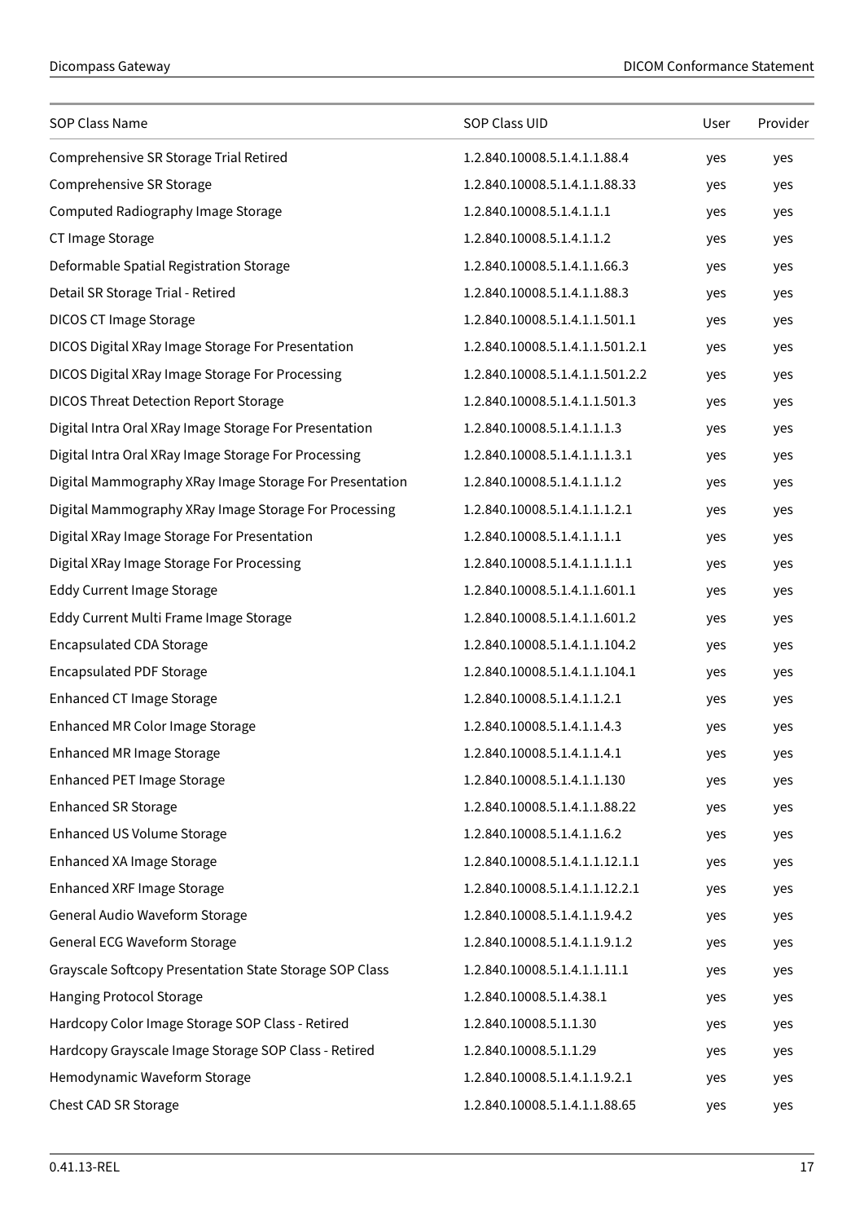| SOP Class Name | SOP Class UID | User | Provider |
| --- | --- | --- | --- |
| Comprehensive SR Storage Trial Retired | 1.2.840.10008.5.1.4.1.1.88.4 | yes | yes |
| Comprehensive SR Storage | 1.2.840.10008.5.1.4.1.1.88.33 | yes | yes |
| Computed Radiography Image Storage | 1.2.840.10008.5.1.4.1.1.1 | yes | yes |
| CT Image Storage | 1.2.840.10008.5.1.4.1.1.2 | yes | yes |
| Deformable Spatial Registration Storage | 1.2.840.10008.5.1.4.1.1.66.3 | yes | yes |
| Detail SR Storage Trial - Retired | 1.2.840.10008.5.1.4.1.1.88.3 | yes | yes |
| DICOS CT Image Storage | 1.2.840.10008.5.1.4.1.1.501.1 | yes | yes |
| DICOS Digital XRay Image Storage For Presentation | 1.2.840.10008.5.1.4.1.1.501.2.1 | yes | yes |
| DICOS Digital XRay Image Storage For Processing | 1.2.840.10008.5.1.4.1.1.501.2.2 | yes | yes |
| DICOS Threat Detection Report Storage | 1.2.840.10008.5.1.4.1.1.501.3 | yes | yes |
| Digital Intra Oral XRay Image Storage For Presentation | 1.2.840.10008.5.1.4.1.1.1.3 | yes | yes |
| Digital Intra Oral XRay Image Storage For Processing | 1.2.840.10008.5.1.4.1.1.1.3.1 | yes | yes |
| Digital Mammography XRay Image Storage For Presentation | 1.2.840.10008.5.1.4.1.1.1.2 | yes | yes |
| Digital Mammography XRay Image Storage For Processing | 1.2.840.10008.5.1.4.1.1.1.2.1 | yes | yes |
| Digital XRay Image Storage For Presentation | 1.2.840.10008.5.1.4.1.1.1.1 | yes | yes |
| Digital XRay Image Storage For Processing | 1.2.840.10008.5.1.4.1.1.1.1.1 | yes | yes |
| Eddy Current Image Storage | 1.2.840.10008.5.1.4.1.1.601.1 | yes | yes |
| Eddy Current Multi Frame Image Storage | 1.2.840.10008.5.1.4.1.1.601.2 | yes | yes |
| Encapsulated CDA Storage | 1.2.840.10008.5.1.4.1.1.104.2 | yes | yes |
| Encapsulated PDF Storage | 1.2.840.10008.5.1.4.1.1.104.1 | yes | yes |
| Enhanced CT Image Storage | 1.2.840.10008.5.1.4.1.1.2.1 | yes | yes |
| Enhanced MR Color Image Storage | 1.2.840.10008.5.1.4.1.1.4.3 | yes | yes |
| Enhanced MR Image Storage | 1.2.840.10008.5.1.4.1.1.4.1 | yes | yes |
| Enhanced PET Image Storage | 1.2.840.10008.5.1.4.1.1.130 | yes | yes |
| Enhanced SR Storage | 1.2.840.10008.5.1.4.1.1.88.22 | yes | yes |
| Enhanced US Volume Storage | 1.2.840.10008.5.1.4.1.1.6.2 | yes | yes |
| Enhanced XA Image Storage | 1.2.840.10008.5.1.4.1.1.12.1.1 | yes | yes |
| Enhanced XRF Image Storage | 1.2.840.10008.5.1.4.1.1.12.2.1 | yes | yes |
| General Audio Waveform Storage | 1.2.840.10008.5.1.4.1.1.9.4.2 | yes | yes |
| General ECG Waveform Storage | 1.2.840.10008.5.1.4.1.1.9.1.2 | yes | yes |
| Grayscale Softcopy Presentation State Storage SOP Class | 1.2.840.10008.5.1.4.1.1.11.1 | yes | yes |
| Hanging Protocol Storage | 1.2.840.10008.5.1.4.38.1 | yes | yes |
| Hardcopy Color Image Storage SOP Class - Retired | 1.2.840.10008.5.1.1.30 | yes | yes |
| Hardcopy Grayscale Image Storage SOP Class - Retired | 1.2.840.10008.5.1.1.29 | yes | yes |
| Hemodynamic Waveform Storage | 1.2.840.10008.5.1.4.1.1.9.2.1 | yes | yes |
| Chest CAD SR Storage | 1.2.840.10008.5.1.4.1.1.88.65 | yes | yes |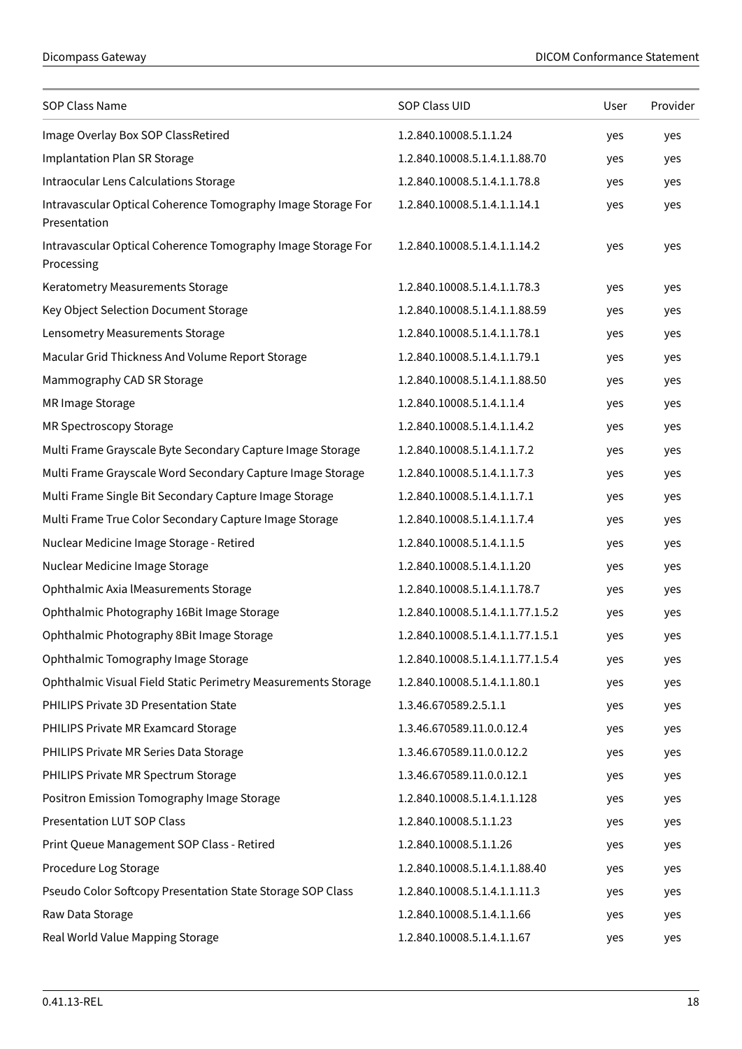| SOP Class Name | SOP Class UID | User | Provider |
| --- | --- | --- | --- |
| Image Overlay Box SOP ClassRetired | 1.2.840.10008.5.1.1.24 | yes | yes |
| Implantation Plan SR Storage | 1.2.840.10008.5.1.4.1.1.88.70 | yes | yes |
| Intraocular Lens Calculations Storage | 1.2.840.10008.5.1.4.1.1.78.8 | yes | yes |
| Intravascular Optical Coherence Tomography Image Storage For Presentation | 1.2.840.10008.5.1.4.1.1.14.1 | yes | yes |
| Intravascular Optical Coherence Tomography Image Storage For Processing | 1.2.840.10008.5.1.4.1.1.14.2 | yes | yes |
| Keratometry Measurements Storage | 1.2.840.10008.5.1.4.1.1.78.3 | yes | yes |
| Key Object Selection Document Storage | 1.2.840.10008.5.1.4.1.1.88.59 | yes | yes |
| Lensometry Measurements Storage | 1.2.840.10008.5.1.4.1.1.78.1 | yes | yes |
| Macular Grid Thickness And Volume Report Storage | 1.2.840.10008.5.1.4.1.1.79.1 | yes | yes |
| Mammography CAD SR Storage | 1.2.840.10008.5.1.4.1.1.88.50 | yes | yes |
| MR Image Storage | 1.2.840.10008.5.1.4.1.1.4 | yes | yes |
| MR Spectroscopy Storage | 1.2.840.10008.5.1.4.1.1.4.2 | yes | yes |
| Multi Frame Grayscale Byte Secondary Capture Image Storage | 1.2.840.10008.5.1.4.1.1.7.2 | yes | yes |
| Multi Frame Grayscale Word Secondary Capture Image Storage | 1.2.840.10008.5.1.4.1.1.7.3 | yes | yes |
| Multi Frame Single Bit Secondary Capture Image Storage | 1.2.840.10008.5.1.4.1.1.7.1 | yes | yes |
| Multi Frame True Color Secondary Capture Image Storage | 1.2.840.10008.5.1.4.1.1.7.4 | yes | yes |
| Nuclear Medicine Image Storage - Retired | 1.2.840.10008.5.1.4.1.1.5 | yes | yes |
| Nuclear Medicine Image Storage | 1.2.840.10008.5.1.4.1.1.20 | yes | yes |
| Ophthalmic Axia lMeasurements Storage | 1.2.840.10008.5.1.4.1.1.78.7 | yes | yes |
| Ophthalmic Photography 16Bit Image Storage | 1.2.840.10008.5.1.4.1.1.77.1.5.2 | yes | yes |
| Ophthalmic Photography 8Bit Image Storage | 1.2.840.10008.5.1.4.1.1.77.1.5.1 | yes | yes |
| Ophthalmic Tomography Image Storage | 1.2.840.10008.5.1.4.1.1.77.1.5.4 | yes | yes |
| Ophthalmic Visual Field Static Perimetry Measurements Storage | 1.2.840.10008.5.1.4.1.1.80.1 | yes | yes |
| PHILIPS Private 3D Presentation State | 1.3.46.670589.2.5.1.1 | yes | yes |
| PHILIPS Private MR Examcard Storage | 1.3.46.670589.11.0.0.12.4 | yes | yes |
| PHILIPS Private MR Series Data Storage | 1.3.46.670589.11.0.0.12.2 | yes | yes |
| PHILIPS Private MR Spectrum Storage | 1.3.46.670589.11.0.0.12.1 | yes | yes |
| Positron Emission Tomography Image Storage | 1.2.840.10008.5.1.4.1.1.128 | yes | yes |
| Presentation LUT SOP Class | 1.2.840.10008.5.1.1.23 | yes | yes |
| Print Queue Management SOP Class - Retired | 1.2.840.10008.5.1.1.26 | yes | yes |
| Procedure Log Storage | 1.2.840.10008.5.1.4.1.1.88.40 | yes | yes |
| Pseudo Color Softcopy Presentation State Storage SOP Class | 1.2.840.10008.5.1.4.1.1.11.3 | yes | yes |
| Raw Data Storage | 1.2.840.10008.5.1.4.1.1.66 | yes | yes |
| Real World Value Mapping Storage | 1.2.840.10008.5.1.4.1.1.67 | yes | yes |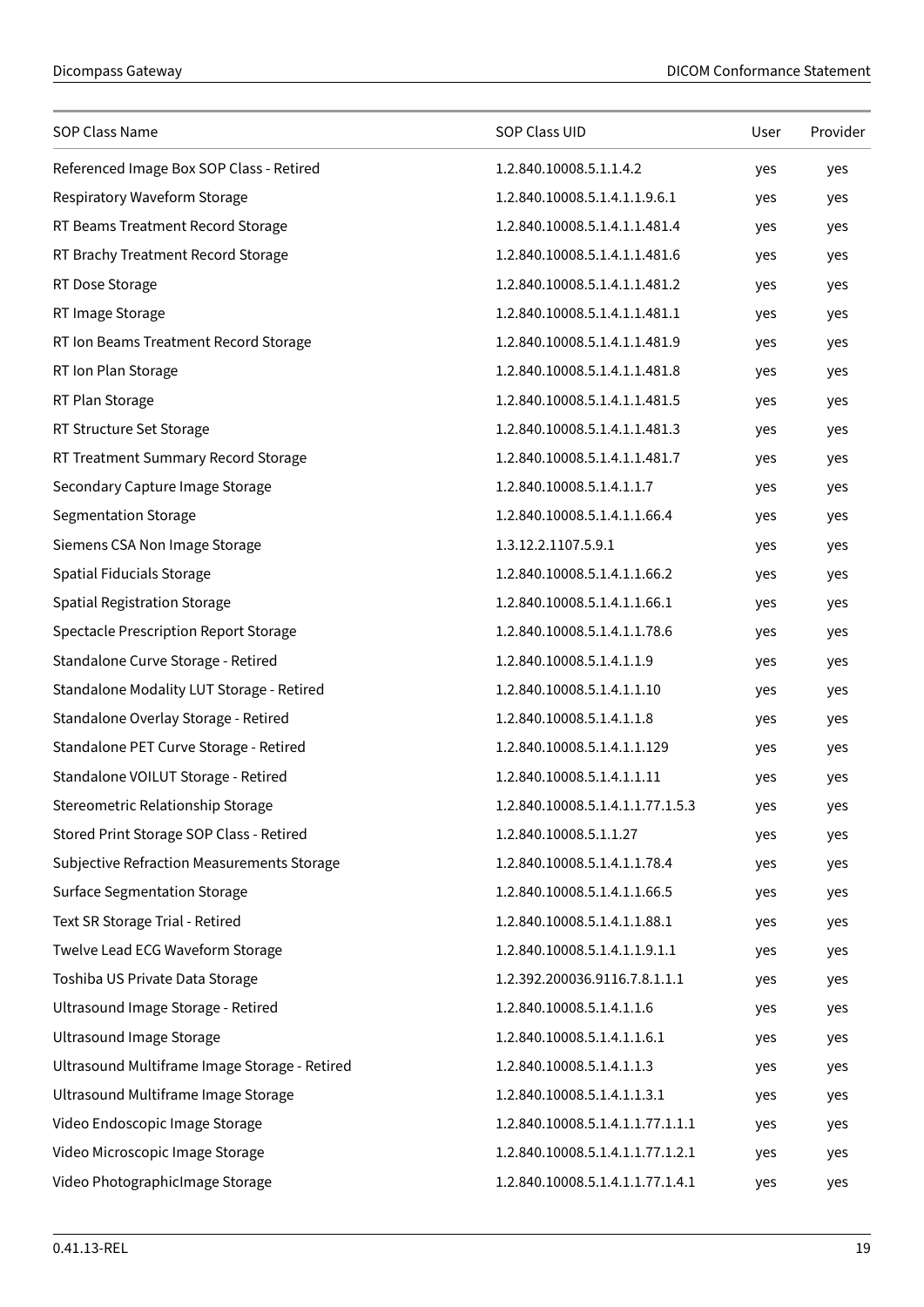| SOP Class Name | SOP Class UID | User | Provider |
|---|---|---|---|
| Referenced Image Box SOP Class - Retired | 1.2.840.10008.5.1.1.4.2 | yes | yes |
| Respiratory Waveform Storage | 1.2.840.10008.5.1.4.1.1.9.6.1 | yes | yes |
| RT Beams Treatment Record Storage | 1.2.840.10008.5.1.4.1.1.481.4 | yes | yes |
| RT Brachy Treatment Record Storage | 1.2.840.10008.5.1.4.1.1.481.6 | yes | yes |
| RT Dose Storage | 1.2.840.10008.5.1.4.1.1.481.2 | yes | yes |
| RT Image Storage | 1.2.840.10008.5.1.4.1.1.481.1 | yes | yes |
| RT Ion Beams Treatment Record Storage | 1.2.840.10008.5.1.4.1.1.481.9 | yes | yes |
| RT Ion Plan Storage | 1.2.840.10008.5.1.4.1.1.481.8 | yes | yes |
| RT Plan Storage | 1.2.840.10008.5.1.4.1.1.481.5 | yes | yes |
| RT Structure Set Storage | 1.2.840.10008.5.1.4.1.1.481.3 | yes | yes |
| RT Treatment Summary Record Storage | 1.2.840.10008.5.1.4.1.1.481.7 | yes | yes |
| Secondary Capture Image Storage | 1.2.840.10008.5.1.4.1.1.7 | yes | yes |
| Segmentation Storage | 1.2.840.10008.5.1.4.1.1.66.4 | yes | yes |
| Siemens CSA Non Image Storage | 1.3.12.2.1107.5.9.1 | yes | yes |
| Spatial Fiducials Storage | 1.2.840.10008.5.1.4.1.1.66.2 | yes | yes |
| Spatial Registration Storage | 1.2.840.10008.5.1.4.1.1.66.1 | yes | yes |
| Spectacle Prescription Report Storage | 1.2.840.10008.5.1.4.1.1.78.6 | yes | yes |
| Standalone Curve Storage - Retired | 1.2.840.10008.5.1.4.1.1.9 | yes | yes |
| Standalone Modality LUT Storage - Retired | 1.2.840.10008.5.1.4.1.1.10 | yes | yes |
| Standalone Overlay Storage - Retired | 1.2.840.10008.5.1.4.1.1.8 | yes | yes |
| Standalone PET Curve Storage - Retired | 1.2.840.10008.5.1.4.1.1.129 | yes | yes |
| Standalone VOILUT Storage - Retired | 1.2.840.10008.5.1.4.1.1.11 | yes | yes |
| Stereometric Relationship Storage | 1.2.840.10008.5.1.4.1.1.77.1.5.3 | yes | yes |
| Stored Print Storage SOP Class - Retired | 1.2.840.10008.5.1.1.27 | yes | yes |
| Subjective Refraction Measurements Storage | 1.2.840.10008.5.1.4.1.1.78.4 | yes | yes |
| Surface Segmentation Storage | 1.2.840.10008.5.1.4.1.1.66.5 | yes | yes |
| Text SR Storage Trial - Retired | 1.2.840.10008.5.1.4.1.1.88.1 | yes | yes |
| Twelve Lead ECG Waveform Storage | 1.2.840.10008.5.1.4.1.1.9.1.1 | yes | yes |
| Toshiba US Private Data Storage | 1.2.392.200036.9116.7.8.1.1.1 | yes | yes |
| Ultrasound Image Storage - Retired | 1.2.840.10008.5.1.4.1.1.6 | yes | yes |
| Ultrasound Image Storage | 1.2.840.10008.5.1.4.1.1.6.1 | yes | yes |
| Ultrasound Multiframe Image Storage - Retired | 1.2.840.10008.5.1.4.1.1.3 | yes | yes |
| Ultrasound Multiframe Image Storage | 1.2.840.10008.5.1.4.1.1.3.1 | yes | yes |
| Video Endoscopic Image Storage | 1.2.840.10008.5.1.4.1.1.77.1.1.1 | yes | yes |
| Video Microscopic Image Storage | 1.2.840.10008.5.1.4.1.1.77.1.2.1 | yes | yes |
| Video PhotographicImage Storage | 1.2.840.10008.5.1.4.1.1.77.1.4.1 | yes | yes |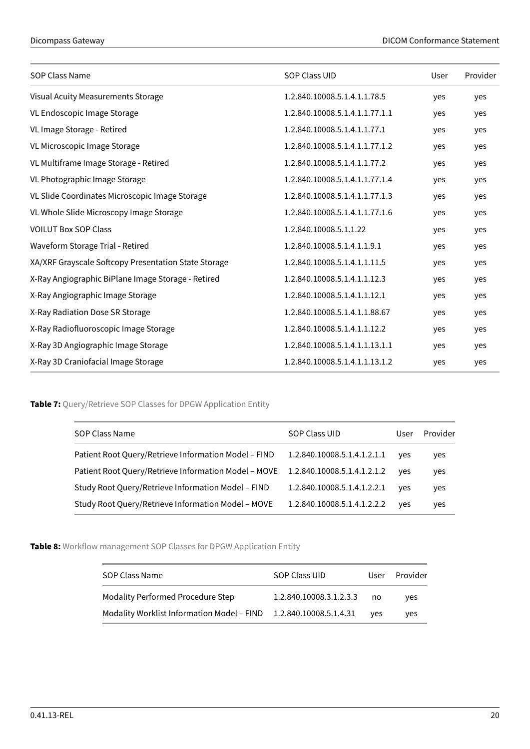| SOP Class Name | SOP Class UID | User | Provider |
|---|---|---|---|
| Visual Acuity Measurements Storage | 1.2.840.10008.5.1.4.1.1.78.5 | yes | yes |
| VL Endoscopic Image Storage | 1.2.840.10008.5.1.4.1.1.77.1.1 | yes | yes |
| VL Image Storage - Retired | 1.2.840.10008.5.1.4.1.1.77.1 | yes | yes |
| VL Microscopic Image Storage | 1.2.840.10008.5.1.4.1.1.77.1.2 | yes | yes |
| VL Multiframe Image Storage - Retired | 1.2.840.10008.5.1.4.1.1.77.2 | yes | yes |
| VL Photographic Image Storage | 1.2.840.10008.5.1.4.1.1.77.1.4 | yes | yes |
| VL Slide Coordinates Microscopic Image Storage | 1.2.840.10008.5.1.4.1.1.77.1.3 | yes | yes |
| VL Whole Slide Microscopy Image Storage | 1.2.840.10008.5.1.4.1.1.77.1.6 | yes | yes |
| VOILUT Box SOP Class | 1.2.840.10008.5.1.1.22 | yes | yes |
| Waveform Storage Trial - Retired | 1.2.840.10008.5.1.4.1.1.9.1 | yes | yes |
| XA/XRF Grayscale Softcopy Presentation State Storage | 1.2.840.10008.5.1.4.1.1.11.5 | yes | yes |
| X-Ray Angiographic BiPlane Image Storage - Retired | 1.2.840.10008.5.1.4.1.1.12.3 | yes | yes |
| X-Ray Angiographic Image Storage | 1.2.840.10008.5.1.4.1.1.12.1 | yes | yes |
| X-Ray Radiation Dose SR Storage | 1.2.840.10008.5.1.4.1.1.88.67 | yes | yes |
| X-Ray Radiofluoroscopic Image Storage | 1.2.840.10008.5.1.4.1.1.12.2 | yes | yes |
| X-Ray 3D Angiographic Image Storage | 1.2.840.10008.5.1.4.1.1.13.1.1 | yes | yes |
| X-Ray 3D Craniofacial Image Storage | 1.2.840.10008.5.1.4.1.1.13.1.2 | yes | yes |

**Table 7:** Query/Retrieve SOP Classes for DPGW Application Entity

| SOP Class Name | SOP Class UID | User | Provider |
|---|---|---|---|
| Patient Root Query/Retrieve Information Model – FIND | 1.2.840.10008.5.1.4.1.2.1.1 | yes | yes |
| Patient Root Query/Retrieve Information Model – MOVE | 1.2.840.10008.5.1.4.1.2.1.2 | yes | yes |
| Study Root Query/Retrieve Information Model – FIND | 1.2.840.10008.5.1.4.1.2.2.1 | yes | yes |
| Study Root Query/Retrieve Information Model – MOVE | 1.2.840.10008.5.1.4.1.2.2.2 | yes | yes |

**Table 8:** Workflow management SOP Classes for DPGW Application Entity

| SOP Class Name | SOP Class UID | User | Provider |
|---|---|---|---|
| Modality Performed Procedure Step | 1.2.840.10008.3.1.2.3.3 | no | yes |
| Modality Worklist Information Model – FIND | 1.2.840.10008.5.1.4.31 | yes | yes |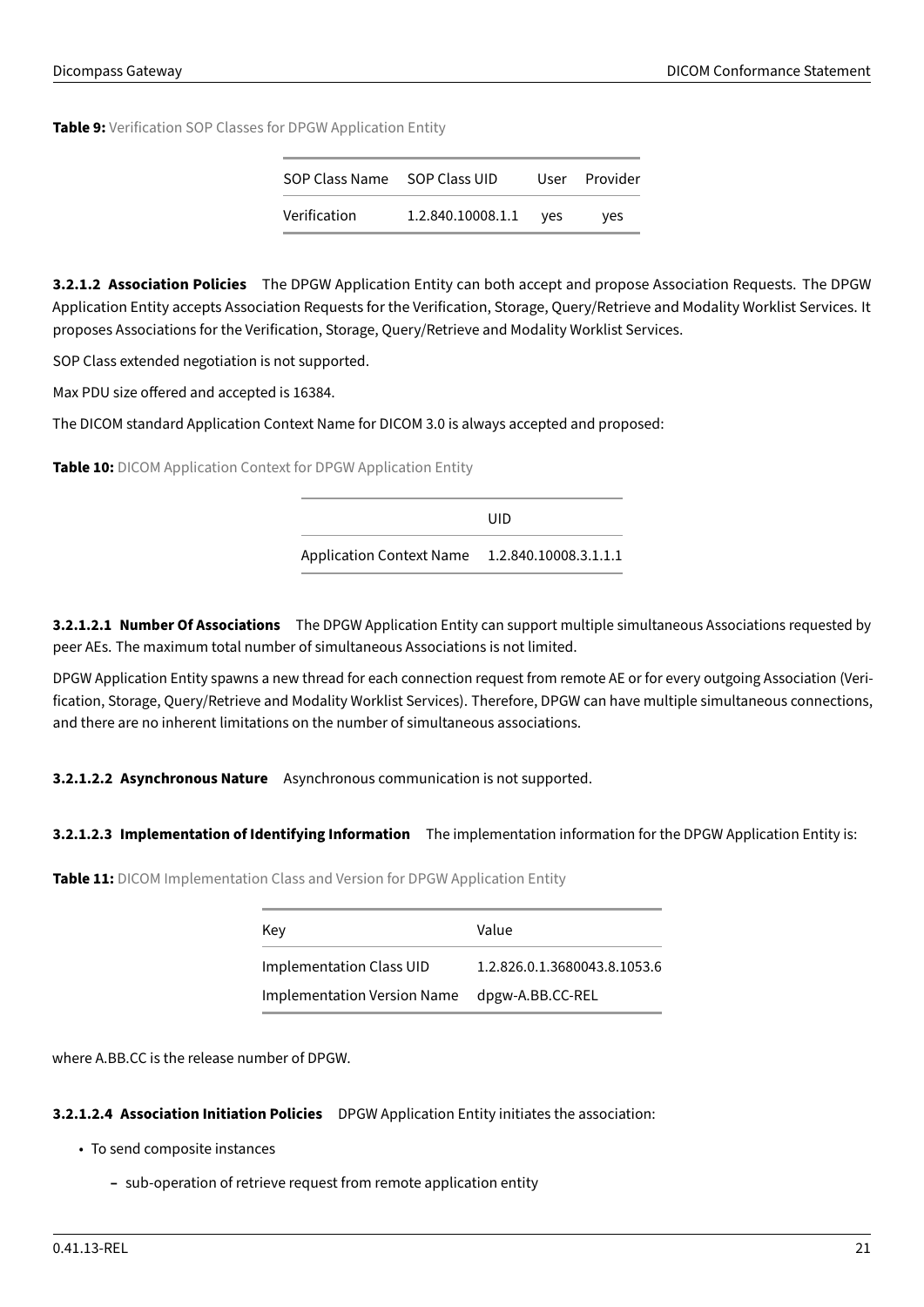**Table 9:** Verification SOP Classes for DPGW Application Entity

| SOP Class Name | SOP Class UID | User | Provider |
|---|---|---|---|
| Verification | 1.2.840.10008.1.1 | yes | yes |

#### 3.2.1.2 Association Policies

The DPGW Application Entity can both accept and propose Association Requests. The DPGW Application Entity accepts Association Requests for the Verification, Storage, Query/Retrieve and Modality Worklist Services. It proposes Associations for the Verification, Storage, Query/Retrieve and Modality Worklist Services.

SOP Class extended negotiation is not supported.

Max PDU size offered and accepted is 16384.

The DICOM standard Application Context Name for DICOM 3.0 is always accepted and proposed:

**Table 10:** DICOM Application Context for DPGW Application Entity

| | UID |
|---|---|
| Application Context Name | 1.2.840.10008.3.1.1.1 |

##### 3.2.1.2.1 Number Of Associations

The DPGW Application Entity can support multiple simultaneous Associations requested by peer AEs. The maximum total number of simultaneous Associations is not limited.

DPGW Application Entity spawns a new thread for each connection request from remote AE or for every outgoing Association (Verification, Storage, Query/Retrieve and Modality Worklist Services). Therefore, DPGW can have multiple simultaneous connections, and there are no inherent limitations on the number of simultaneous associations.

##### 3.2.1.2.2 Asynchronous Nature

Asynchronous communication is not supported.

##### 3.2.1.2.3 Implementation of Identifying Information

The implementation information for the DPGW Application Entity is:

**Table 11:** DICOM Implementation Class and Version for DPGW Application Entity

| Key | Value |
|---|---|
| Implementation Class UID | 1.2.826.0.1.3680043.8.1053.6 |
| Implementation Version Name | dpgw-A.BB.CC-REL |

where A.BB.CC is the release number of DPGW.

##### 3.2.1.2.4 Association Initiation Policies

DPGW Application Entity initiates the association:

- To send composite instances
  - sub-operation of retrieve request from remote application entity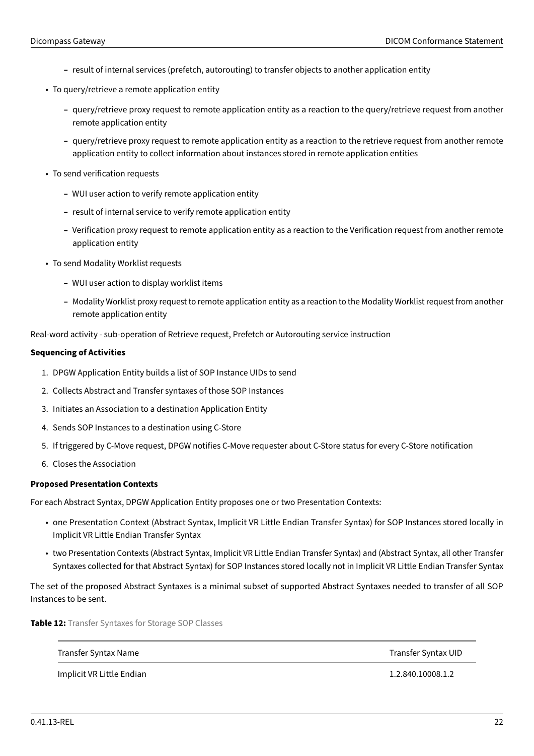- result of internal services (prefetch, autorouting) to transfer objects to another application entity

- To query/retrieve a remote application entity
  - query/retrieve proxy request to remote application entity as a reaction to the query/retrieve request from another remote application entity
  - query/retrieve proxy request to remote application entity as a reaction to the retrieve request from another remote application entity to collect information about instances stored in remote application entities

- To send verification requests
  - WUI user action to verify remote application entity
  - result of internal service to verify remote application entity
  - Verification proxy request to remote application entity as a reaction to the Verification request from another remote application entity

- To send Modality Worklist requests
  - WUI user action to display worklist items
  - Modality Worklist proxy request to remote application entity as a reaction to the Modality Worklist request from another remote application entity

Real-word activity - sub-operation of Retrieve request, Prefetch or Autorouting service instruction

**Sequencing of Activities**

1. DPGW Application Entity builds a list of SOP Instance UIDs to send
2. Collects Abstract and Transfer syntaxes of those SOP Instances
3. Initiates an Association to a destination Application Entity
4. Sends SOP Instances to a destination using C-Store
5. If triggered by C-Move request, DPGW notifies C-Move requester about C-Store status for every C-Store notification
6. Closes the Association

**Proposed Presentation Contexts**

For each Abstract Syntax, DPGW Application Entity proposes one or two Presentation Contexts:

- one Presentation Context (Abstract Syntax, Implicit VR Little Endian Transfer Syntax) for SOP Instances stored locally in Implicit VR Little Endian Transfer Syntax
- two Presentation Contexts (Abstract Syntax, Implicit VR Little Endian Transfer Syntax) and (Abstract Syntax, all other Transfer Syntaxes collected for that Abstract Syntax) for SOP Instances stored locally not in Implicit VR Little Endian Transfer Syntax

The set of the proposed Abstract Syntaxes is a minimal subset of supported Abstract Syntaxes needed to transfer of all SOP Instances to be sent.

**Table 12:** Transfer Syntaxes for Storage SOP Classes

| Transfer Syntax Name | Transfer Syntax UID |
|---|---|
| Implicit VR Little Endian | 1.2.840.10008.1.2 |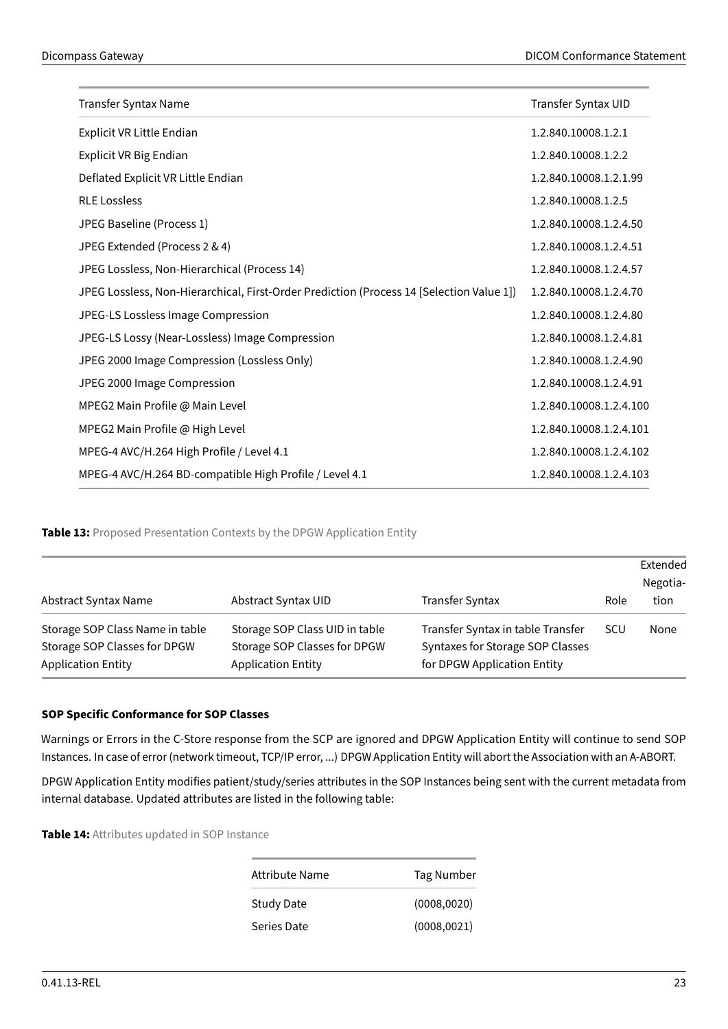| Transfer Syntax Name | Transfer Syntax UID |
|---|---|
| Explicit VR Little Endian | 1.2.840.10008.1.2.1 |
| Explicit VR Big Endian | 1.2.840.10008.1.2.2 |
| Deflated Explicit VR Little Endian | 1.2.840.10008.1.2.1.99 |
| RLE Lossless | 1.2.840.10008.1.2.5 |
| JPEG Baseline (Process 1) | 1.2.840.10008.1.2.4.50 |
| JPEG Extended (Process 2 & 4) | 1.2.840.10008.1.2.4.51 |
| JPEG Lossless, Non-Hierarchical (Process 14) | 1.2.840.10008.1.2.4.57 |
| JPEG Lossless, Non-Hierarchical, First-Order Prediction (Process 14 [Selection Value 1]) | 1.2.840.10008.1.2.4.70 |
| JPEG-LS Lossless Image Compression | 1.2.840.10008.1.2.4.80 |
| JPEG-LS Lossy (Near-Lossless) Image Compression | 1.2.840.10008.1.2.4.81 |
| JPEG 2000 Image Compression (Lossless Only) | 1.2.840.10008.1.2.4.90 |
| JPEG 2000 Image Compression | 1.2.840.10008.1.2.4.91 |
| MPEG2 Main Profile @ Main Level | 1.2.840.10008.1.2.4.100 |
| MPEG2 Main Profile @ High Level | 1.2.840.10008.1.2.4.101 |
| MPEG-4 AVC/H.264 High Profile / Level 4.1 | 1.2.840.10008.1.2.4.102 |
| MPEG-4 AVC/H.264 BD-compatible High Profile / Level 4.1 | 1.2.840.10008.1.2.4.103 |

**Table 13:** Proposed Presentation Contexts by the DPGW Application Entity

| Abstract Syntax Name | Abstract Syntax UID | Transfer Syntax | Role | Extended Negotiation |
|---|---|---|---|---|
| Storage SOP Class Name in table Storage SOP Classes for DPGW Application Entity | Storage SOP Class UID in table Storage SOP Classes for DPGW Application Entity | Transfer Syntax in table Transfer Syntaxes for Storage SOP Classes for DPGW Application Entity | SCU | None |

**SOP Specific Conformance for SOP Classes**

Warnings or Errors in the C-Store response from the SCP are ignored and DPGW Application Entity will continue to send SOP Instances. In case of error (network timeout, TCP/IP error, ...) DPGW Application Entity will abort the Association with an A-ABORT.

DPGW Application Entity modifies patient/study/series attributes in the SOP Instances being sent with the current metadata from internal database. Updated attributes are listed in the following table:

**Table 14:** Attributes updated in SOP Instance

| Attribute Name | Tag Number |
|---|---|
| Study Date | (0008,0020) |
| Series Date | (0008,0021) |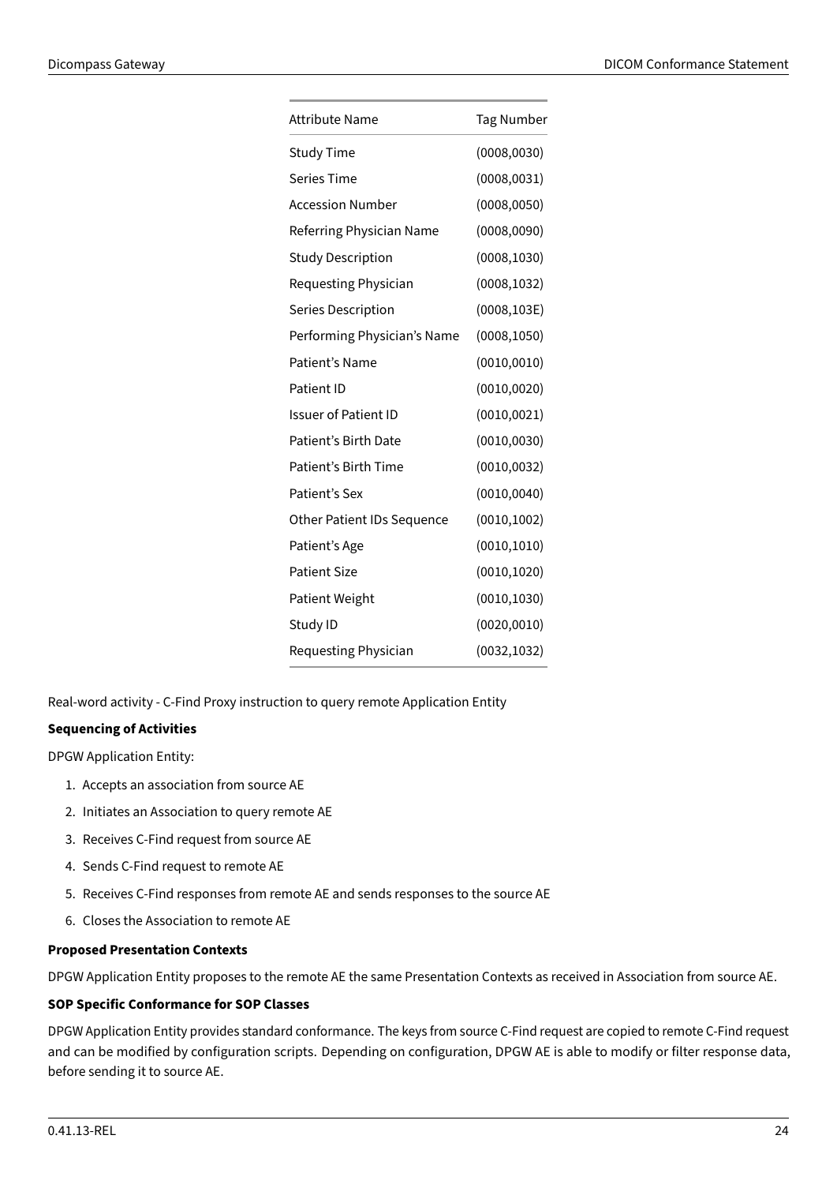| Attribute Name | Tag Number |
| --- | --- |
| Study Time | (0008,0030) |
| Series Time | (0008,0031) |
| Accession Number | (0008,0050) |
| Referring Physician Name | (0008,0090) |
| Study Description | (0008,1030) |
| Requesting Physician | (0008,1032) |
| Series Description | (0008,103E) |
| Performing Physician's Name | (0008,1050) |
| Patient's Name | (0010,0010) |
| Patient ID | (0010,0020) |
| Issuer of Patient ID | (0010,0021) |
| Patient's Birth Date | (0010,0030) |
| Patient's Birth Time | (0010,0032) |
| Patient's Sex | (0010,0040) |
| Other Patient IDs Sequence | (0010,1002) |
| Patient's Age | (0010,1010) |
| Patient Size | (0010,1020) |
| Patient Weight | (0010,1030) |
| Study ID | (0020,0010) |
| Requesting Physician | (0032,1032) |

Real-word activity - C-Find Proxy instruction to query remote Application Entity

**Sequencing of Activities**

DPGW Application Entity:

1. Accepts an association from source AE
2. Initiates an Association to query remote AE
3. Receives C-Find request from source AE
4. Sends C-Find request to remote AE
5. Receives C-Find responses from remote AE and sends responses to the source AE
6. Closes the Association to remote AE

**Proposed Presentation Contexts**

DPGW Application Entity proposes to the remote AE the same Presentation Contexts as received in Association from source AE.

**SOP Specific Conformance for SOP Classes**

DPGW Application Entity provides standard conformance. The keys from source C-Find request are copied to remote C-Find request and can be modified by configuration scripts. Depending on configuration, DPGW AE is able to modify or filter response data, before sending it to source AE.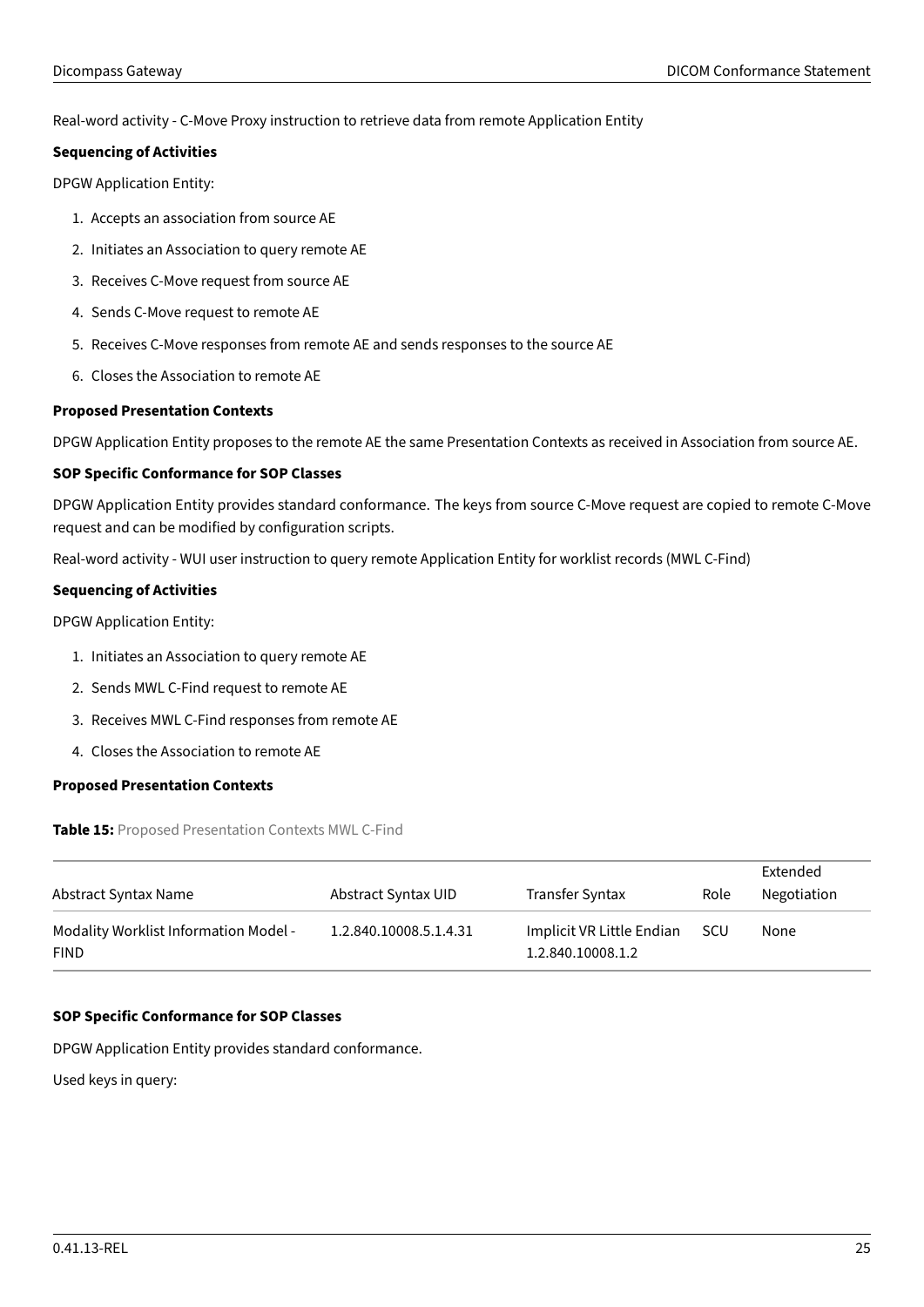Real-word activity - C-Move Proxy instruction to retrieve data from remote Application Entity

**Sequencing of Activities**

DPGW Application Entity:

1. Accepts an association from source AE
2. Initiates an Association to query remote AE
3. Receives C-Move request from source AE
4. Sends C-Move request to remote AE
5. Receives C-Move responses from remote AE and sends responses to the source AE
6. Closes the Association to remote AE

**Proposed Presentation Contexts**

DPGW Application Entity proposes to the remote AE the same Presentation Contexts as received in Association from source AE.

**SOP Specific Conformance for SOP Classes**

DPGW Application Entity provides standard conformance. The keys from source C-Move request are copied to remote C-Move request and can be modified by configuration scripts.

Real-word activity - WUI user instruction to query remote Application Entity for worklist records (MWL C-Find)

**Sequencing of Activities**

DPGW Application Entity:

1. Initiates an Association to query remote AE
2. Sends MWL C-Find request to remote AE
3. Receives MWL C-Find responses from remote AE
4. Closes the Association to remote AE

**Proposed Presentation Contexts**

**Table 15:** Proposed Presentation Contexts MWL C-Find

| Abstract Syntax Name | Abstract Syntax UID | Transfer Syntax | Role | Extended Negotiation |
|---|---|---|---|---|
| Modality Worklist Information Model - FIND | 1.2.840.10008.5.1.4.31 | Implicit VR Little Endian 1.2.840.10008.1.2 | SCU | None |

**SOP Specific Conformance for SOP Classes**

DPGW Application Entity provides standard conformance.

Used keys in query: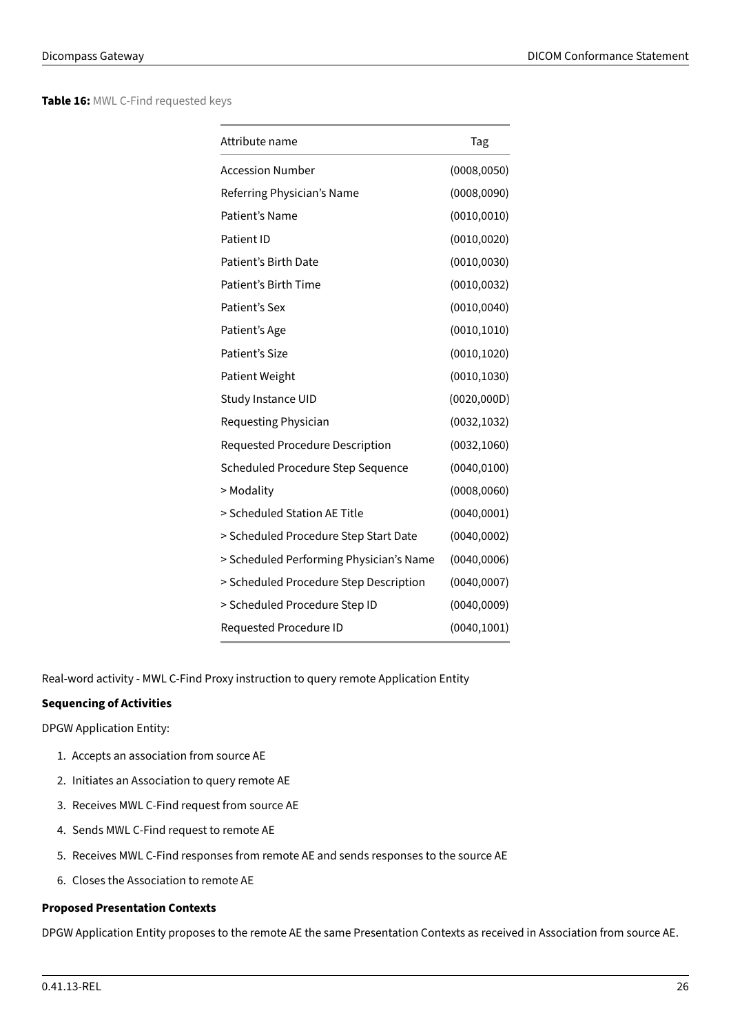**Table 16:** MWL C-Find requested keys

| Attribute name | Tag |
| --- | --- |
| Accession Number | (0008,0050) |
| Referring Physician's Name | (0008,0090) |
| Patient's Name | (0010,0010) |
| Patient ID | (0010,0020) |
| Patient's Birth Date | (0010,0030) |
| Patient's Birth Time | (0010,0032) |
| Patient's Sex | (0010,0040) |
| Patient's Age | (0010,1010) |
| Patient's Size | (0010,1020) |
| Patient Weight | (0010,1030) |
| Study Instance UID | (0020,000D) |
| Requesting Physician | (0032,1032) |
| Requested Procedure Description | (0032,1060) |
| Scheduled Procedure Step Sequence | (0040,0100) |
| > Modality | (0008,0060) |
| > Scheduled Station AE Title | (0040,0001) |
| > Scheduled Procedure Step Start Date | (0040,0002) |
| > Scheduled Performing Physician's Name | (0040,0006) |
| > Scheduled Procedure Step Description | (0040,0007) |
| > Scheduled Procedure Step ID | (0040,0009) |
| Requested Procedure ID | (0040,1001) |

Real-word activity - MWL C-Find Proxy instruction to query remote Application Entity

**Sequencing of Activities**

DPGW Application Entity:

1. Accepts an association from source AE
2. Initiates an Association to query remote AE
3. Receives MWL C-Find request from source AE
4. Sends MWL C-Find request to remote AE
5. Receives MWL C-Find responses from remote AE and sends responses to the source AE
6. Closes the Association to remote AE

**Proposed Presentation Contexts**

DPGW Application Entity proposes to the remote AE the same Presentation Contexts as received in Association from source AE.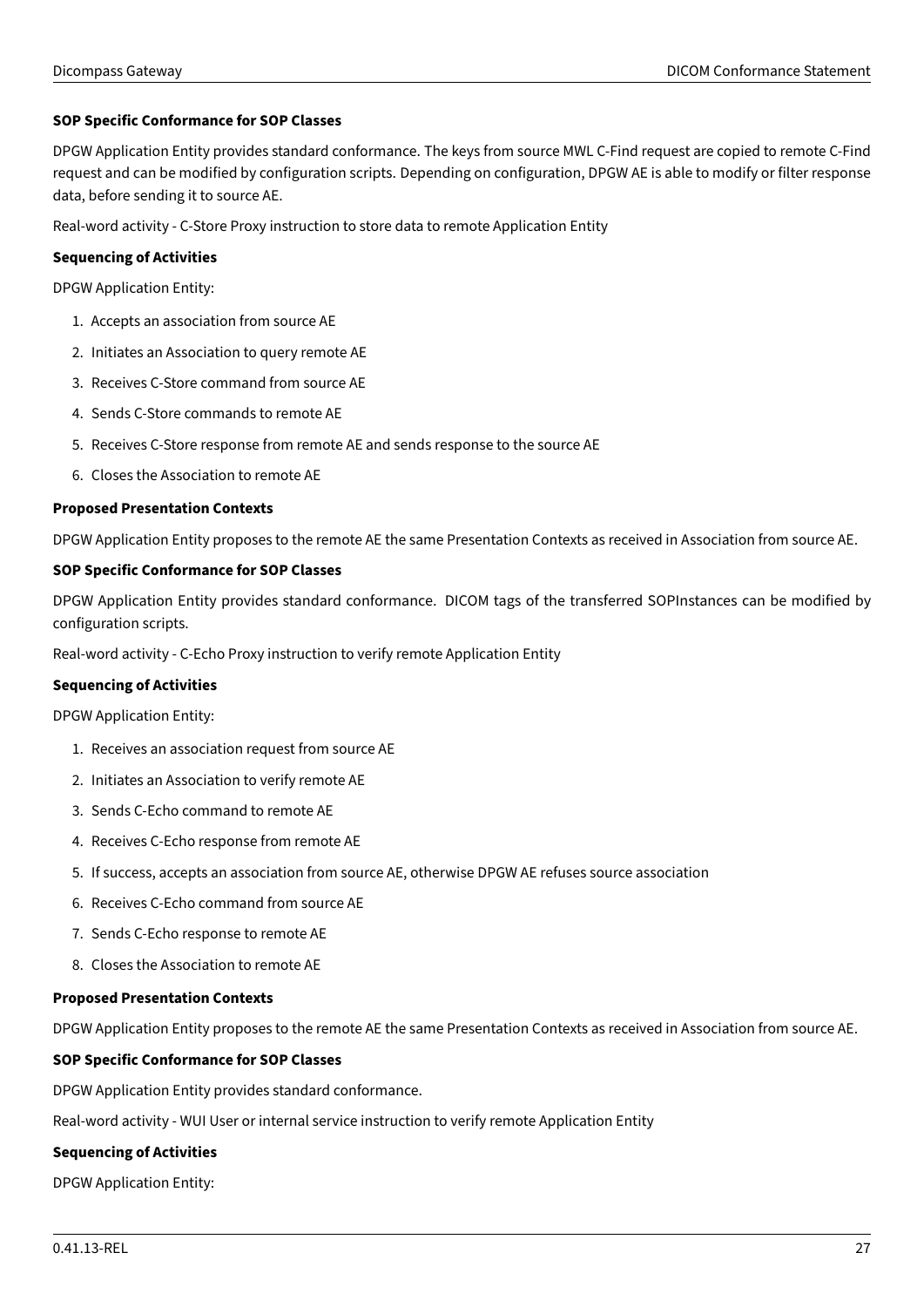**SOP Specific Conformance for SOP Classes**

DPGW Application Entity provides standard conformance. The keys from source MWL C-Find request are copied to remote C-Find request and can be modified by configuration scripts. Depending on configuration, DPGW AE is able to modify or filter response data, before sending it to source AE.

Real-word activity - C-Store Proxy instruction to store data to remote Application Entity

**Sequencing of Activities**

DPGW Application Entity:

1. Accepts an association from source AE
2. Initiates an Association to query remote AE
3. Receives C-Store command from source AE
4. Sends C-Store commands to remote AE
5. Receives C-Store response from remote AE and sends response to the source AE
6. Closes the Association to remote AE

**Proposed Presentation Contexts**

DPGW Application Entity proposes to the remote AE the same Presentation Contexts as received in Association from source AE.

**SOP Specific Conformance for SOP Classes**

DPGW Application Entity provides standard conformance. DICOM tags of the transferred SOPInstances can be modified by configuration scripts.

Real-word activity - C-Echo Proxy instruction to verify remote Application Entity

**Sequencing of Activities**

DPGW Application Entity:

1. Receives an association request from source AE
2. Initiates an Association to verify remote AE
3. Sends C-Echo command to remote AE
4. Receives C-Echo response from remote AE
5. If success, accepts an association from source AE, otherwise DPGW AE refuses source association
6. Receives C-Echo command from source AE
7. Sends C-Echo response to remote AE
8. Closes the Association to remote AE

**Proposed Presentation Contexts**

DPGW Application Entity proposes to the remote AE the same Presentation Contexts as received in Association from source AE.

**SOP Specific Conformance for SOP Classes**

DPGW Application Entity provides standard conformance.

Real-word activity - WUI User or internal service instruction to verify remote Application Entity

**Sequencing of Activities**

DPGW Application Entity: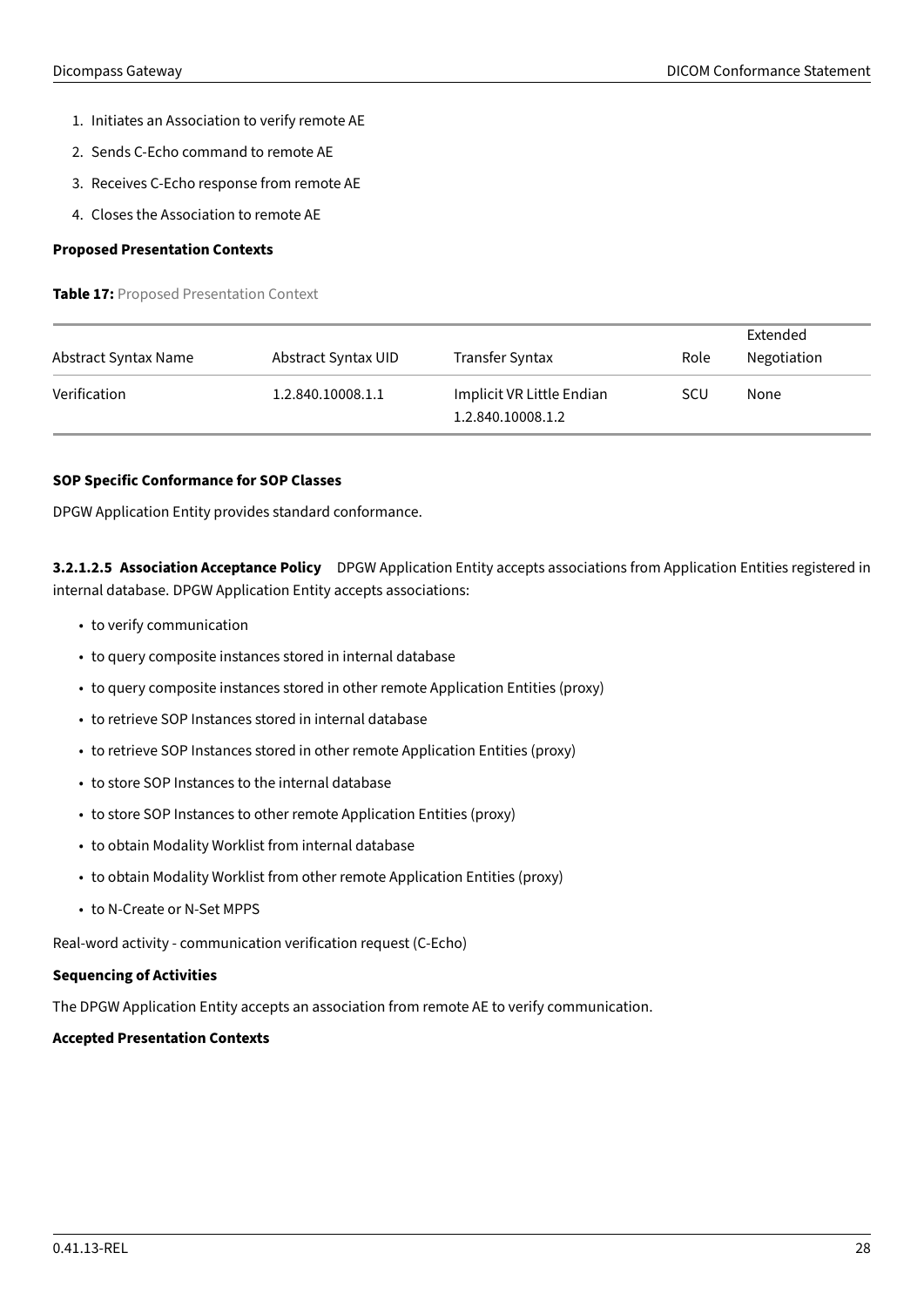1. Initiates an Association to verify remote AE
2. Sends C-Echo command to remote AE
3. Receives C-Echo response from remote AE
4. Closes the Association to remote AE

**Proposed Presentation Contexts**

**Table 17:** Proposed Presentation Context

| Abstract Syntax Name | Abstract Syntax UID | Transfer Syntax | Role | Extended Negotiation |
|---|---|---|---|---|
| Verification | 1.2.840.10008.1.1 | Implicit VR Little Endian 1.2.840.10008.1.2 | SCU | None |

**SOP Specific Conformance for SOP Classes**

DPGW Application Entity provides standard conformance.

**3.2.1.2.5 Association Acceptance Policy** DPGW Application Entity accepts associations from Application Entities registered in internal database. DPGW Application Entity accepts associations:

- to verify communication
- to query composite instances stored in internal database
- to query composite instances stored in other remote Application Entities (proxy)
- to retrieve SOP Instances stored in internal database
- to retrieve SOP Instances stored in other remote Application Entities (proxy)
- to store SOP Instances to the internal database
- to store SOP Instances to other remote Application Entities (proxy)
- to obtain Modality Worklist from internal database
- to obtain Modality Worklist from other remote Application Entities (proxy)
- to N-Create or N-Set MPPS

Real-word activity - communication verification request (C-Echo)

**Sequencing of Activities**

The DPGW Application Entity accepts an association from remote AE to verify communication.

**Accepted Presentation Contexts**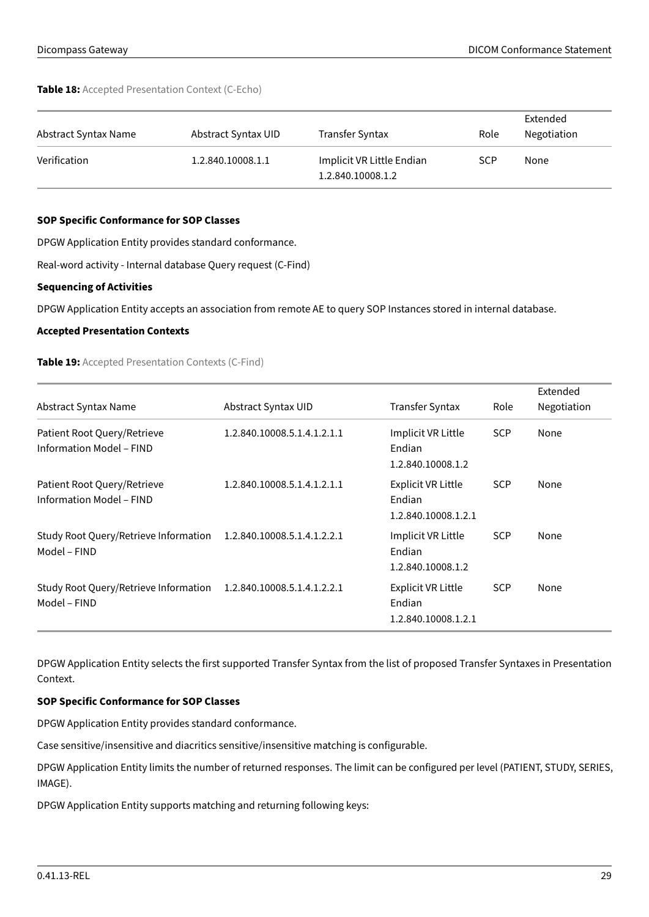**Table 18:** Accepted Presentation Context (C-Echo)

| Abstract Syntax Name | Abstract Syntax UID | Transfer Syntax | Role | Extended Negotiation |
|---|---|---|---|---|
| Verification | 1.2.840.10008.1.1 | Implicit VR Little Endian 1.2.840.10008.1.2 | SCP | None |

**SOP Specific Conformance for SOP Classes**

DPGW Application Entity provides standard conformance.

Real-word activity - Internal database Query request (C-Find)

**Sequencing of Activities**

DPGW Application Entity accepts an association from remote AE to query SOP Instances stored in internal database.

**Accepted Presentation Contexts**

**Table 19:** Accepted Presentation Contexts (C-Find)

| Abstract Syntax Name | Abstract Syntax UID | Transfer Syntax | Role | Extended Negotiation |
|---|---|---|---|---|
| Patient Root Query/Retrieve Information Model – FIND | 1.2.840.10008.5.1.4.1.2.1.1 | Implicit VR Little Endian 1.2.840.10008.1.2 | SCP | None |
| Patient Root Query/Retrieve Information Model – FIND | 1.2.840.10008.5.1.4.1.2.1.1 | Explicit VR Little Endian 1.2.840.10008.1.2.1 | SCP | None |
| Study Root Query/Retrieve Information Model – FIND | 1.2.840.10008.5.1.4.1.2.2.1 | Implicit VR Little Endian 1.2.840.10008.1.2 | SCP | None |
| Study Root Query/Retrieve Information Model – FIND | 1.2.840.10008.5.1.4.1.2.2.1 | Explicit VR Little Endian 1.2.840.10008.1.2.1 | SCP | None |

DPGW Application Entity selects the first supported Transfer Syntax from the list of proposed Transfer Syntaxes in Presentation Context.

**SOP Specific Conformance for SOP Classes**

DPGW Application Entity provides standard conformance.

Case sensitive/insensitive and diacritics sensitive/insensitive matching is configurable.

DPGW Application Entity limits the number of returned responses. The limit can be configured per level (PATIENT, STUDY, SERIES, IMAGE).

DPGW Application Entity supports matching and returning following keys: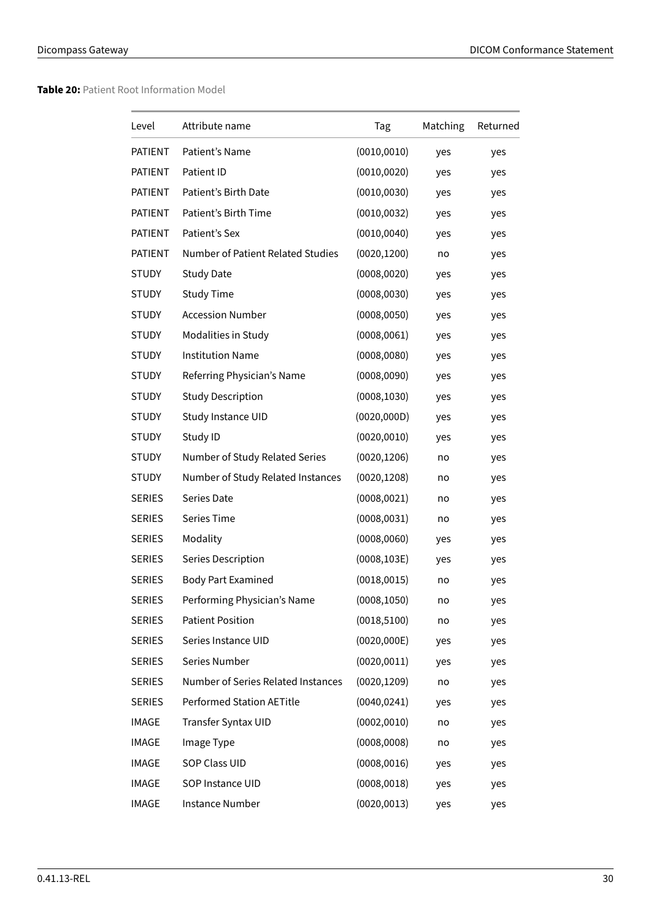**Table 20:** Patient Root Information Model

| Level | Attribute name | Tag | Matching | Returned |
|---|---|---|---|---|
| PATIENT | Patient's Name | (0010,0010) | yes | yes |
| PATIENT | Patient ID | (0010,0020) | yes | yes |
| PATIENT | Patient's Birth Date | (0010,0030) | yes | yes |
| PATIENT | Patient's Birth Time | (0010,0032) | yes | yes |
| PATIENT | Patient's Sex | (0010,0040) | yes | yes |
| PATIENT | Number of Patient Related Studies | (0020,1200) | no | yes |
| STUDY | Study Date | (0008,0020) | yes | yes |
| STUDY | Study Time | (0008,0030) | yes | yes |
| STUDY | Accession Number | (0008,0050) | yes | yes |
| STUDY | Modalities in Study | (0008,0061) | yes | yes |
| STUDY | Institution Name | (0008,0080) | yes | yes |
| STUDY | Referring Physician's Name | (0008,0090) | yes | yes |
| STUDY | Study Description | (0008,1030) | yes | yes |
| STUDY | Study Instance UID | (0020,000D) | yes | yes |
| STUDY | Study ID | (0020,0010) | yes | yes |
| STUDY | Number of Study Related Series | (0020,1206) | no | yes |
| STUDY | Number of Study Related Instances | (0020,1208) | no | yes |
| SERIES | Series Date | (0008,0021) | no | yes |
| SERIES | Series Time | (0008,0031) | no | yes |
| SERIES | Modality | (0008,0060) | yes | yes |
| SERIES | Series Description | (0008,103E) | yes | yes |
| SERIES | Body Part Examined | (0018,0015) | no | yes |
| SERIES | Performing Physician's Name | (0008,1050) | no | yes |
| SERIES | Patient Position | (0018,5100) | no | yes |
| SERIES | Series Instance UID | (0020,000E) | yes | yes |
| SERIES | Series Number | (0020,0011) | yes | yes |
| SERIES | Number of Series Related Instances | (0020,1209) | no | yes |
| SERIES | Performed Station AETitle | (0040,0241) | yes | yes |
| IMAGE | Transfer Syntax UID | (0002,0010) | no | yes |
| IMAGE | Image Type | (0008,0008) | no | yes |
| IMAGE | SOP Class UID | (0008,0016) | yes | yes |
| IMAGE | SOP Instance UID | (0008,0018) | yes | yes |
| IMAGE | Instance Number | (0020,0013) | yes | yes |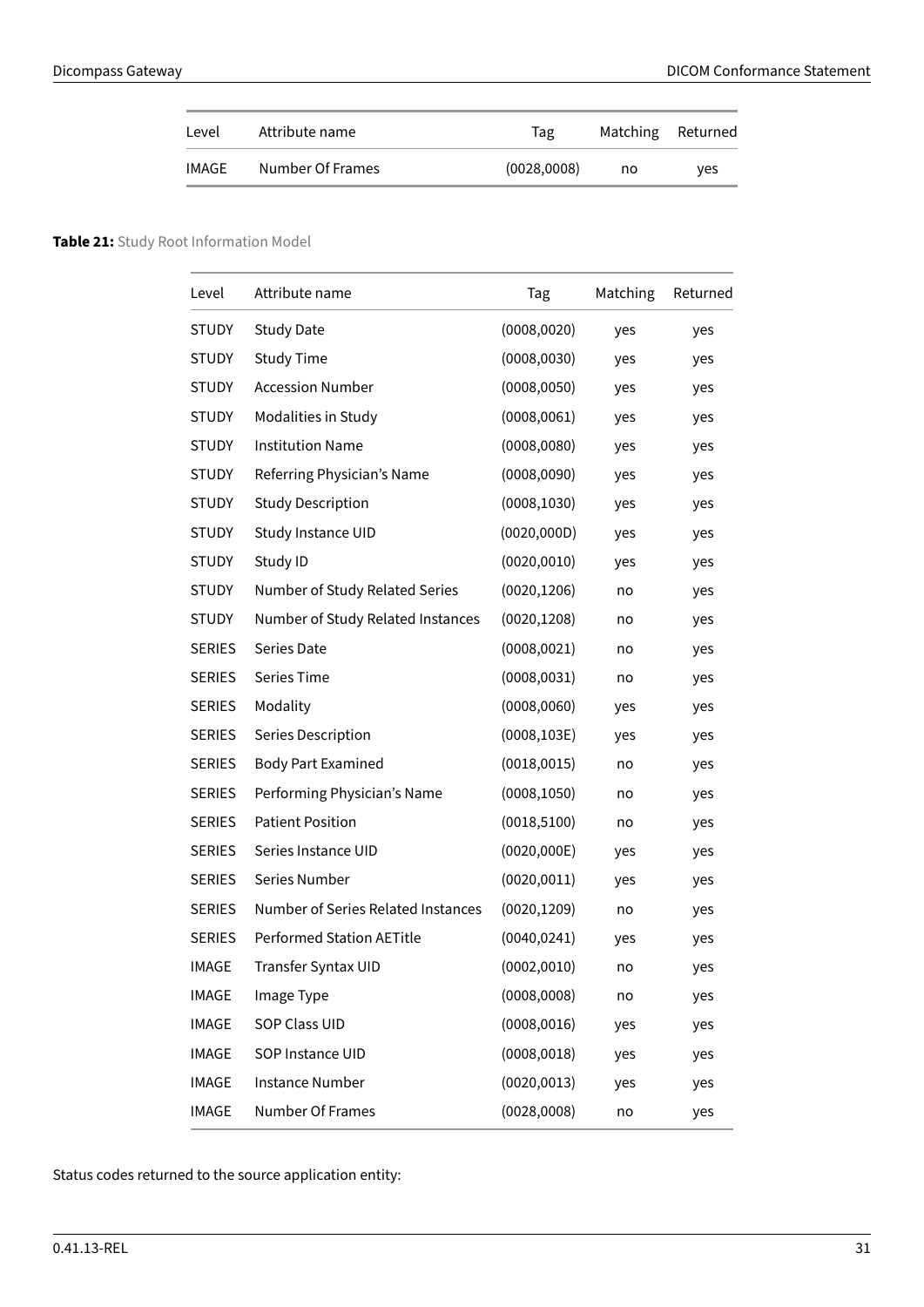| Level | Attribute name | Tag | Matching | Returned |
|---|---|---|---|---|
| IMAGE | Number Of Frames | (0028,0008) | no | yes |

**Table 21:** Study Root Information Model

| Level | Attribute name | Tag | Matching | Returned |
|---|---|---|---|---|
| STUDY | Study Date | (0008,0020) | yes | yes |
| STUDY | Study Time | (0008,0030) | yes | yes |
| STUDY | Accession Number | (0008,0050) | yes | yes |
| STUDY | Modalities in Study | (0008,0061) | yes | yes |
| STUDY | Institution Name | (0008,0080) | yes | yes |
| STUDY | Referring Physician's Name | (0008,0090) | yes | yes |
| STUDY | Study Description | (0008,1030) | yes | yes |
| STUDY | Study Instance UID | (0020,000D) | yes | yes |
| STUDY | Study ID | (0020,0010) | yes | yes |
| STUDY | Number of Study Related Series | (0020,1206) | no | yes |
| STUDY | Number of Study Related Instances | (0020,1208) | no | yes |
| SERIES | Series Date | (0008,0021) | no | yes |
| SERIES | Series Time | (0008,0031) | no | yes |
| SERIES | Modality | (0008,0060) | yes | yes |
| SERIES | Series Description | (0008,103E) | yes | yes |
| SERIES | Body Part Examined | (0018,0015) | no | yes |
| SERIES | Performing Physician's Name | (0008,1050) | no | yes |
| SERIES | Patient Position | (0018,5100) | no | yes |
| SERIES | Series Instance UID | (0020,000E) | yes | yes |
| SERIES | Series Number | (0020,0011) | yes | yes |
| SERIES | Number of Series Related Instances | (0020,1209) | no | yes |
| SERIES | Performed Station AETitle | (0040,0241) | yes | yes |
| IMAGE | Transfer Syntax UID | (0002,0010) | no | yes |
| IMAGE | Image Type | (0008,0008) | no | yes |
| IMAGE | SOP Class UID | (0008,0016) | yes | yes |
| IMAGE | SOP Instance UID | (0008,0018) | yes | yes |
| IMAGE | Instance Number | (0020,0013) | yes | yes |
| IMAGE | Number Of Frames | (0028,0008) | no | yes |

Status codes returned to the source application entity: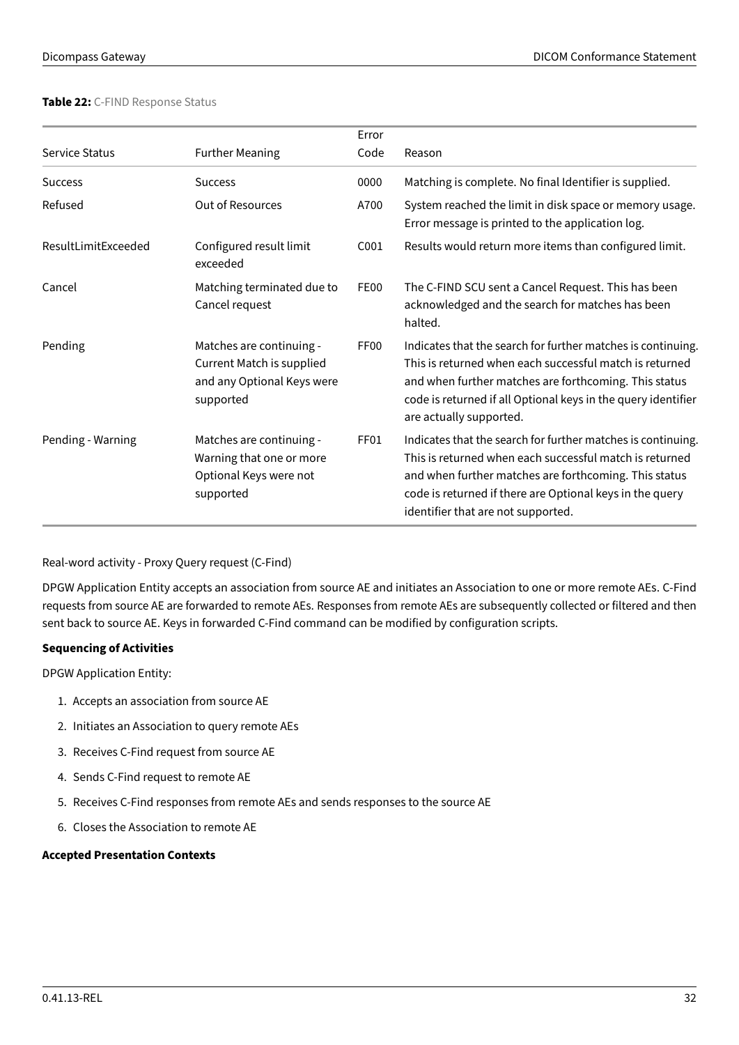**Table 22:** C-FIND Response Status

| Service Status | Further Meaning | Error Code | Reason |
|---|---|---|---|
| Success | Success | 0000 | Matching is complete. No final Identifier is supplied. |
| Refused | Out of Resources | A700 | System reached the limit in disk space or memory usage. Error message is printed to the application log. |
| ResultLimitExceeded | Configured result limit exceeded | C001 | Results would return more items than configured limit. |
| Cancel | Matching terminated due to Cancel request | FE00 | The C-FIND SCU sent a Cancel Request. This has been acknowledged and the search for matches has been halted. |
| Pending | Matches are continuing - Current Match is supplied and any Optional Keys were supported | FF00 | Indicates that the search for further matches is continuing. This is returned when each successful match is returned and when further matches are forthcoming. This status code is returned if all Optional keys in the query identifier are actually supported. |
| Pending - Warning | Matches are continuing - Warning that one or more Optional Keys were not supported | FF01 | Indicates that the search for further matches is continuing. This is returned when each successful match is returned and when further matches are forthcoming. This status code is returned if there are Optional keys in the query identifier that are not supported. |

Real-word activity - Proxy Query request (C-Find)

DPGW Application Entity accepts an association from source AE and initiates an Association to one or more remote AEs. C-Find requests from source AE are forwarded to remote AEs. Responses from remote AEs are subsequently collected or filtered and then sent back to source AE. Keys in forwarded C-Find command can be modified by configuration scripts.

**Sequencing of Activities**

DPGW Application Entity:

1. Accepts an association from source AE
2. Initiates an Association to query remote AEs
3. Receives C-Find request from source AE
4. Sends C-Find request to remote AE
5. Receives C-Find responses from remote AEs and sends responses to the source AE
6. Closes the Association to remote AE

**Accepted Presentation Contexts**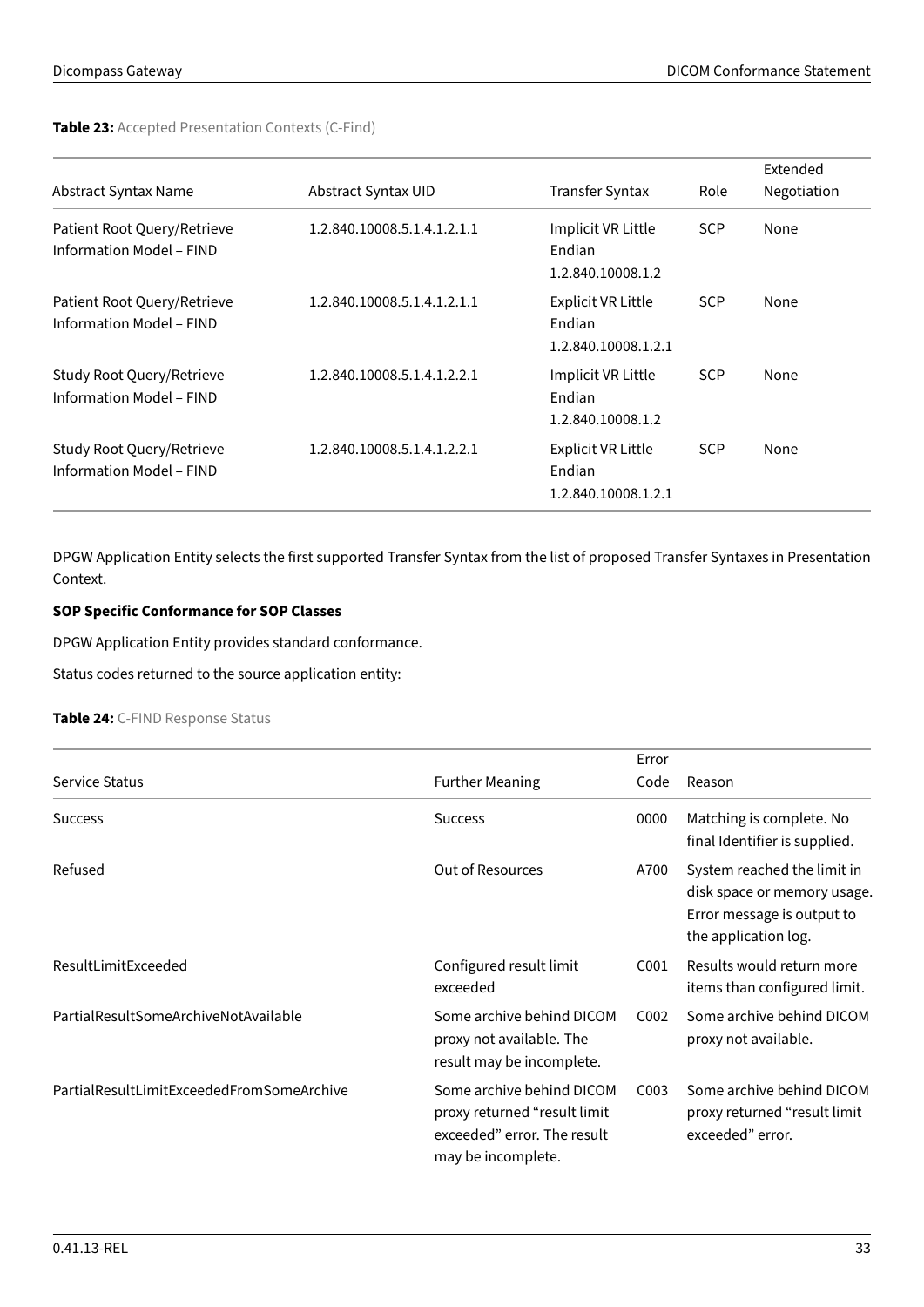**Table 23:** Accepted Presentation Contexts (C-Find)

| Abstract Syntax Name | Abstract Syntax UID | Transfer Syntax | Role | Extended Negotiation |
|---|---|---|---|---|
| Patient Root Query/Retrieve Information Model – FIND | 1.2.840.10008.5.1.4.1.2.1.1 | Implicit VR Little Endian 1.2.840.10008.1.2 | SCP | None |
| Patient Root Query/Retrieve Information Model – FIND | 1.2.840.10008.5.1.4.1.2.1.1 | Explicit VR Little Endian 1.2.840.10008.1.2.1 | SCP | None |
| Study Root Query/Retrieve Information Model – FIND | 1.2.840.10008.5.1.4.1.2.2.1 | Implicit VR Little Endian 1.2.840.10008.1.2 | SCP | None |
| Study Root Query/Retrieve Information Model – FIND | 1.2.840.10008.5.1.4.1.2.2.1 | Explicit VR Little Endian 1.2.840.10008.1.2.1 | SCP | None |

DPGW Application Entity selects the first supported Transfer Syntax from the list of proposed Transfer Syntaxes in Presentation Context.

**SOP Specific Conformance for SOP Classes**

DPGW Application Entity provides standard conformance.

Status codes returned to the source application entity:

**Table 24:** C-FIND Response Status

| Service Status | Further Meaning | Error Code | Reason |
|---|---|---|---|
| Success | Success | 0000 | Matching is complete. No final Identifier is supplied. |
| Refused | Out of Resources | A700 | System reached the limit in disk space or memory usage. Error message is output to the application log. |
| ResultLimitExceeded | Configured result limit exceeded | C001 | Results would return more items than configured limit. |
| PartialResultSomeArchiveNotAvailable | Some archive behind DICOM proxy not available. The result may be incomplete. | C002 | Some archive behind DICOM proxy not available. |
| PartialResultLimitExceededFromSomeArchive | Some archive behind DICOM proxy returned “result limit exceeded” error. The result may be incomplete. | C003 | Some archive behind DICOM proxy returned “result limit exceeded” error. |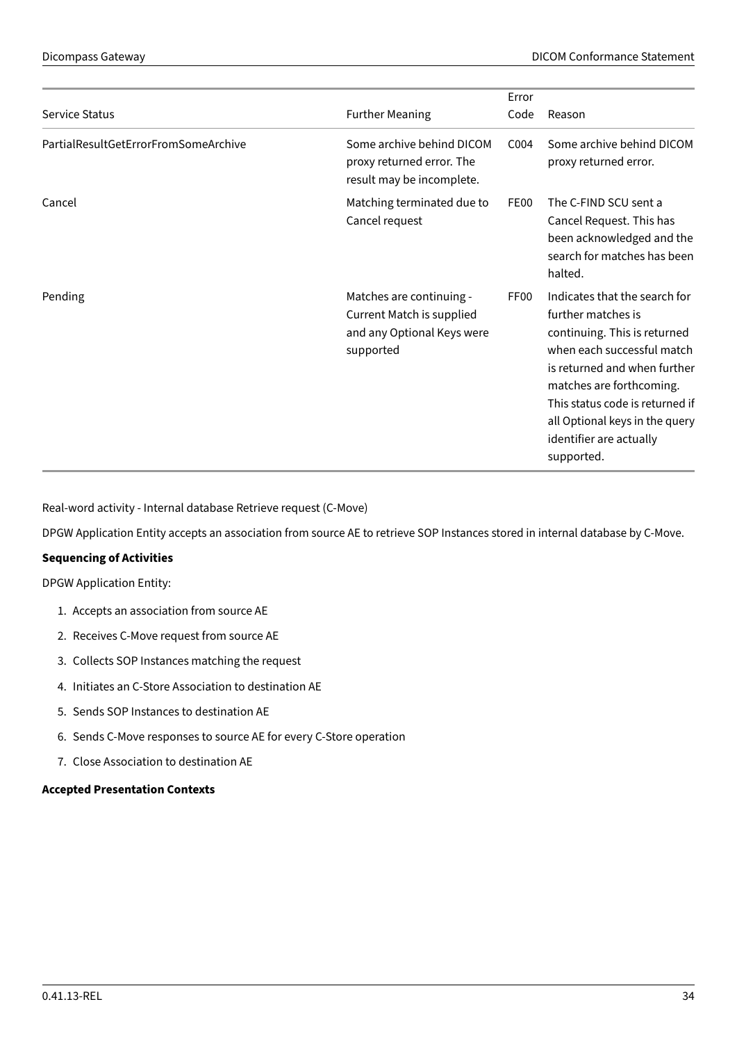| Service Status | Further Meaning | Error Code | Reason |
|---|---|---|---|
| PartialResultGetErrorFromSomeArchive | Some archive behind DICOM proxy returned error. The result may be incomplete. | C004 | Some archive behind DICOM proxy returned error. |
| Cancel | Matching terminated due to Cancel request | FE00 | The C-FIND SCU sent a Cancel Request. This has been acknowledged and the search for matches has been halted. |
| Pending | Matches are continuing - Current Match is supplied and any Optional Keys were supported | FF00 | Indicates that the search for further matches is continuing. This is returned when each successful match is returned and when further matches are forthcoming. This status code is returned if all Optional keys in the query identifier are actually supported. |

Real-word activity - Internal database Retrieve request (C-Move)

DPGW Application Entity accepts an association from source AE to retrieve SOP Instances stored in internal database by C-Move.

**Sequencing of Activities**

DPGW Application Entity:

1. Accepts an association from source AE
2. Receives C-Move request from source AE
3. Collects SOP Instances matching the request
4. Initiates an C-Store Association to destination AE
5. Sends SOP Instances to destination AE
6. Sends C-Move responses to source AE for every C-Store operation
7. Close Association to destination AE

**Accepted Presentation Contexts**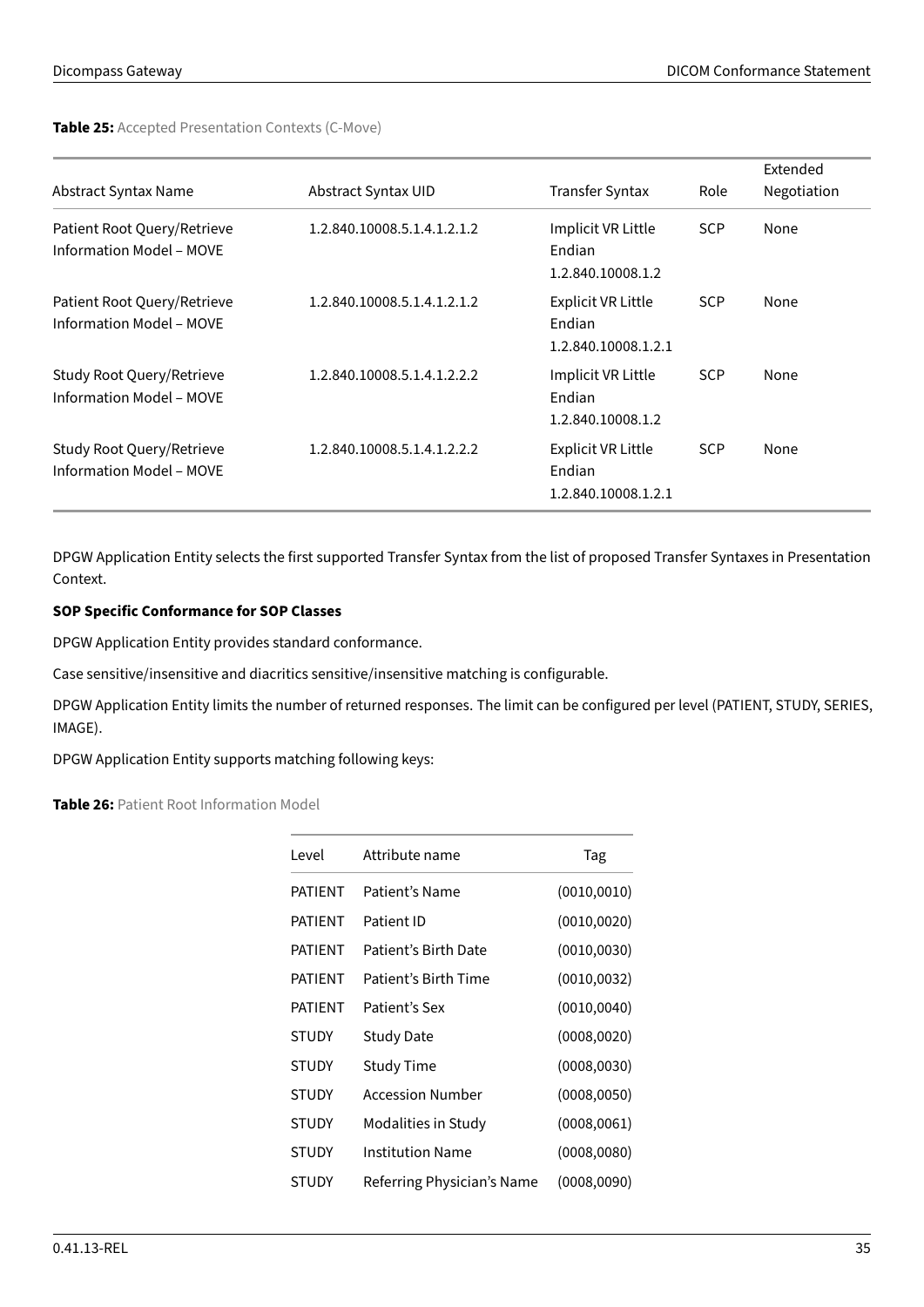**Table 25:** Accepted Presentation Contexts (C-Move)

| Abstract Syntax Name | Abstract Syntax UID | Transfer Syntax | Role | Extended Negotiation |
|---|---|---|---|---|
| Patient Root Query/Retrieve Information Model – MOVE | 1.2.840.10008.5.1.4.1.2.1.2 | Implicit VR Little Endian 1.2.840.10008.1.2 | SCP | None |
| Patient Root Query/Retrieve Information Model – MOVE | 1.2.840.10008.5.1.4.1.2.1.2 | Explicit VR Little Endian 1.2.840.10008.1.2.1 | SCP | None |
| Study Root Query/Retrieve Information Model – MOVE | 1.2.840.10008.5.1.4.1.2.2.2 | Implicit VR Little Endian 1.2.840.10008.1.2 | SCP | None |
| Study Root Query/Retrieve Information Model – MOVE | 1.2.840.10008.5.1.4.1.2.2.2 | Explicit VR Little Endian 1.2.840.10008.1.2.1 | SCP | None |

DPGW Application Entity selects the first supported Transfer Syntax from the list of proposed Transfer Syntaxes in Presentation Context.

**SOP Specific Conformance for SOP Classes**

DPGW Application Entity provides standard conformance.

Case sensitive/insensitive and diacritics sensitive/insensitive matching is configurable.

DPGW Application Entity limits the number of returned responses. The limit can be configured per level (PATIENT, STUDY, SERIES, IMAGE).

DPGW Application Entity supports matching following keys:

**Table 26:** Patient Root Information Model

| Level | Attribute name | Tag |
|---|---|---|
| PATIENT | Patient's Name | (0010,0010) |
| PATIENT | Patient ID | (0010,0020) |
| PATIENT | Patient's Birth Date | (0010,0030) |
| PATIENT | Patient's Birth Time | (0010,0032) |
| PATIENT | Patient's Sex | (0010,0040) |
| STUDY | Study Date | (0008,0020) |
| STUDY | Study Time | (0008,0030) |
| STUDY | Accession Number | (0008,0050) |
| STUDY | Modalities in Study | (0008,0061) |
| STUDY | Institution Name | (0008,0080) |
| STUDY | Referring Physician's Name | (0008,0090) |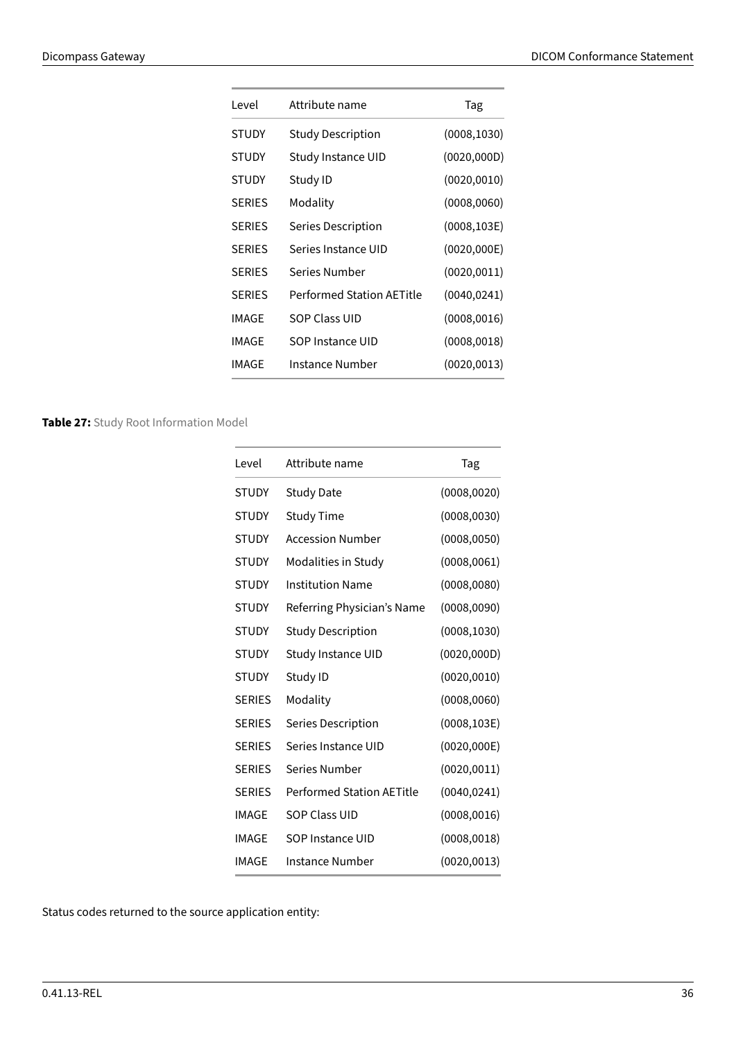| Level | Attribute name | Tag |
|---|---|---|
| STUDY | Study Description | (0008,1030) |
| STUDY | Study Instance UID | (0020,000D) |
| STUDY | Study ID | (0020,0010) |
| SERIES | Modality | (0008,0060) |
| SERIES | Series Description | (0008,103E) |
| SERIES | Series Instance UID | (0020,000E) |
| SERIES | Series Number | (0020,0011) |
| SERIES | Performed Station AETitle | (0040,0241) |
| IMAGE | SOP Class UID | (0008,0016) |
| IMAGE | SOP Instance UID | (0008,0018) |
| IMAGE | Instance Number | (0020,0013) |

**Table 27:** Study Root Information Model

| Level | Attribute name | Tag |
|---|---|---|
| STUDY | Study Date | (0008,0020) |
| STUDY | Study Time | (0008,0030) |
| STUDY | Accession Number | (0008,0050) |
| STUDY | Modalities in Study | (0008,0061) |
| STUDY | Institution Name | (0008,0080) |
| STUDY | Referring Physician’s Name | (0008,0090) |
| STUDY | Study Description | (0008,1030) |
| STUDY | Study Instance UID | (0020,000D) |
| STUDY | Study ID | (0020,0010) |
| SERIES | Modality | (0008,0060) |
| SERIES | Series Description | (0008,103E) |
| SERIES | Series Instance UID | (0020,000E) |
| SERIES | Series Number | (0020,0011) |
| SERIES | Performed Station AETitle | (0040,0241) |
| IMAGE | SOP Class UID | (0008,0016) |
| IMAGE | SOP Instance UID | (0008,0018) |
| IMAGE | Instance Number | (0020,0013) |

Status codes returned to the source application entity: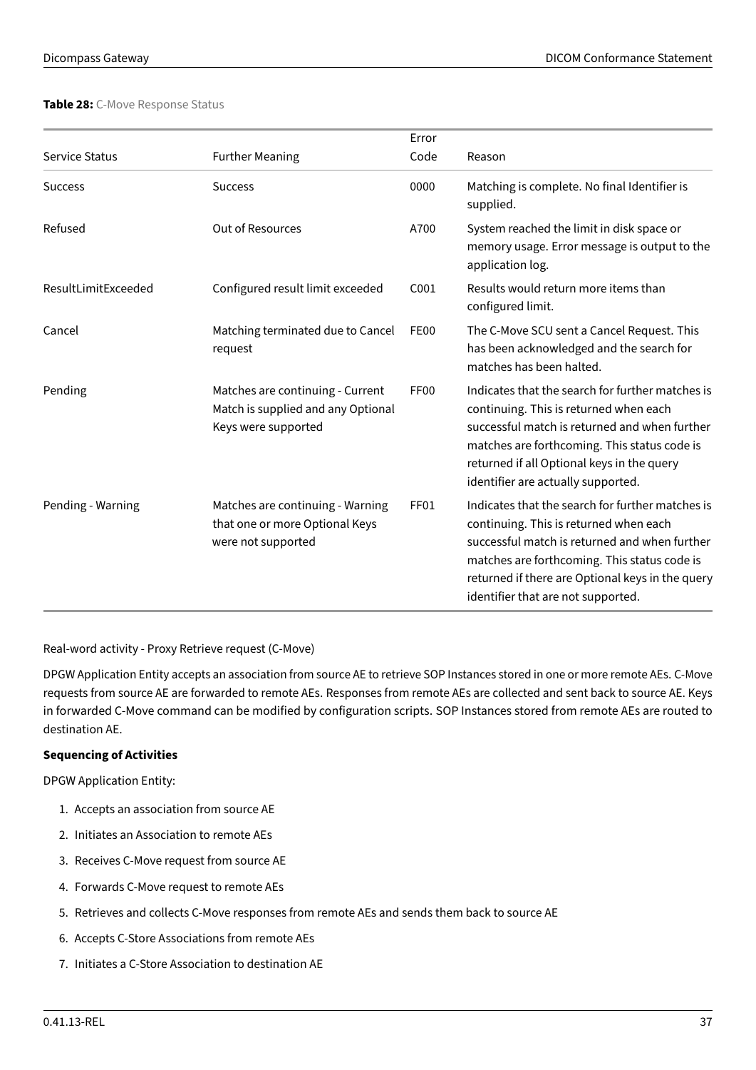**Table 28:** C-Move Response Status

| Service Status | Further Meaning | Error Code | Reason |
|---|---|---|---|
| Success | Success | 0000 | Matching is complete. No final Identifier is supplied. |
| Refused | Out of Resources | A700 | System reached the limit in disk space or memory usage. Error message is output to the application log. |
| ResultLimitExceeded | Configured result limit exceeded | C001 | Results would return more items than configured limit. |
| Cancel | Matching terminated due to Cancel request | FE00 | The C-Move SCU sent a Cancel Request. This has been acknowledged and the search for matches has been halted. |
| Pending | Matches are continuing - Current Match is supplied and any Optional Keys were supported | FF00 | Indicates that the search for further matches is continuing. This is returned when each successful match is returned and when further matches are forthcoming. This status code is returned if all Optional keys in the query identifier are actually supported. |
| Pending - Warning | Matches are continuing - Warning that one or more Optional Keys were not supported | FF01 | Indicates that the search for further matches is continuing. This is returned when each successful match is returned and when further matches are forthcoming. This status code is returned if there are Optional keys in the query identifier that are not supported. |

Real-word activity - Proxy Retrieve request (C-Move)

DPGW Application Entity accepts an association from source AE to retrieve SOP Instances stored in one or more remote AEs. C-Move requests from source AE are forwarded to remote AEs. Responses from remote AEs are collected and sent back to source AE. Keys in forwarded C-Move command can be modified by configuration scripts. SOP Instances stored from remote AEs are routed to destination AE.

**Sequencing of Activities**

DPGW Application Entity:

1. Accepts an association from source AE
2. Initiates an Association to remote AEs
3. Receives C-Move request from source AE
4. Forwards C-Move request to remote AEs
5. Retrieves and collects C-Move responses from remote AEs and sends them back to source AE
6. Accepts C-Store Associations from remote AEs
7. Initiates a C-Store Association to destination AE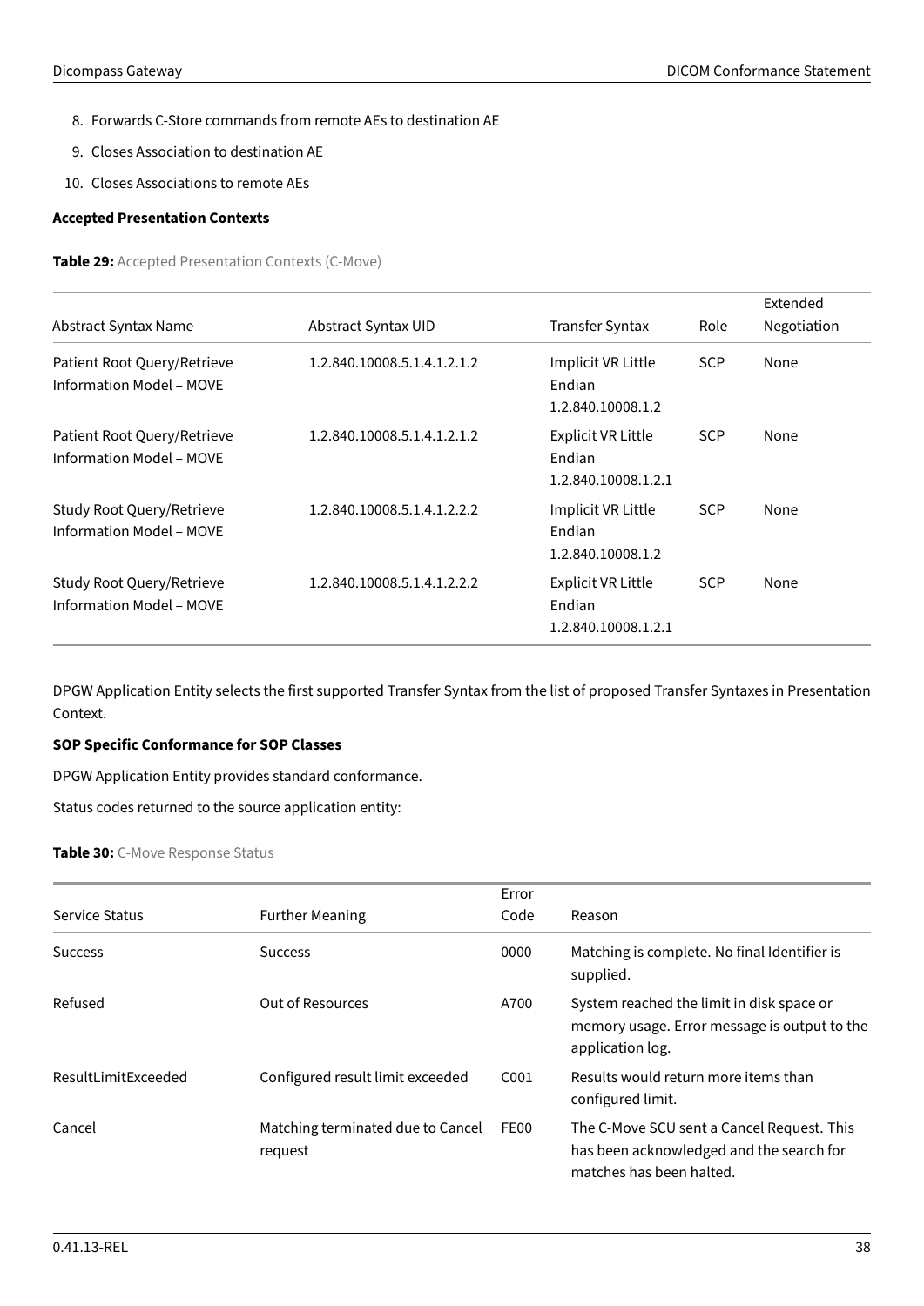8. Forwards C-Store commands from remote AEs to destination AE
9. Closes Association to destination AE
10. Closes Associations to remote AEs

**Accepted Presentation Contexts**

**Table 29:** Accepted Presentation Contexts (C-Move)

| Abstract Syntax Name | Abstract Syntax UID | Transfer Syntax | Role | Extended Negotiation |
|---|---|---|---|---|
| Patient Root Query/Retrieve Information Model – MOVE | 1.2.840.10008.5.1.4.1.2.1.2 | Implicit VR Little Endian 1.2.840.10008.1.2 | SCP | None |
| Patient Root Query/Retrieve Information Model – MOVE | 1.2.840.10008.5.1.4.1.2.1.2 | Explicit VR Little Endian 1.2.840.10008.1.2.1 | SCP | None |
| Study Root Query/Retrieve Information Model – MOVE | 1.2.840.10008.5.1.4.1.2.2.2 | Implicit VR Little Endian 1.2.840.10008.1.2 | SCP | None |
| Study Root Query/Retrieve Information Model – MOVE | 1.2.840.10008.5.1.4.1.2.2.2 | Explicit VR Little Endian 1.2.840.10008.1.2.1 | SCP | None |

DPGW Application Entity selects the first supported Transfer Syntax from the list of proposed Transfer Syntaxes in Presentation Context.

**SOP Specific Conformance for SOP Classes**

DPGW Application Entity provides standard conformance.

Status codes returned to the source application entity:

**Table 30:** C-Move Response Status

| Service Status | Further Meaning | Error Code | Reason |
|---|---|---|---|
| Success | Success | 0000 | Matching is complete. No final Identifier is supplied. |
| Refused | Out of Resources | A700 | System reached the limit in disk space or memory usage. Error message is output to the application log. |
| ResultLimitExceeded | Configured result limit exceeded | C001 | Results would return more items than configured limit. |
| Cancel | Matching terminated due to Cancel request | FE00 | The C-Move SCU sent a Cancel Request. This has been acknowledged and the search for matches has been halted. |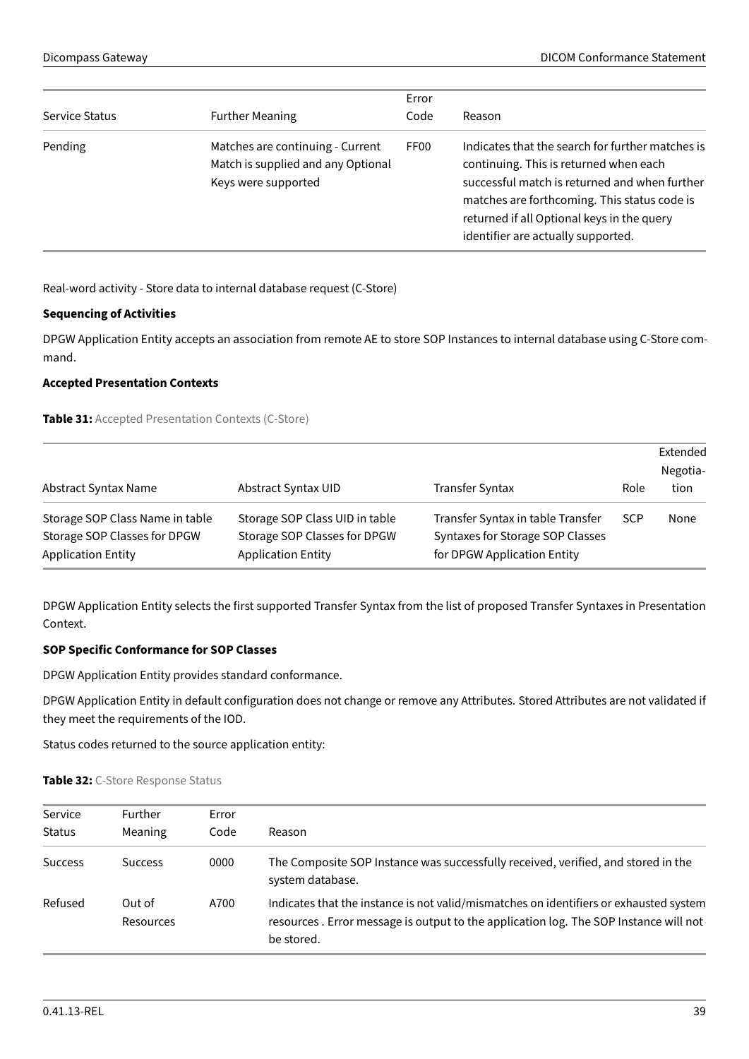| Service Status | Further Meaning | Error Code | Reason |
|---|---|---|---|
| Pending | Matches are continuing - Current Match is supplied and any Optional Keys were supported | FF00 | Indicates that the search for further matches is continuing. This is returned when each successful match is returned and when further matches are forthcoming. This status code is returned if all Optional keys in the query identifier are actually supported. |

Real-word activity - Store data to internal database request (C-Store)

**Sequencing of Activities**

DPGW Application Entity accepts an association from remote AE to store SOP Instances to internal database using C-Store command.

**Accepted Presentation Contexts**

**Table 31:** Accepted Presentation Contexts (C-Store)

| Abstract Syntax Name | Abstract Syntax UID | Transfer Syntax | Role | Extended Negotiation |
|---|---|---|---|---|
| Storage SOP Class Name in table Storage SOP Classes for DPGW Application Entity | Storage SOP Class UID in table Storage SOP Classes for DPGW Application Entity | Transfer Syntax in table Transfer Syntaxes for Storage SOP Classes for DPGW Application Entity | SCP | None |

DPGW Application Entity selects the first supported Transfer Syntax from the list of proposed Transfer Syntaxes in Presentation Context.

**SOP Specific Conformance for SOP Classes**

DPGW Application Entity provides standard conformance.

DPGW Application Entity in default configuration does not change or remove any Attributes. Stored Attributes are not validated if they meet the requirements of the IOD.

Status codes returned to the source application entity:

**Table 32:** C-Store Response Status

| Service Status | Further Meaning | Error Code | Reason |
|---|---|---|---|
| Success | Success | 0000 | The Composite SOP Instance was successfully received, verified, and stored in the system database. |
| Refused | Out of Resources | A700 | Indicates that the instance is not valid/mismatches on identifiers or exhausted system resources . Error message is output to the application log. The SOP Instance will not be stored. |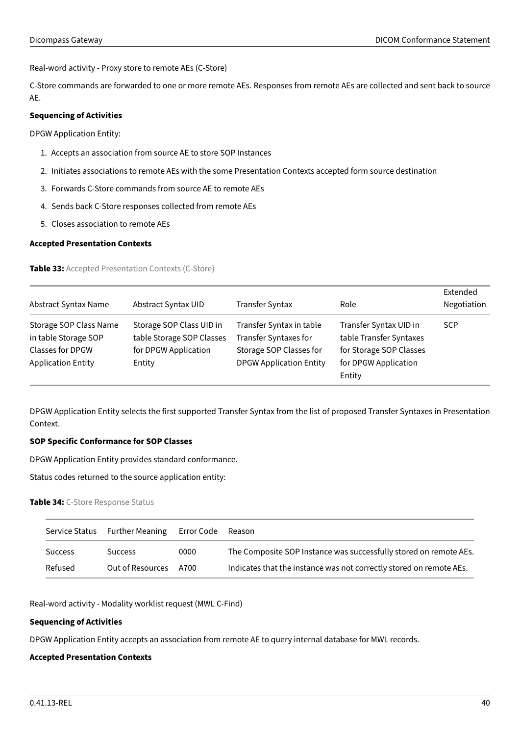Real-word activity - Proxy store to remote AEs (C-Store)

C-Store commands are forwarded to one or more remote AEs. Responses from remote AEs are collected and sent back to source AE.

**Sequencing of Activities**

DPGW Application Entity:

1. Accepts an association from source AE to store SOP Instances
2. Initiates associations to remote AEs with the some Presentation Contexts accepted form source destination
3. Forwards C-Store commands from source AE to remote AEs
4. Sends back C-Store responses collected from remote AEs
5. Closes association to remote AEs

**Accepted Presentation Contexts**

**Table 33:** Accepted Presentation Contexts (C-Store)

| Abstract Syntax Name | Abstract Syntax UID | Transfer Syntax | Role | Extended Negotiation |
|---|---|---|---|---|
| Storage SOP Class Name in table Storage SOP Classes for DPGW Application Entity | Storage SOP Class UID in table Storage SOP Classes for DPGW Application Entity | Transfer Syntax in table Transfer Syntaxes for Storage SOP Classes for DPGW Application Entity | Transfer Syntax UID in table Transfer Syntaxes for Storage SOP Classes for DPGW Application Entity | SCP |

DPGW Application Entity selects the first supported Transfer Syntax from the list of proposed Transfer Syntaxes in Presentation Context.

**SOP Specific Conformance for SOP Classes**

DPGW Application Entity provides standard conformance.

Status codes returned to the source application entity:

**Table 34:** C-Store Response Status

| Service Status | Further Meaning | Error Code | Reason |
|---|---|---|---|
| Success | Success | 0000 | The Composite SOP Instance was successfully stored on remote AEs. |
| Refused | Out of Resources | A700 | Indicates that the instance was not correctly stored on remote AEs. |

Real-word activity - Modality worklist request (MWL C-Find)

**Sequencing of Activities**

DPGW Application Entity accepts an association from remote AE to query internal database for MWL records.

**Accepted Presentation Contexts**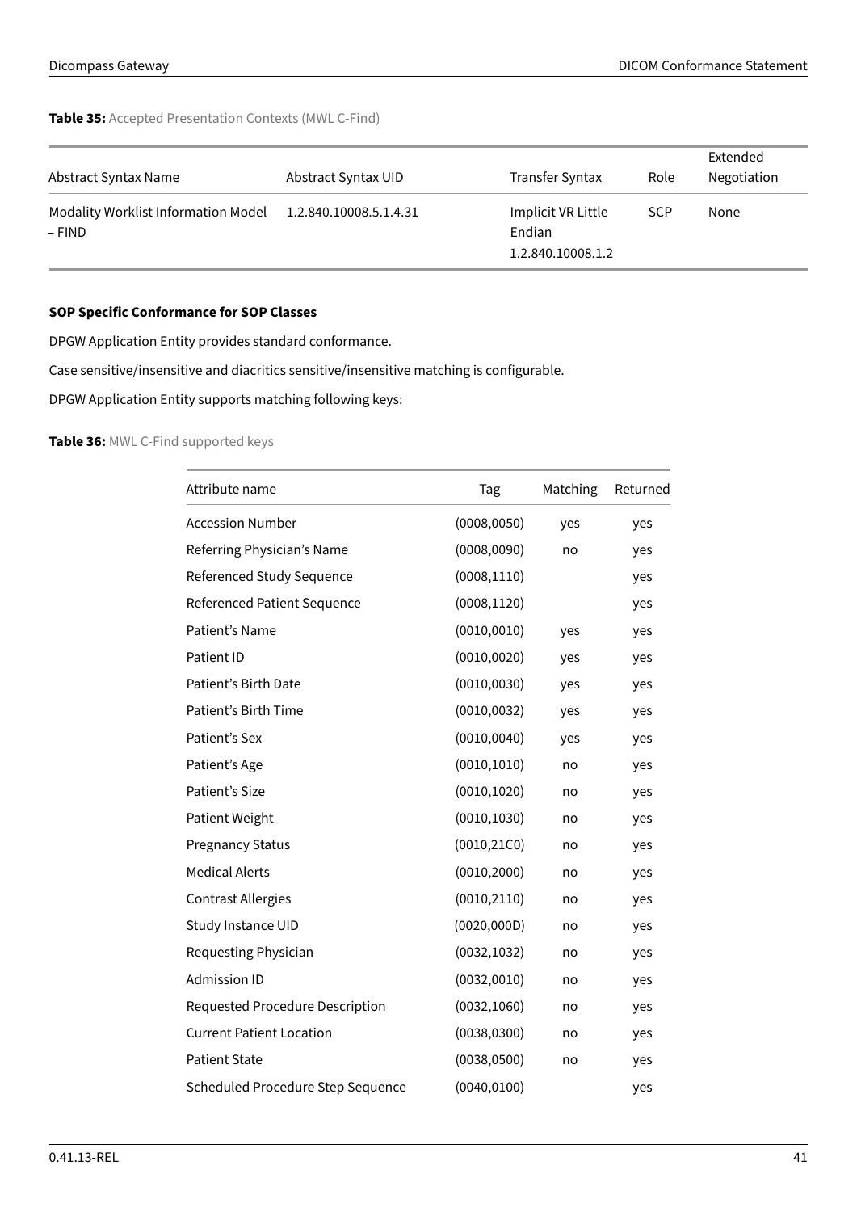**Table 35:** Accepted Presentation Contexts (MWL C-Find)

| Abstract Syntax Name | Abstract Syntax UID | Transfer Syntax | Role | Extended Negotiation |
|---|---|---|---|---|
| Modality Worklist Information Model – FIND | 1.2.840.10008.5.1.4.31 | Implicit VR Little Endian 1.2.840.10008.1.2 | SCP | None |

**SOP Specific Conformance for SOP Classes**

DPGW Application Entity provides standard conformance.

Case sensitive/insensitive and diacritics sensitive/insensitive matching is configurable.

DPGW Application Entity supports matching following keys:

**Table 36:** MWL C-Find supported keys

| Attribute name | Tag | Matching | Returned |
|---|---|---|---|
| Accession Number | (0008,0050) | yes | yes |
| Referring Physician's Name | (0008,0090) | no | yes |
| Referenced Study Sequence | (0008,1110) | | yes |
| Referenced Patient Sequence | (0008,1120) | | yes |
| Patient's Name | (0010,0010) | yes | yes |
| Patient ID | (0010,0020) | yes | yes |
| Patient's Birth Date | (0010,0030) | yes | yes |
| Patient's Birth Time | (0010,0032) | yes | yes |
| Patient's Sex | (0010,0040) | yes | yes |
| Patient's Age | (0010,1010) | no | yes |
| Patient's Size | (0010,1020) | no | yes |
| Patient Weight | (0010,1030) | no | yes |
| Pregnancy Status | (0010,21C0) | no | yes |
| Medical Alerts | (0010,2000) | no | yes |
| Contrast Allergies | (0010,2110) | no | yes |
| Study Instance UID | (0020,000D) | no | yes |
| Requesting Physician | (0032,1032) | no | yes |
| Admission ID | (0032,0010) | no | yes |
| Requested Procedure Description | (0032,1060) | no | yes |
| Current Patient Location | (0038,0300) | no | yes |
| Patient State | (0038,0500) | no | yes |
| Scheduled Procedure Step Sequence | (0040,0100) | | yes |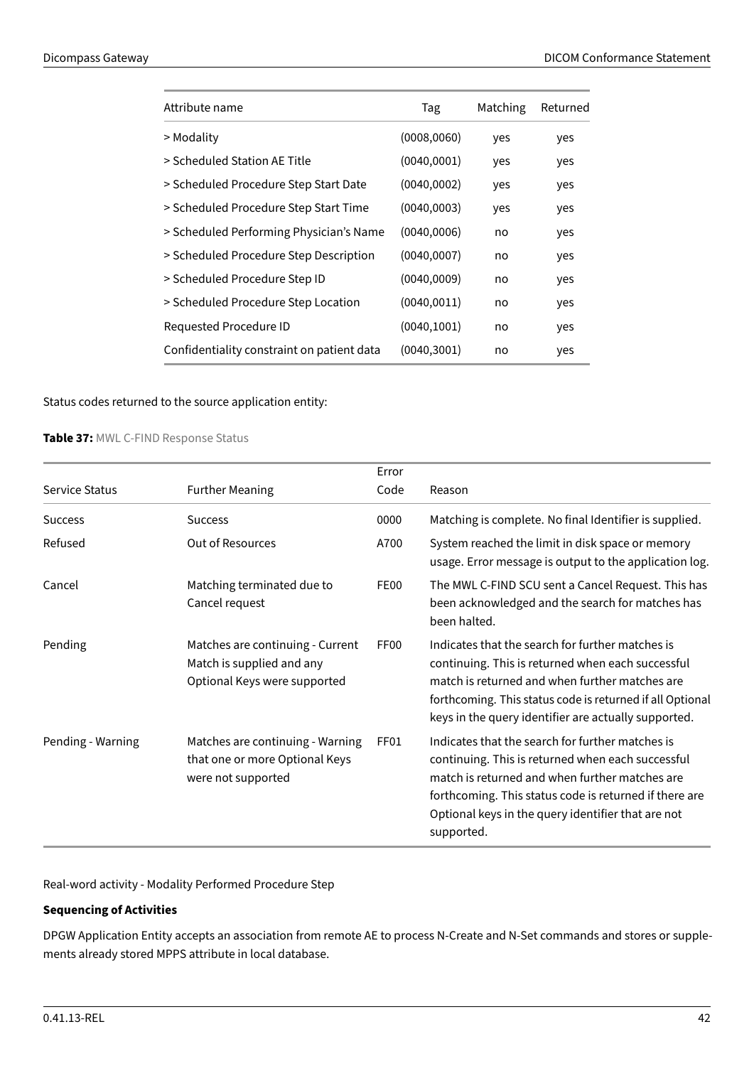| Attribute name | Tag | Matching | Returned |
|---|---|---|---|
| > Modality | (0008,0060) | yes | yes |
| > Scheduled Station AE Title | (0040,0001) | yes | yes |
| > Scheduled Procedure Step Start Date | (0040,0002) | yes | yes |
| > Scheduled Procedure Step Start Time | (0040,0003) | yes | yes |
| > Scheduled Performing Physician's Name | (0040,0006) | no | yes |
| > Scheduled Procedure Step Description | (0040,0007) | no | yes |
| > Scheduled Procedure Step ID | (0040,0009) | no | yes |
| > Scheduled Procedure Step Location | (0040,0011) | no | yes |
| Requested Procedure ID | (0040,1001) | no | yes |
| Confidentiality constraint on patient data | (0040,3001) | no | yes |

Status codes returned to the source application entity:

**Table 37:** MWL C-FIND Response Status

| Service Status | Further Meaning | Error Code | Reason |
|---|---|---|---|
| Success | Success | 0000 | Matching is complete. No final Identifier is supplied. |
| Refused | Out of Resources | A700 | System reached the limit in disk space or memory usage. Error message is output to the application log. |
| Cancel | Matching terminated due to Cancel request | FE00 | The MWL C-FIND SCU sent a Cancel Request. This has been acknowledged and the search for matches has been halted. |
| Pending | Matches are continuing - Current Match is supplied and any Optional Keys were supported | FF00 | Indicates that the search for further matches is continuing. This is returned when each successful match is returned and when further matches are forthcoming. This status code is returned if all Optional keys in the query identifier are actually supported. |
| Pending - Warning | Matches are continuing - Warning that one or more Optional Keys were not supported | FF01 | Indicates that the search for further matches is continuing. This is returned when each successful match is returned and when further matches are forthcoming. This status code is returned if there are Optional keys in the query identifier that are not supported. |

Real-word activity - Modality Performed Procedure Step

**Sequencing of Activities**

DPGW Application Entity accepts an association from remote AE to process N-Create and N-Set commands and stores or supplements already stored MPPS attribute in local database.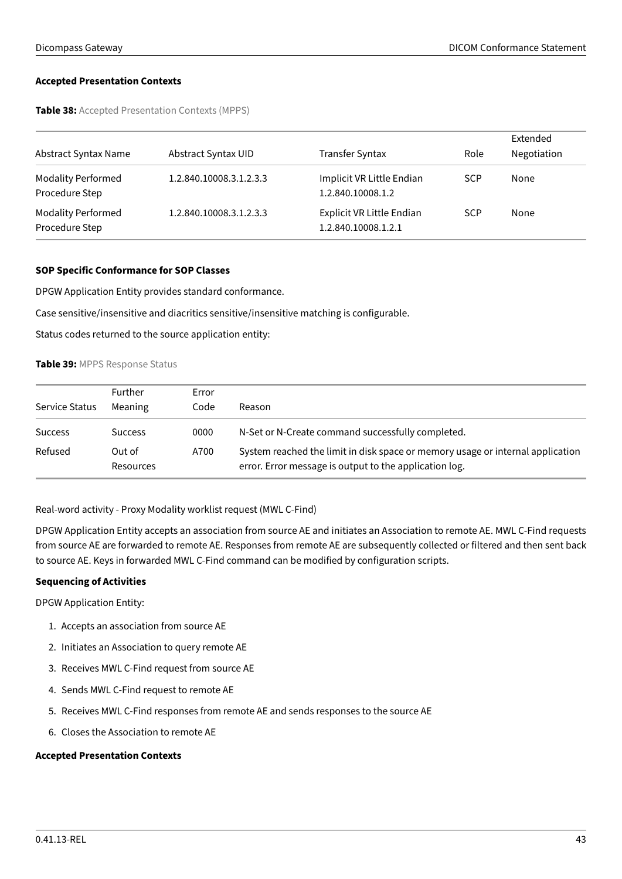**Accepted Presentation Contexts**

**Table 38:** Accepted Presentation Contexts (MPPS)

| Abstract Syntax Name | Abstract Syntax UID | Transfer Syntax | Role | Extended Negotiation |
|---|---|---|---|---|
| Modality Performed Procedure Step | 1.2.840.10008.3.1.2.3.3 | Implicit VR Little Endian 1.2.840.10008.1.2 | SCP | None |
| Modality Performed Procedure Step | 1.2.840.10008.3.1.2.3.3 | Explicit VR Little Endian 1.2.840.10008.1.2.1 | SCP | None |

**SOP Specific Conformance for SOP Classes**

DPGW Application Entity provides standard conformance.

Case sensitive/insensitive and diacritics sensitive/insensitive matching is configurable.

Status codes returned to the source application entity:

**Table 39:** MPPS Response Status

| Service Status | Further Meaning | Error Code | Reason |
|---|---|---|---|
| Success | Success | 0000 | N-Set or N-Create command successfully completed. |
| Refused | Out of Resources | A700 | System reached the limit in disk space or memory usage or internal application error. Error message is output to the application log. |

Real-word activity - Proxy Modality worklist request (MWL C-Find)

DPGW Application Entity accepts an association from source AE and initiates an Association to remote AE. MWL C-Find requests from source AE are forwarded to remote AE. Responses from remote AE are subsequently collected or filtered and then sent back to source AE. Keys in forwarded MWL C-Find command can be modified by configuration scripts.

**Sequencing of Activities**

DPGW Application Entity:

1. Accepts an association from source AE
2. Initiates an Association to query remote AE
3. Receives MWL C-Find request from source AE
4. Sends MWL C-Find request to remote AE
5. Receives MWL C-Find responses from remote AE and sends responses to the source AE
6. Closes the Association to remote AE

**Accepted Presentation Contexts**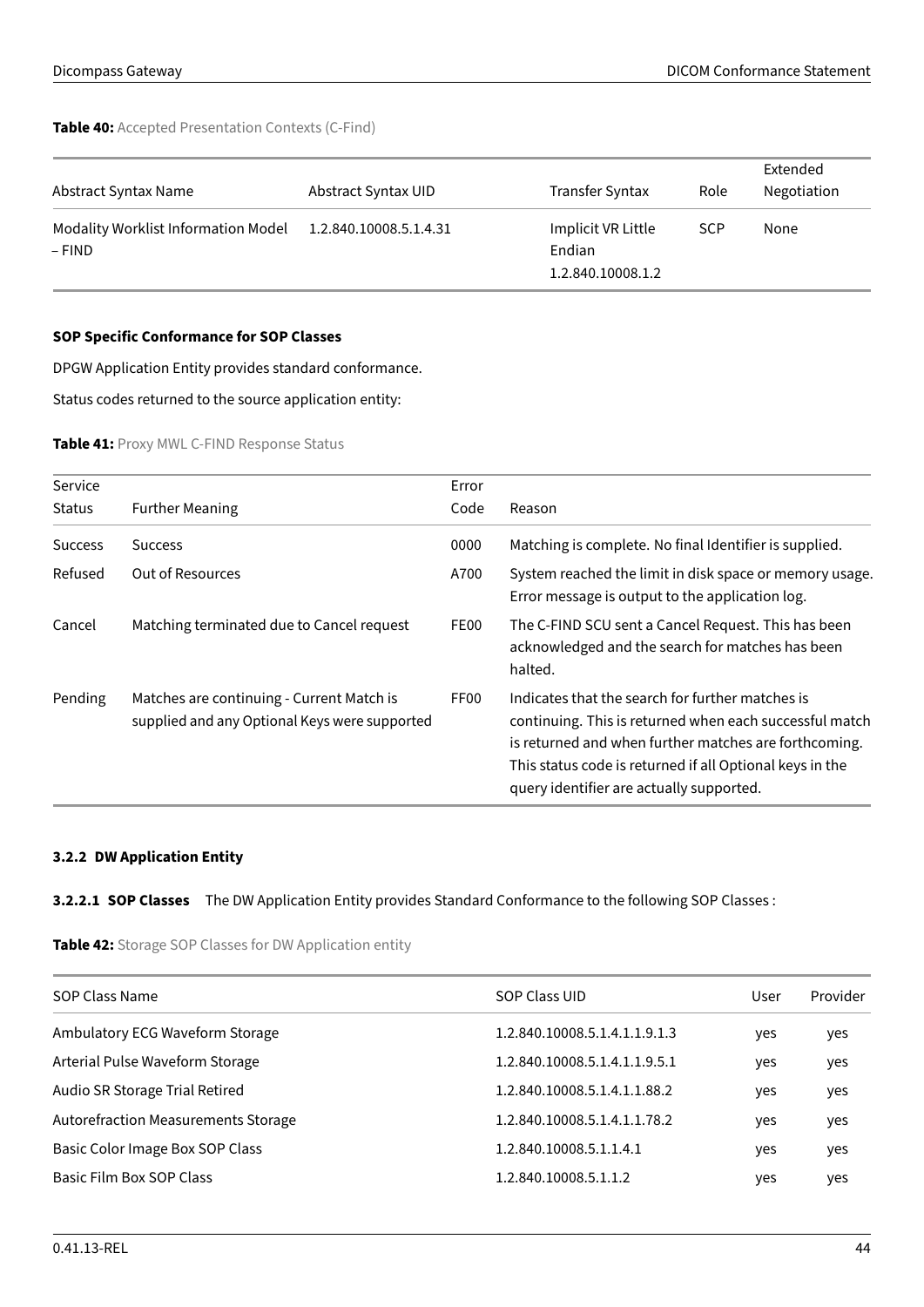**Table 40:** Accepted Presentation Contexts (C-Find)

| Abstract Syntax Name | Abstract Syntax UID | Transfer Syntax | Role | Extended Negotiation |
|---|---|---|---|---|
| Modality Worklist Information Model – FIND | 1.2.840.10008.5.1.4.31 | Implicit VR Little Endian 1.2.840.10008.1.2 | SCP | None |

**SOP Specific Conformance for SOP Classes**

DPGW Application Entity provides standard conformance.

Status codes returned to the source application entity:

**Table 41:** Proxy MWL C-FIND Response Status

| Service Status | Further Meaning | Error Code | Reason |
|---|---|---|---|
| Success | Success | 0000 | Matching is complete. No final Identifier is supplied. |
| Refused | Out of Resources | A700 | System reached the limit in disk space or memory usage. Error message is output to the application log. |
| Cancel | Matching terminated due to Cancel request | FE00 | The C-FIND SCU sent a Cancel Request. This has been acknowledged and the search for matches has been halted. |
| Pending | Matches are continuing - Current Match is supplied and any Optional Keys were supported | FF00 | Indicates that the search for further matches is continuing. This is returned when each successful match is returned and when further matches are forthcoming. This status code is returned if all Optional keys in the query identifier are actually supported. |

### 3.2.2 DW Application Entity

**3.2.2.1 SOP Classes** The DW Application Entity provides Standard Conformance to the following SOP Classes :

**Table 42:** Storage SOP Classes for DW Application entity

| SOP Class Name | SOP Class UID | User | Provider |
|---|---|---|---|
| Ambulatory ECG Waveform Storage | 1.2.840.10008.5.1.4.1.1.9.1.3 | yes | yes |
| Arterial Pulse Waveform Storage | 1.2.840.10008.5.1.4.1.1.9.5.1 | yes | yes |
| Audio SR Storage Trial Retired | 1.2.840.10008.5.1.4.1.1.88.2 | yes | yes |
| Autorefraction Measurements Storage | 1.2.840.10008.5.1.4.1.1.78.2 | yes | yes |
| Basic Color Image Box SOP Class | 1.2.840.10008.5.1.1.4.1 | yes | yes |
| Basic Film Box SOP Class | 1.2.840.10008.5.1.1.2 | yes | yes |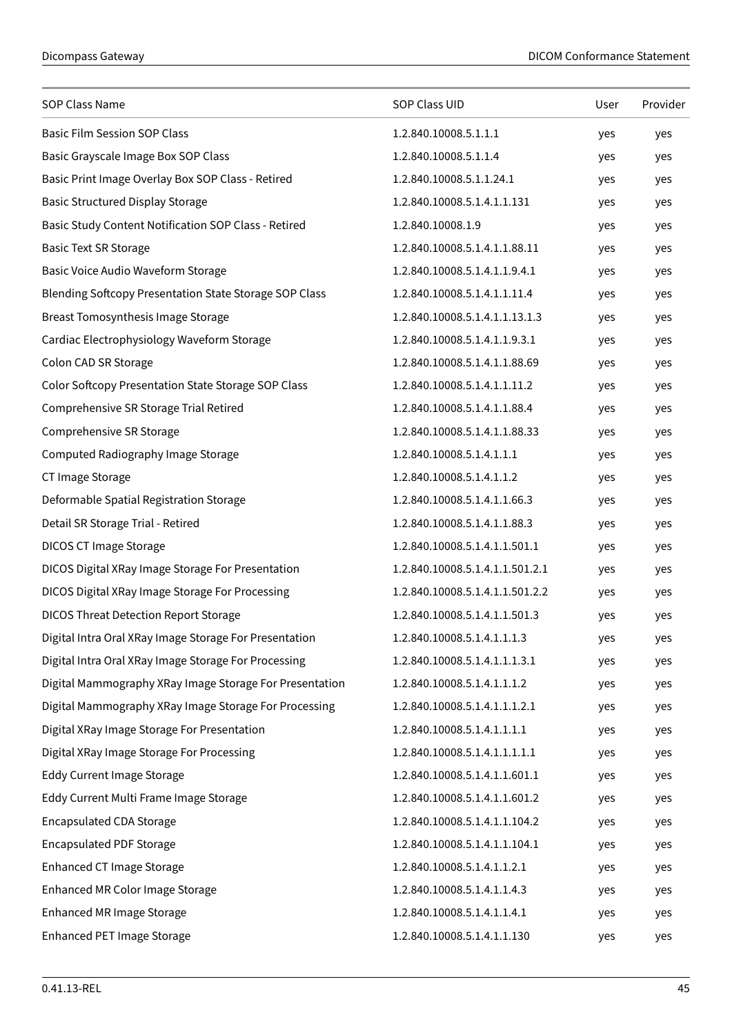| SOP Class Name | SOP Class UID | User | Provider |
|---|---|---|---|
| Basic Film Session SOP Class | 1.2.840.10008.5.1.1.1 | yes | yes |
| Basic Grayscale Image Box SOP Class | 1.2.840.10008.5.1.1.4 | yes | yes |
| Basic Print Image Overlay Box SOP Class - Retired | 1.2.840.10008.5.1.1.24.1 | yes | yes |
| Basic Structured Display Storage | 1.2.840.10008.5.1.4.1.1.131 | yes | yes |
| Basic Study Content Notification SOP Class - Retired | 1.2.840.10008.1.9 | yes | yes |
| Basic Text SR Storage | 1.2.840.10008.5.1.4.1.1.88.11 | yes | yes |
| Basic Voice Audio Waveform Storage | 1.2.840.10008.5.1.4.1.1.9.4.1 | yes | yes |
| Blending Softcopy Presentation State Storage SOP Class | 1.2.840.10008.5.1.4.1.1.11.4 | yes | yes |
| Breast Tomosynthesis Image Storage | 1.2.840.10008.5.1.4.1.1.13.1.3 | yes | yes |
| Cardiac Electrophysiology Waveform Storage | 1.2.840.10008.5.1.4.1.1.9.3.1 | yes | yes |
| Colon CAD SR Storage | 1.2.840.10008.5.1.4.1.1.88.69 | yes | yes |
| Color Softcopy Presentation State Storage SOP Class | 1.2.840.10008.5.1.4.1.1.11.2 | yes | yes |
| Comprehensive SR Storage Trial Retired | 1.2.840.10008.5.1.4.1.1.88.4 | yes | yes |
| Comprehensive SR Storage | 1.2.840.10008.5.1.4.1.1.88.33 | yes | yes |
| Computed Radiography Image Storage | 1.2.840.10008.5.1.4.1.1.1 | yes | yes |
| CT Image Storage | 1.2.840.10008.5.1.4.1.1.2 | yes | yes |
| Deformable Spatial Registration Storage | 1.2.840.10008.5.1.4.1.1.66.3 | yes | yes |
| Detail SR Storage Trial - Retired | 1.2.840.10008.5.1.4.1.1.88.3 | yes | yes |
| DICOS CT Image Storage | 1.2.840.10008.5.1.4.1.1.501.1 | yes | yes |
| DICOS Digital XRay Image Storage For Presentation | 1.2.840.10008.5.1.4.1.1.501.2.1 | yes | yes |
| DICOS Digital XRay Image Storage For Processing | 1.2.840.10008.5.1.4.1.1.501.2.2 | yes | yes |
| DICOS Threat Detection Report Storage | 1.2.840.10008.5.1.4.1.1.501.3 | yes | yes |
| Digital Intra Oral XRay Image Storage For Presentation | 1.2.840.10008.5.1.4.1.1.1.3 | yes | yes |
| Digital Intra Oral XRay Image Storage For Processing | 1.2.840.10008.5.1.4.1.1.1.3.1 | yes | yes |
| Digital Mammography XRay Image Storage For Presentation | 1.2.840.10008.5.1.4.1.1.1.2 | yes | yes |
| Digital Mammography XRay Image Storage For Processing | 1.2.840.10008.5.1.4.1.1.1.2.1 | yes | yes |
| Digital XRay Image Storage For Presentation | 1.2.840.10008.5.1.4.1.1.1.1 | yes | yes |
| Digital XRay Image Storage For Processing | 1.2.840.10008.5.1.4.1.1.1.1.1 | yes | yes |
| Eddy Current Image Storage | 1.2.840.10008.5.1.4.1.1.601.1 | yes | yes |
| Eddy Current Multi Frame Image Storage | 1.2.840.10008.5.1.4.1.1.601.2 | yes | yes |
| Encapsulated CDA Storage | 1.2.840.10008.5.1.4.1.1.104.2 | yes | yes |
| Encapsulated PDF Storage | 1.2.840.10008.5.1.4.1.1.104.1 | yes | yes |
| Enhanced CT Image Storage | 1.2.840.10008.5.1.4.1.1.2.1 | yes | yes |
| Enhanced MR Color Image Storage | 1.2.840.10008.5.1.4.1.1.4.3 | yes | yes |
| Enhanced MR Image Storage | 1.2.840.10008.5.1.4.1.1.4.1 | yes | yes |
| Enhanced PET Image Storage | 1.2.840.10008.5.1.4.1.1.130 | yes | yes |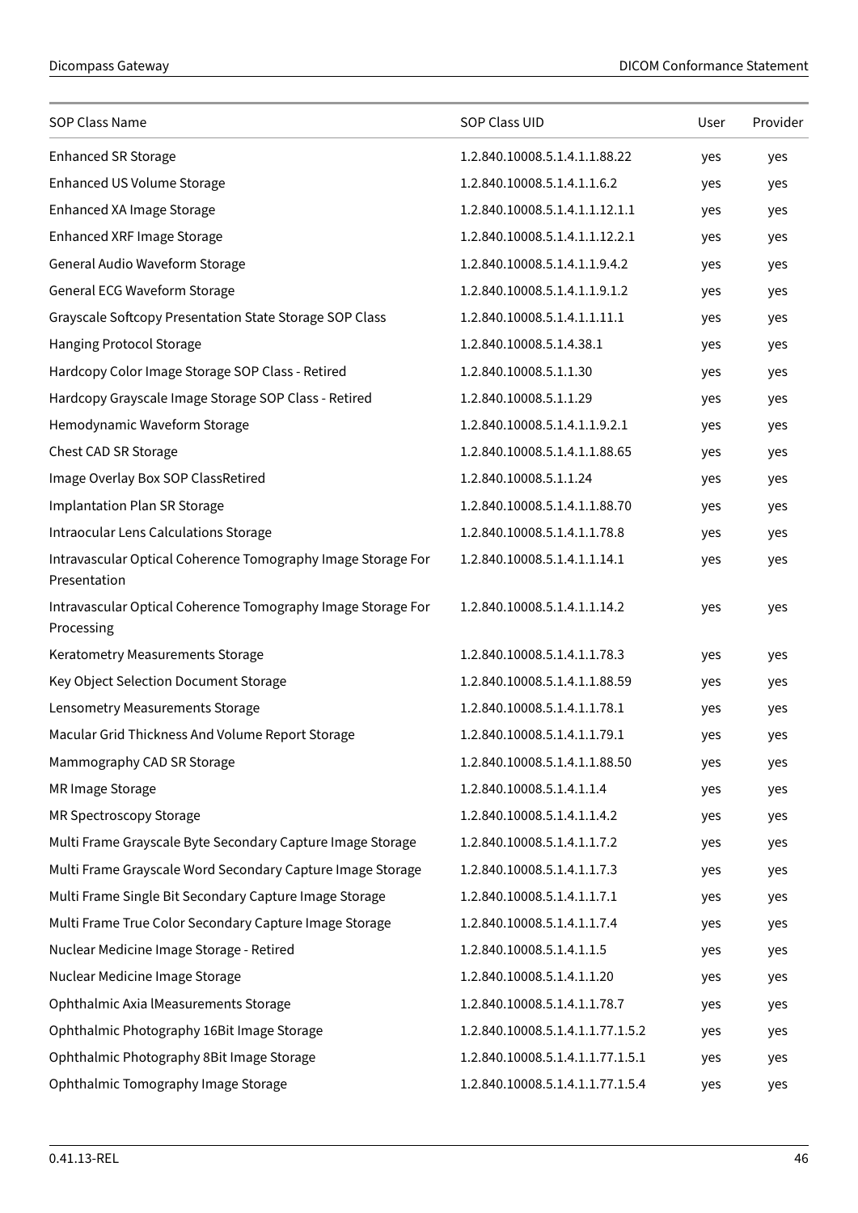| SOP Class Name | SOP Class UID | User | Provider |
|---|---|---|---|
| Enhanced SR Storage | 1.2.840.10008.5.1.4.1.1.88.22 | yes | yes |
| Enhanced US Volume Storage | 1.2.840.10008.5.1.4.1.1.6.2 | yes | yes |
| Enhanced XA Image Storage | 1.2.840.10008.5.1.4.1.1.12.1.1 | yes | yes |
| Enhanced XRF Image Storage | 1.2.840.10008.5.1.4.1.1.12.2.1 | yes | yes |
| General Audio Waveform Storage | 1.2.840.10008.5.1.4.1.1.9.4.2 | yes | yes |
| General ECG Waveform Storage | 1.2.840.10008.5.1.4.1.1.9.1.2 | yes | yes |
| Grayscale Softcopy Presentation State Storage SOP Class | 1.2.840.10008.5.1.4.1.1.11.1 | yes | yes |
| Hanging Protocol Storage | 1.2.840.10008.5.1.4.38.1 | yes | yes |
| Hardcopy Color Image Storage SOP Class - Retired | 1.2.840.10008.5.1.1.30 | yes | yes |
| Hardcopy Grayscale Image Storage SOP Class - Retired | 1.2.840.10008.5.1.1.29 | yes | yes |
| Hemodynamic Waveform Storage | 1.2.840.10008.5.1.4.1.1.9.2.1 | yes | yes |
| Chest CAD SR Storage | 1.2.840.10008.5.1.4.1.1.88.65 | yes | yes |
| Image Overlay Box SOP ClassRetired | 1.2.840.10008.5.1.1.24 | yes | yes |
| Implantation Plan SR Storage | 1.2.840.10008.5.1.4.1.1.88.70 | yes | yes |
| Intraocular Lens Calculations Storage | 1.2.840.10008.5.1.4.1.1.78.8 | yes | yes |
| Intravascular Optical Coherence Tomography Image Storage For Presentation | 1.2.840.10008.5.1.4.1.1.14.1 | yes | yes |
| Intravascular Optical Coherence Tomography Image Storage For Processing | 1.2.840.10008.5.1.4.1.1.14.2 | yes | yes |
| Keratometry Measurements Storage | 1.2.840.10008.5.1.4.1.1.78.3 | yes | yes |
| Key Object Selection Document Storage | 1.2.840.10008.5.1.4.1.1.88.59 | yes | yes |
| Lensometry Measurements Storage | 1.2.840.10008.5.1.4.1.1.78.1 | yes | yes |
| Macular Grid Thickness And Volume Report Storage | 1.2.840.10008.5.1.4.1.1.79.1 | yes | yes |
| Mammography CAD SR Storage | 1.2.840.10008.5.1.4.1.1.88.50 | yes | yes |
| MR Image Storage | 1.2.840.10008.5.1.4.1.1.4 | yes | yes |
| MR Spectroscopy Storage | 1.2.840.10008.5.1.4.1.1.4.2 | yes | yes |
| Multi Frame Grayscale Byte Secondary Capture Image Storage | 1.2.840.10008.5.1.4.1.1.7.2 | yes | yes |
| Multi Frame Grayscale Word Secondary Capture Image Storage | 1.2.840.10008.5.1.4.1.1.7.3 | yes | yes |
| Multi Frame Single Bit Secondary Capture Image Storage | 1.2.840.10008.5.1.4.1.1.7.1 | yes | yes |
| Multi Frame True Color Secondary Capture Image Storage | 1.2.840.10008.5.1.4.1.1.7.4 | yes | yes |
| Nuclear Medicine Image Storage - Retired | 1.2.840.10008.5.1.4.1.1.5 | yes | yes |
| Nuclear Medicine Image Storage | 1.2.840.10008.5.1.4.1.1.20 | yes | yes |
| Ophthalmic Axia lMeasurements Storage | 1.2.840.10008.5.1.4.1.1.78.7 | yes | yes |
| Ophthalmic Photography 16Bit Image Storage | 1.2.840.10008.5.1.4.1.1.77.1.5.2 | yes | yes |
| Ophthalmic Photography 8Bit Image Storage | 1.2.840.10008.5.1.4.1.1.77.1.5.1 | yes | yes |
| Ophthalmic Tomography Image Storage | 1.2.840.10008.5.1.4.1.1.77.1.5.4 | yes | yes |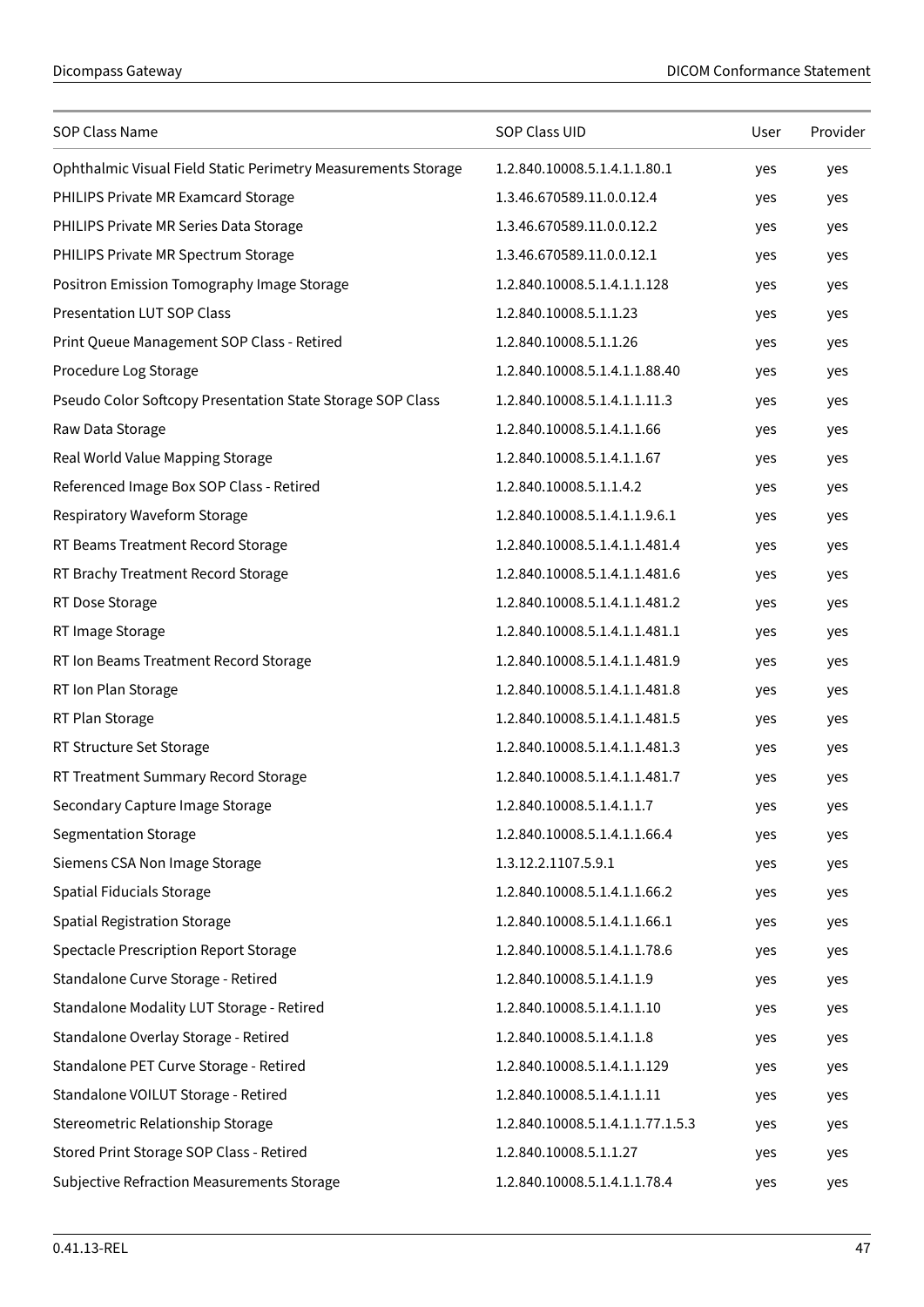| SOP Class Name | SOP Class UID | User | Provider |
|---|---|---|---|
| Ophthalmic Visual Field Static Perimetry Measurements Storage | 1.2.840.10008.5.1.4.1.1.80.1 | yes | yes |
| PHILIPS Private MR Examcard Storage | 1.3.46.670589.11.0.0.12.4 | yes | yes |
| PHILIPS Private MR Series Data Storage | 1.3.46.670589.11.0.0.12.2 | yes | yes |
| PHILIPS Private MR Spectrum Storage | 1.3.46.670589.11.0.0.12.1 | yes | yes |
| Positron Emission Tomography Image Storage | 1.2.840.10008.5.1.4.1.1.128 | yes | yes |
| Presentation LUT SOP Class | 1.2.840.10008.5.1.1.23 | yes | yes |
| Print Queue Management SOP Class - Retired | 1.2.840.10008.5.1.1.26 | yes | yes |
| Procedure Log Storage | 1.2.840.10008.5.1.4.1.1.88.40 | yes | yes |
| Pseudo Color Softcopy Presentation State Storage SOP Class | 1.2.840.10008.5.1.4.1.1.11.3 | yes | yes |
| Raw Data Storage | 1.2.840.10008.5.1.4.1.1.66 | yes | yes |
| Real World Value Mapping Storage | 1.2.840.10008.5.1.4.1.1.67 | yes | yes |
| Referenced Image Box SOP Class - Retired | 1.2.840.10008.5.1.1.4.2 | yes | yes |
| Respiratory Waveform Storage | 1.2.840.10008.5.1.4.1.1.9.6.1 | yes | yes |
| RT Beams Treatment Record Storage | 1.2.840.10008.5.1.4.1.1.481.4 | yes | yes |
| RT Brachy Treatment Record Storage | 1.2.840.10008.5.1.4.1.1.481.6 | yes | yes |
| RT Dose Storage | 1.2.840.10008.5.1.4.1.1.481.2 | yes | yes |
| RT Image Storage | 1.2.840.10008.5.1.4.1.1.481.1 | yes | yes |
| RT Ion Beams Treatment Record Storage | 1.2.840.10008.5.1.4.1.1.481.9 | yes | yes |
| RT Ion Plan Storage | 1.2.840.10008.5.1.4.1.1.481.8 | yes | yes |
| RT Plan Storage | 1.2.840.10008.5.1.4.1.1.481.5 | yes | yes |
| RT Structure Set Storage | 1.2.840.10008.5.1.4.1.1.481.3 | yes | yes |
| RT Treatment Summary Record Storage | 1.2.840.10008.5.1.4.1.1.481.7 | yes | yes |
| Secondary Capture Image Storage | 1.2.840.10008.5.1.4.1.1.7 | yes | yes |
| Segmentation Storage | 1.2.840.10008.5.1.4.1.1.66.4 | yes | yes |
| Siemens CSA Non Image Storage | 1.3.12.2.1107.5.9.1 | yes | yes |
| Spatial Fiducials Storage | 1.2.840.10008.5.1.4.1.1.66.2 | yes | yes |
| Spatial Registration Storage | 1.2.840.10008.5.1.4.1.1.66.1 | yes | yes |
| Spectacle Prescription Report Storage | 1.2.840.10008.5.1.4.1.1.78.6 | yes | yes |
| Standalone Curve Storage - Retired | 1.2.840.10008.5.1.4.1.1.9 | yes | yes |
| Standalone Modality LUT Storage - Retired | 1.2.840.10008.5.1.4.1.1.10 | yes | yes |
| Standalone Overlay Storage - Retired | 1.2.840.10008.5.1.4.1.1.8 | yes | yes |
| Standalone PET Curve Storage - Retired | 1.2.840.10008.5.1.4.1.1.129 | yes | yes |
| Standalone VOILUT Storage - Retired | 1.2.840.10008.5.1.4.1.1.11 | yes | yes |
| Stereometric Relationship Storage | 1.2.840.10008.5.1.4.1.1.77.1.5.3 | yes | yes |
| Stored Print Storage SOP Class - Retired | 1.2.840.10008.5.1.1.27 | yes | yes |
| Subjective Refraction Measurements Storage | 1.2.840.10008.5.1.4.1.1.78.4 | yes | yes |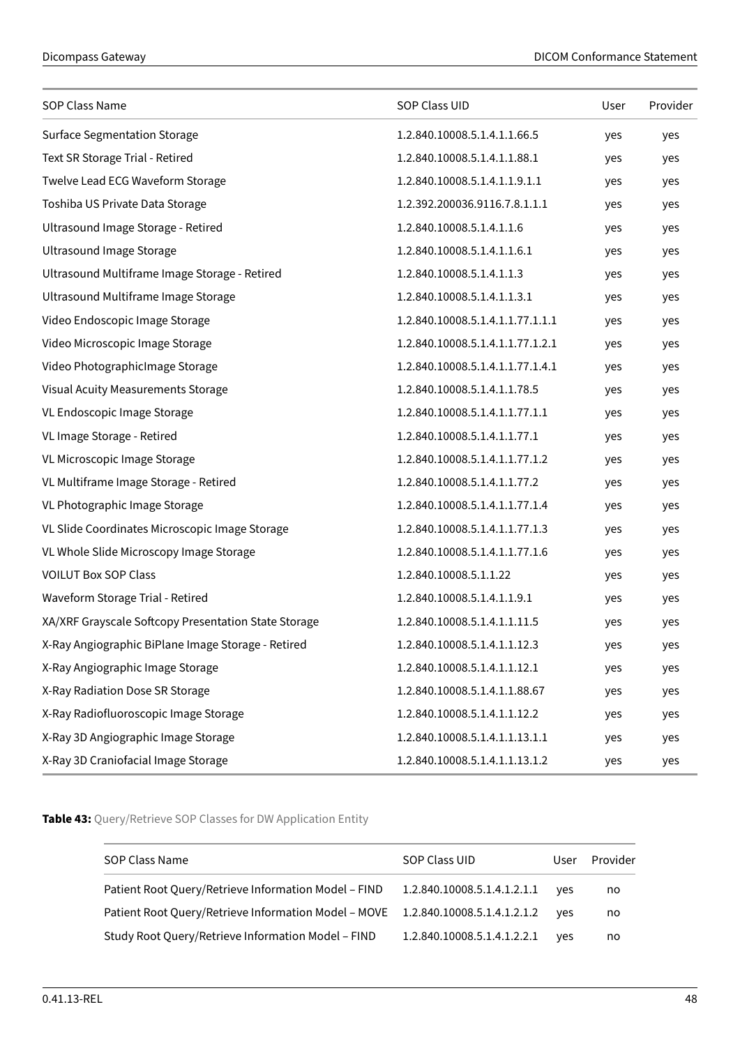| SOP Class Name | SOP Class UID | User | Provider |
|---|---|---|---|
| Surface Segmentation Storage | 1.2.840.10008.5.1.4.1.1.66.5 | yes | yes |
| Text SR Storage Trial - Retired | 1.2.840.10008.5.1.4.1.1.88.1 | yes | yes |
| Twelve Lead ECG Waveform Storage | 1.2.840.10008.5.1.4.1.1.9.1.1 | yes | yes |
| Toshiba US Private Data Storage | 1.2.392.200036.9116.7.8.1.1.1 | yes | yes |
| Ultrasound Image Storage - Retired | 1.2.840.10008.5.1.4.1.1.6 | yes | yes |
| Ultrasound Image Storage | 1.2.840.10008.5.1.4.1.1.6.1 | yes | yes |
| Ultrasound Multiframe Image Storage - Retired | 1.2.840.10008.5.1.4.1.1.3 | yes | yes |
| Ultrasound Multiframe Image Storage | 1.2.840.10008.5.1.4.1.1.3.1 | yes | yes |
| Video Endoscopic Image Storage | 1.2.840.10008.5.1.4.1.1.77.1.1.1 | yes | yes |
| Video Microscopic Image Storage | 1.2.840.10008.5.1.4.1.1.77.1.2.1 | yes | yes |
| Video PhotographicImage Storage | 1.2.840.10008.5.1.4.1.1.77.1.4.1 | yes | yes |
| Visual Acuity Measurements Storage | 1.2.840.10008.5.1.4.1.1.78.5 | yes | yes |
| VL Endoscopic Image Storage | 1.2.840.10008.5.1.4.1.1.77.1.1 | yes | yes |
| VL Image Storage - Retired | 1.2.840.10008.5.1.4.1.1.77.1 | yes | yes |
| VL Microscopic Image Storage | 1.2.840.10008.5.1.4.1.1.77.1.2 | yes | yes |
| VL Multiframe Image Storage - Retired | 1.2.840.10008.5.1.4.1.1.77.2 | yes | yes |
| VL Photographic Image Storage | 1.2.840.10008.5.1.4.1.1.77.1.4 | yes | yes |
| VL Slide Coordinates Microscopic Image Storage | 1.2.840.10008.5.1.4.1.1.77.1.3 | yes | yes |
| VL Whole Slide Microscopy Image Storage | 1.2.840.10008.5.1.4.1.1.77.1.6 | yes | yes |
| VOILUT Box SOP Class | 1.2.840.10008.5.1.1.22 | yes | yes |
| Waveform Storage Trial - Retired | 1.2.840.10008.5.1.4.1.1.9.1 | yes | yes |
| XA/XRF Grayscale Softcopy Presentation State Storage | 1.2.840.10008.5.1.4.1.1.11.5 | yes | yes |
| X-Ray Angiographic BiPlane Image Storage - Retired | 1.2.840.10008.5.1.4.1.1.12.3 | yes | yes |
| X-Ray Angiographic Image Storage | 1.2.840.10008.5.1.4.1.1.12.1 | yes | yes |
| X-Ray Radiation Dose SR Storage | 1.2.840.10008.5.1.4.1.1.88.67 | yes | yes |
| X-Ray Radiofluoroscopic Image Storage | 1.2.840.10008.5.1.4.1.1.12.2 | yes | yes |
| X-Ray 3D Angiographic Image Storage | 1.2.840.10008.5.1.4.1.1.13.1.1 | yes | yes |
| X-Ray 3D Craniofacial Image Storage | 1.2.840.10008.5.1.4.1.1.13.1.2 | yes | yes |

**Table 43:** Query/Retrieve SOP Classes for DW Application Entity

| SOP Class Name | SOP Class UID | User | Provider |
|---|---|---|---|
| Patient Root Query/Retrieve Information Model – FIND | 1.2.840.10008.5.1.4.1.2.1.1 | yes | no |
| Patient Root Query/Retrieve Information Model – MOVE | 1.2.840.10008.5.1.4.1.2.1.2 | yes | no |
| Study Root Query/Retrieve Information Model – FIND | 1.2.840.10008.5.1.4.1.2.2.1 | yes | no |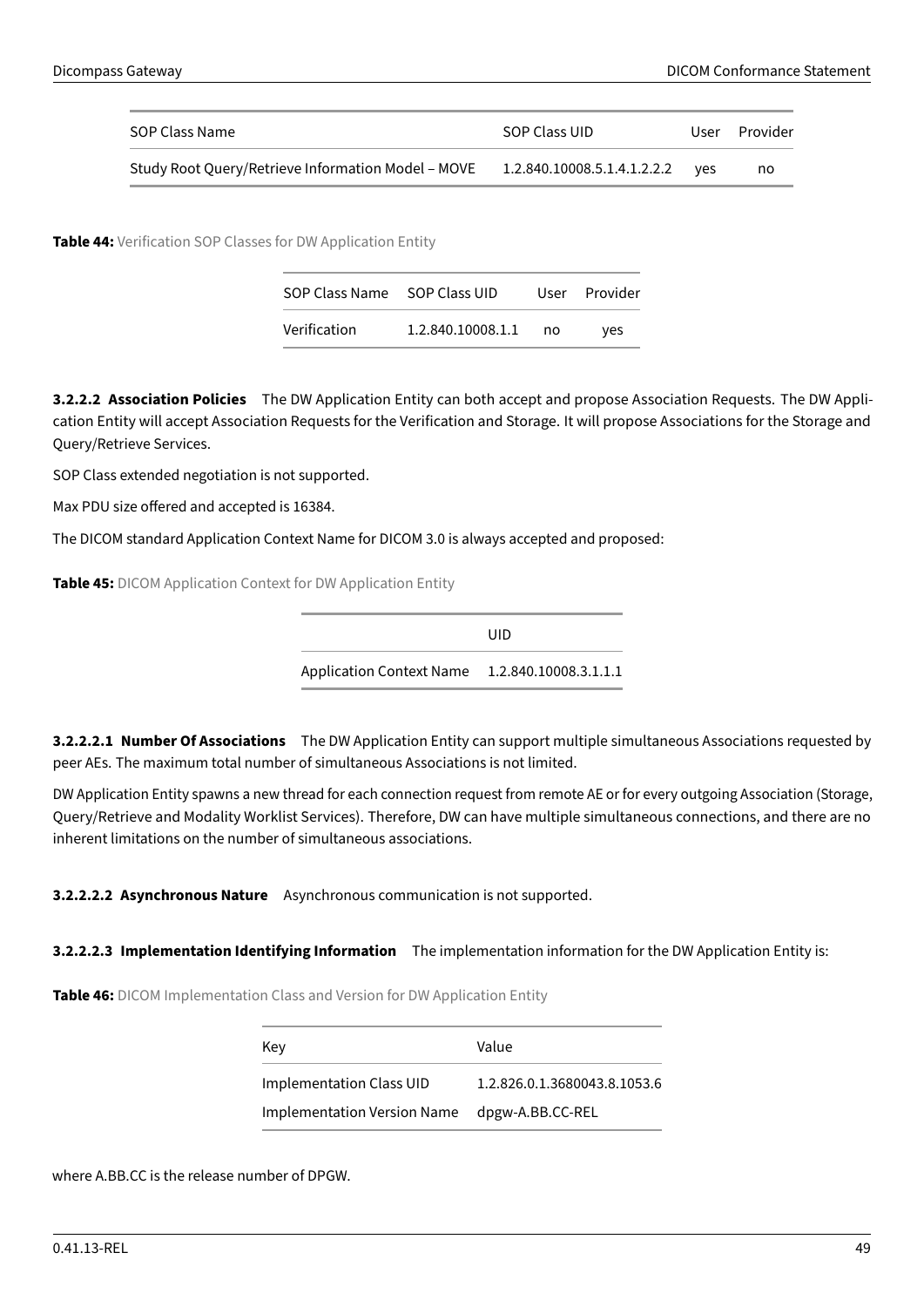| SOP Class Name | SOP Class UID | User | Provider |
|---|---|---|---|
| Study Root Query/Retrieve Information Model – MOVE | 1.2.840.10008.5.1.4.1.2.2.2 | yes | no |

**Table 44:** Verification SOP Classes for DW Application Entity

| SOP Class Name | SOP Class UID | User | Provider |
|---|---|---|---|
| Verification | 1.2.840.10008.1.1 | no | yes |

**3.2.2.2 Association Policies** The DW Application Entity can both accept and propose Association Requests. The DW Application Entity will accept Association Requests for the Verification and Storage. It will propose Associations for the Storage and Query/Retrieve Services.

SOP Class extended negotiation is not supported.

Max PDU size offered and accepted is 16384.

The DICOM standard Application Context Name for DICOM 3.0 is always accepted and proposed:

**Table 45:** DICOM Application Context for DW Application Entity

| | UID |
|---|---|
| Application Context Name | 1.2.840.10008.3.1.1.1 |

**3.2.2.2.1 Number Of Associations** The DW Application Entity can support multiple simultaneous Associations requested by peer AEs. The maximum total number of simultaneous Associations is not limited.

DW Application Entity spawns a new thread for each connection request from remote AE or for every outgoing Association (Storage, Query/Retrieve and Modality Worklist Services). Therefore, DW can have multiple simultaneous connections, and there are no inherent limitations on the number of simultaneous associations.

**3.2.2.2.2 Asynchronous Nature** Asynchronous communication is not supported.

**3.2.2.2.3 Implementation Identifying Information** The implementation information for the DW Application Entity is:

**Table 46:** DICOM Implementation Class and Version for DW Application Entity

| Key | Value |
|---|---|
| Implementation Class UID | 1.2.826.0.1.3680043.8.1053.6 |
| Implementation Version Name | dpgw-A.BB.CC-REL |

where A.BB.CC is the release number of DPGW.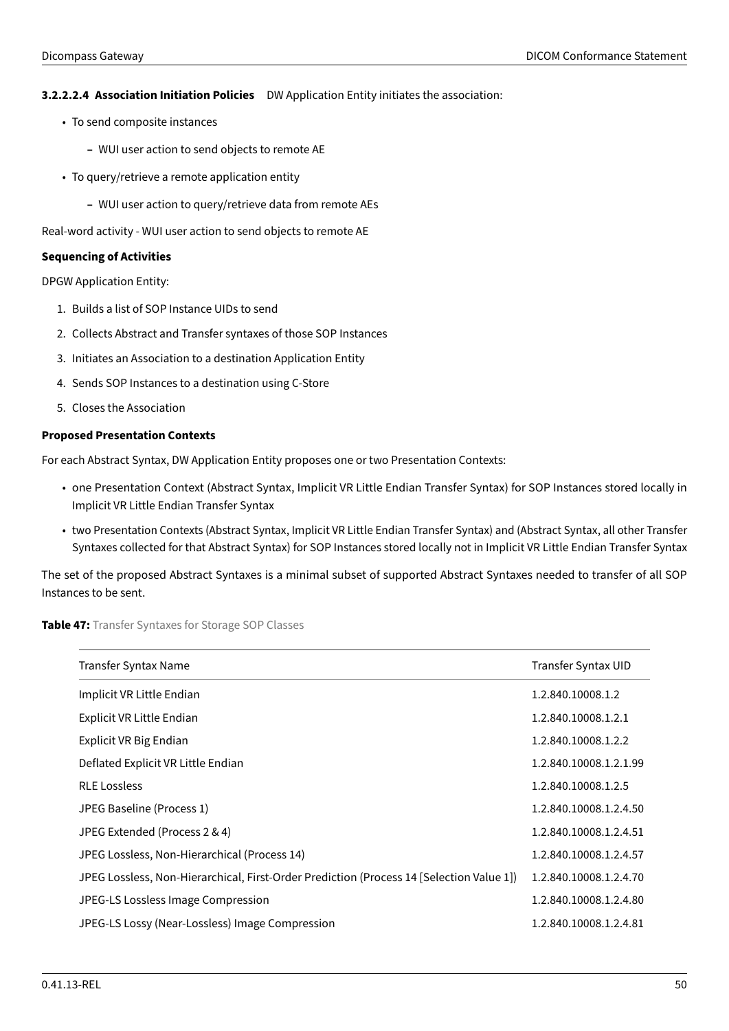#### 3.2.2.2.4 Association Initiation Policies

DW Application Entity initiates the association:

- To send composite instances
  - WUI user action to send objects to remote AE
- To query/retrieve a remote application entity
  - WUI user action to query/retrieve data from remote AEs

Real-word activity - WUI user action to send objects to remote AE

**Sequencing of Activities**

DPGW Application Entity:

1. Builds a list of SOP Instance UIDs to send
2. Collects Abstract and Transfer syntaxes of those SOP Instances
3. Initiates an Association to a destination Application Entity
4. Sends SOP Instances to a destination using C-Store
5. Closes the Association

**Proposed Presentation Contexts**

For each Abstract Syntax, DW Application Entity proposes one or two Presentation Contexts:

- one Presentation Context (Abstract Syntax, Implicit VR Little Endian Transfer Syntax) for SOP Instances stored locally in Implicit VR Little Endian Transfer Syntax
- two Presentation Contexts (Abstract Syntax, Implicit VR Little Endian Transfer Syntax) and (Abstract Syntax, all other Transfer Syntaxes collected for that Abstract Syntax) for SOP Instances stored locally not in Implicit VR Little Endian Transfer Syntax

The set of the proposed Abstract Syntaxes is a minimal subset of supported Abstract Syntaxes needed to transfer of all SOP Instances to be sent.

**Table 47:** Transfer Syntaxes for Storage SOP Classes

| Transfer Syntax Name | Transfer Syntax UID |
|---|---|
| Implicit VR Little Endian | 1.2.840.10008.1.2 |
| Explicit VR Little Endian | 1.2.840.10008.1.2.1 |
| Explicit VR Big Endian | 1.2.840.10008.1.2.2 |
| Deflated Explicit VR Little Endian | 1.2.840.10008.1.2.1.99 |
| RLE Lossless | 1.2.840.10008.1.2.5 |
| JPEG Baseline (Process 1) | 1.2.840.10008.1.2.4.50 |
| JPEG Extended (Process 2 & 4) | 1.2.840.10008.1.2.4.51 |
| JPEG Lossless, Non-Hierarchical (Process 14) | 1.2.840.10008.1.2.4.57 |
| JPEG Lossless, Non-Hierarchical, First-Order Prediction (Process 14 [Selection Value 1]) | 1.2.840.10008.1.2.4.70 |
| JPEG-LS Lossless Image Compression | 1.2.840.10008.1.2.4.80 |
| JPEG-LS Lossy (Near-Lossless) Image Compression | 1.2.840.10008.1.2.4.81 |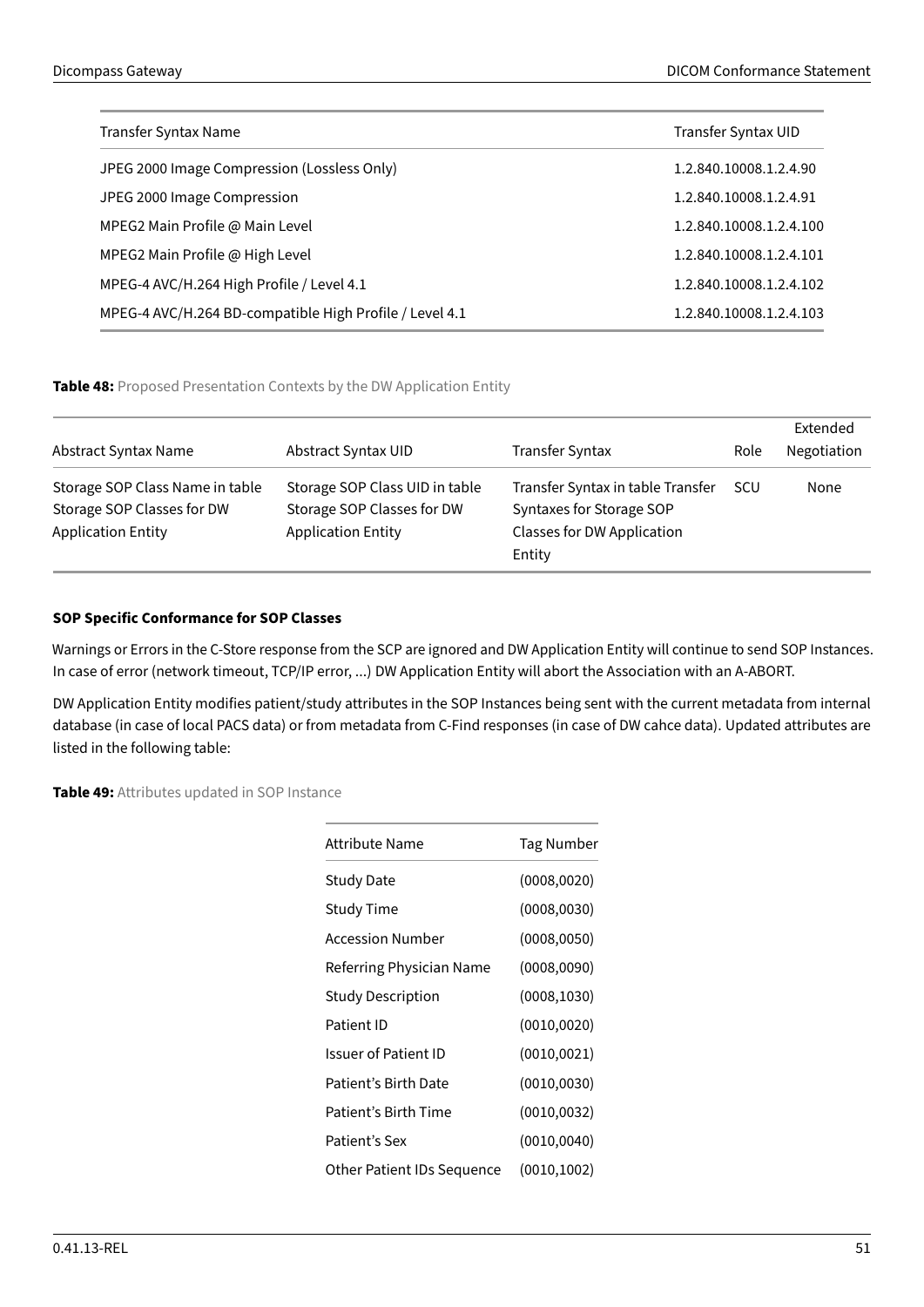| Transfer Syntax Name | Transfer Syntax UID |
|---|---|
| JPEG 2000 Image Compression (Lossless Only) | 1.2.840.10008.1.2.4.90 |
| JPEG 2000 Image Compression | 1.2.840.10008.1.2.4.91 |
| MPEG2 Main Profile @ Main Level | 1.2.840.10008.1.2.4.100 |
| MPEG2 Main Profile @ High Level | 1.2.840.10008.1.2.4.101 |
| MPEG-4 AVC/H.264 High Profile / Level 4.1 | 1.2.840.10008.1.2.4.102 |
| MPEG-4 AVC/H.264 BD-compatible High Profile / Level 4.1 | 1.2.840.10008.1.2.4.103 |

**Table 48:** Proposed Presentation Contexts by the DW Application Entity

| Abstract Syntax Name | Abstract Syntax UID | Transfer Syntax | Role | Extended Negotiation |
|---|---|---|---|---|
| Storage SOP Class Name in table Storage SOP Classes for DW Application Entity | Storage SOP Class UID in table Storage SOP Classes for DW Application Entity | Transfer Syntax in table Transfer Syntaxes for Storage SOP Classes for DW Application Entity | SCU | None |

**SOP Specific Conformance for SOP Classes**

Warnings or Errors in the C-Store response from the SCP are ignored and DW Application Entity will continue to send SOP Instances. In case of error (network timeout, TCP/IP error, ...) DW Application Entity will abort the Association with an A-ABORT.

DW Application Entity modifies patient/study attributes in the SOP Instances being sent with the current metadata from internal database (in case of local PACS data) or from metadata from C-Find responses (in case of DW cahce data). Updated attributes are listed in the following table:

**Table 49:** Attributes updated in SOP Instance

| Attribute Name | Tag Number |
|---|---|
| Study Date | (0008,0020) |
| Study Time | (0008,0030) |
| Accession Number | (0008,0050) |
| Referring Physician Name | (0008,0090) |
| Study Description | (0008,1030) |
| Patient ID | (0010,0020) |
| Issuer of Patient ID | (0010,0021) |
| Patient's Birth Date | (0010,0030) |
| Patient's Birth Time | (0010,0032) |
| Patient's Sex | (0010,0040) |
| Other Patient IDs Sequence | (0010,1002) |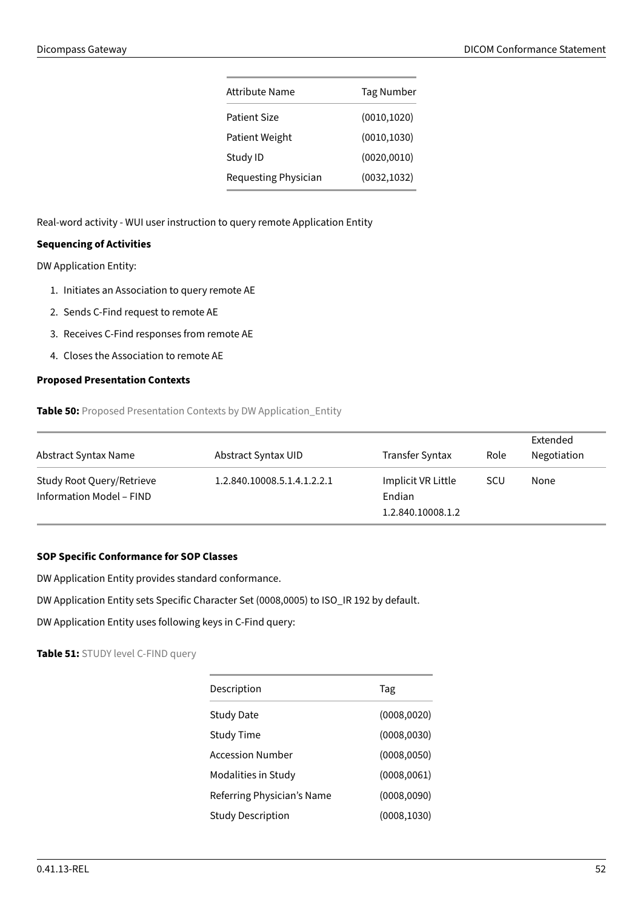| Attribute Name | Tag Number |
| --- | --- |
| Patient Size | (0010,1020) |
| Patient Weight | (0010,1030) |
| Study ID | (0020,0010) |
| Requesting Physician | (0032,1032) |

Real-word activity - WUI user instruction to query remote Application Entity

**Sequencing of Activities**

DW Application Entity:

1. Initiates an Association to query remote AE
2. Sends C-Find request to remote AE
3. Receives C-Find responses from remote AE
4. Closes the Association to remote AE

**Proposed Presentation Contexts**

**Table 50:** Proposed Presentation Contexts by DW Application_Entity

| Abstract Syntax Name | Abstract Syntax UID | Transfer Syntax | Role | Extended Negotiation |
| --- | --- | --- | --- | --- |
| Study Root Query/Retrieve Information Model – FIND | 1.2.840.10008.5.1.4.1.2.2.1 | Implicit VR Little Endian 1.2.840.10008.1.2 | SCU | None |

**SOP Specific Conformance for SOP Classes**

DW Application Entity provides standard conformance.

DW Application Entity sets Specific Character Set (0008,0005) to ISO_IR 192 by default.

DW Application Entity uses following keys in C-Find query:

**Table 51:** STUDY level C-FIND query

| Description | Tag |
| --- | --- |
| Study Date | (0008,0020) |
| Study Time | (0008,0030) |
| Accession Number | (0008,0050) |
| Modalities in Study | (0008,0061) |
| Referring Physician's Name | (0008,0090) |
| Study Description | (0008,1030) |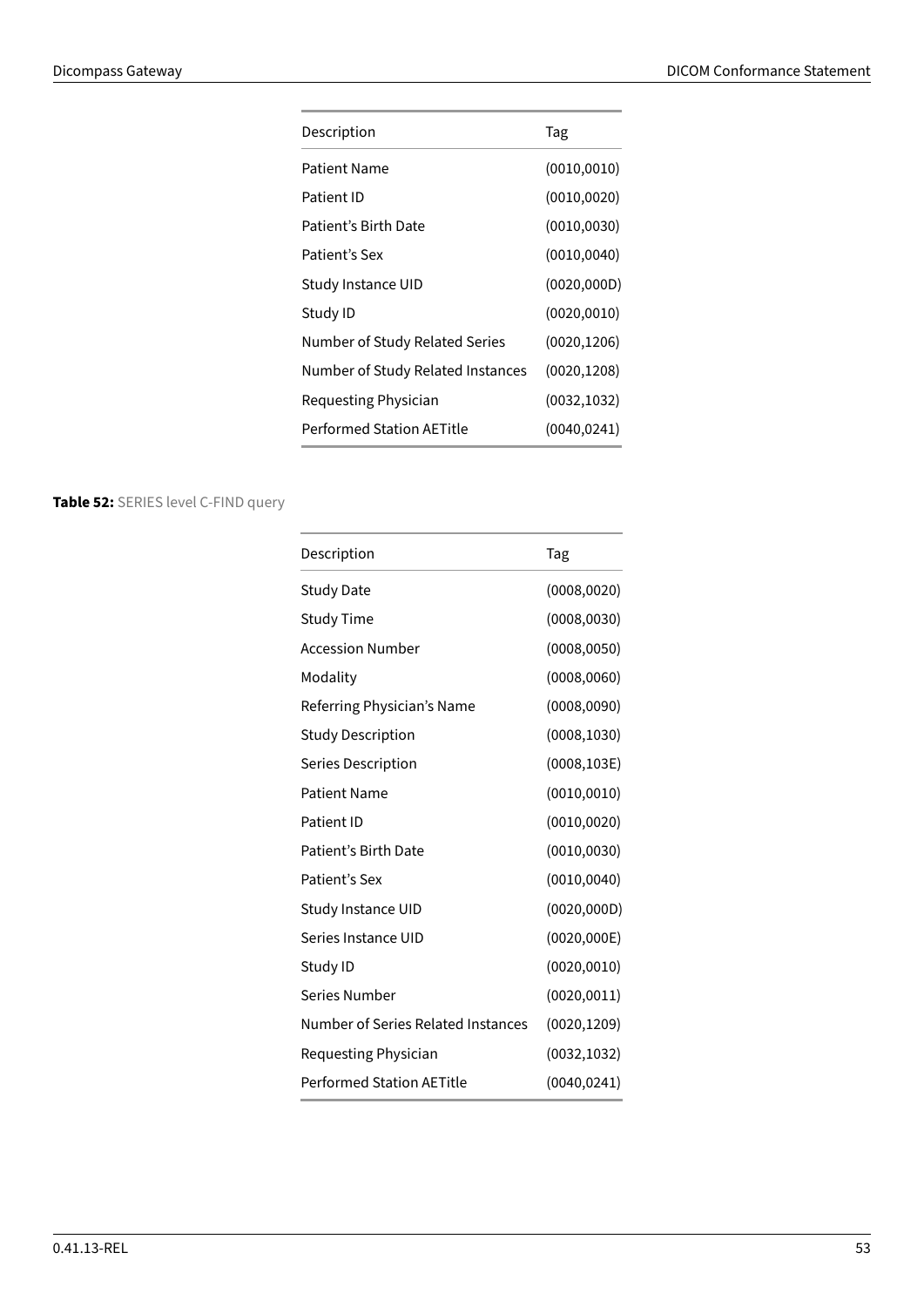| Description | Tag |
| --- | --- |
| Patient Name | (0010,0010) |
| Patient ID | (0010,0020) |
| Patient's Birth Date | (0010,0030) |
| Patient's Sex | (0010,0040) |
| Study Instance UID | (0020,000D) |
| Study ID | (0020,0010) |
| Number of Study Related Series | (0020,1206) |
| Number of Study Related Instances | (0020,1208) |
| Requesting Physician | (0032,1032) |
| Performed Station AETitle | (0040,0241) |

**Table 52:** SERIES level C-FIND query

| Description | Tag |
| --- | --- |
| Study Date | (0008,0020) |
| Study Time | (0008,0030) |
| Accession Number | (0008,0050) |
| Modality | (0008,0060) |
| Referring Physician's Name | (0008,0090) |
| Study Description | (0008,1030) |
| Series Description | (0008,103E) |
| Patient Name | (0010,0010) |
| Patient ID | (0010,0020) |
| Patient's Birth Date | (0010,0030) |
| Patient's Sex | (0010,0040) |
| Study Instance UID | (0020,000D) |
| Series Instance UID | (0020,000E) |
| Study ID | (0020,0010) |
| Series Number | (0020,0011) |
| Number of Series Related Instances | (0020,1209) |
| Requesting Physician | (0032,1032) |
| Performed Station AETitle | (0040,0241) |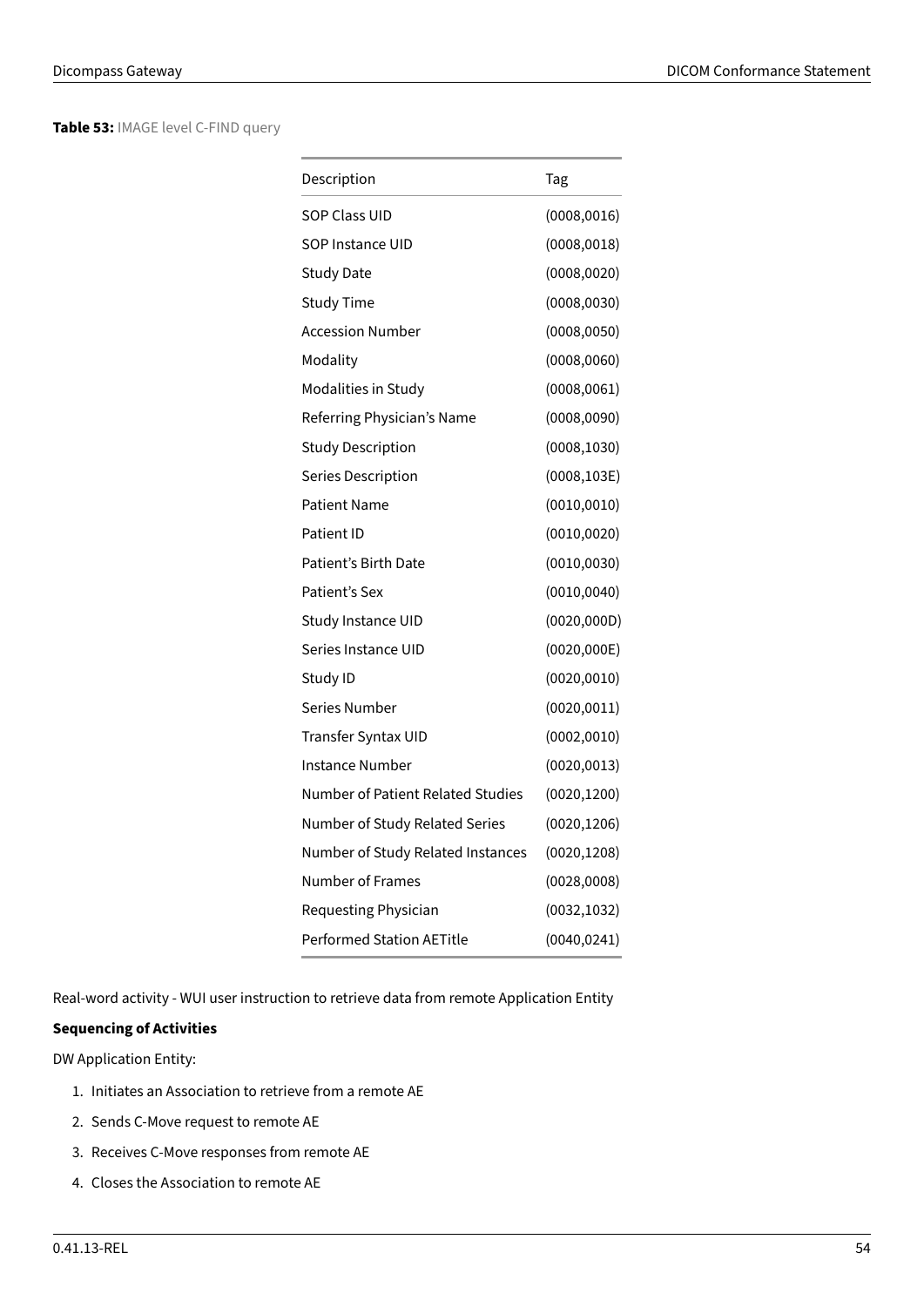**Table 53:** IMAGE level C-FIND query

| Description | Tag |
|---|---|
| SOP Class UID | (0008,0016) |
| SOP Instance UID | (0008,0018) |
| Study Date | (0008,0020) |
| Study Time | (0008,0030) |
| Accession Number | (0008,0050) |
| Modality | (0008,0060) |
| Modalities in Study | (0008,0061) |
| Referring Physician’s Name | (0008,0090) |
| Study Description | (0008,1030) |
| Series Description | (0008,103E) |
| Patient Name | (0010,0010) |
| Patient ID | (0010,0020) |
| Patient’s Birth Date | (0010,0030) |
| Patient’s Sex | (0010,0040) |
| Study Instance UID | (0020,000D) |
| Series Instance UID | (0020,000E) |
| Study ID | (0020,0010) |
| Series Number | (0020,0011) |
| Transfer Syntax UID | (0002,0010) |
| Instance Number | (0020,0013) |
| Number of Patient Related Studies | (0020,1200) |
| Number of Study Related Series | (0020,1206) |
| Number of Study Related Instances | (0020,1208) |
| Number of Frames | (0028,0008) |
| Requesting Physician | (0032,1032) |
| Performed Station AETitle | (0040,0241) |

Real-word activity - WUI user instruction to retrieve data from remote Application Entity

**Sequencing of Activities**

DW Application Entity:

1. Initiates an Association to retrieve from a remote AE
2. Sends C-Move request to remote AE
3. Receives C-Move responses from remote AE
4. Closes the Association to remote AE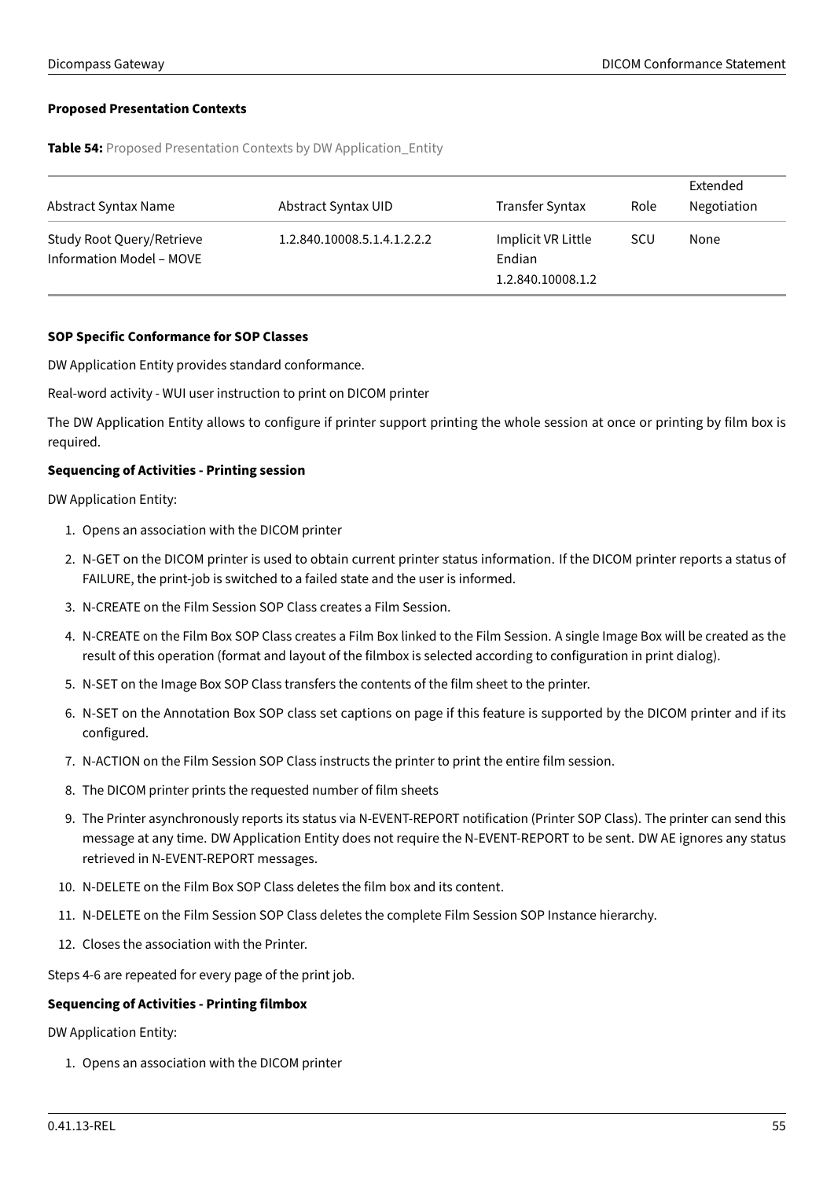**Proposed Presentation Contexts**

**Table 54:** Proposed Presentation Contexts by DW Application_Entity

| Abstract Syntax Name | Abstract Syntax UID | Transfer Syntax | Role | Extended Negotiation |
|---|---|---|---|---|
| Study Root Query/Retrieve Information Model – MOVE | 1.2.840.10008.5.1.4.1.2.2.2 | Implicit VR Little Endian 1.2.840.10008.1.2 | SCU | None |

**SOP Specific Conformance for SOP Classes**

DW Application Entity provides standard conformance.

Real-word activity - WUI user instruction to print on DICOM printer

The DW Application Entity allows to configure if printer support printing the whole session at once or printing by film box is required.

**Sequencing of Activities - Printing session**

DW Application Entity:

1. Opens an association with the DICOM printer
2. N-GET on the DICOM printer is used to obtain current printer status information. If the DICOM printer reports a status of FAILURE, the print-job is switched to a failed state and the user is informed.
3. N-CREATE on the Film Session SOP Class creates a Film Session.
4. N-CREATE on the Film Box SOP Class creates a Film Box linked to the Film Session. A single Image Box will be created as the result of this operation (format and layout of the filmbox is selected according to configuration in print dialog).
5. N-SET on the Image Box SOP Class transfers the contents of the film sheet to the printer.
6. N-SET on the Annotation Box SOP class set captions on page if this feature is supported by the DICOM printer and if its configured.
7. N-ACTION on the Film Session SOP Class instructs the printer to print the entire film session.
8. The DICOM printer prints the requested number of film sheets
9. The Printer asynchronously reports its status via N-EVENT-REPORT notification (Printer SOP Class). The printer can send this message at any time. DW Application Entity does not require the N-EVENT-REPORT to be sent. DW AE ignores any status retrieved in N-EVENT-REPORT messages.
10. N-DELETE on the Film Box SOP Class deletes the film box and its content.
11. N-DELETE on the Film Session SOP Class deletes the complete Film Session SOP Instance hierarchy.
12. Closes the association with the Printer.

Steps 4-6 are repeated for every page of the print job.

**Sequencing of Activities - Printing filmbox**

DW Application Entity:

1. Opens an association with the DICOM printer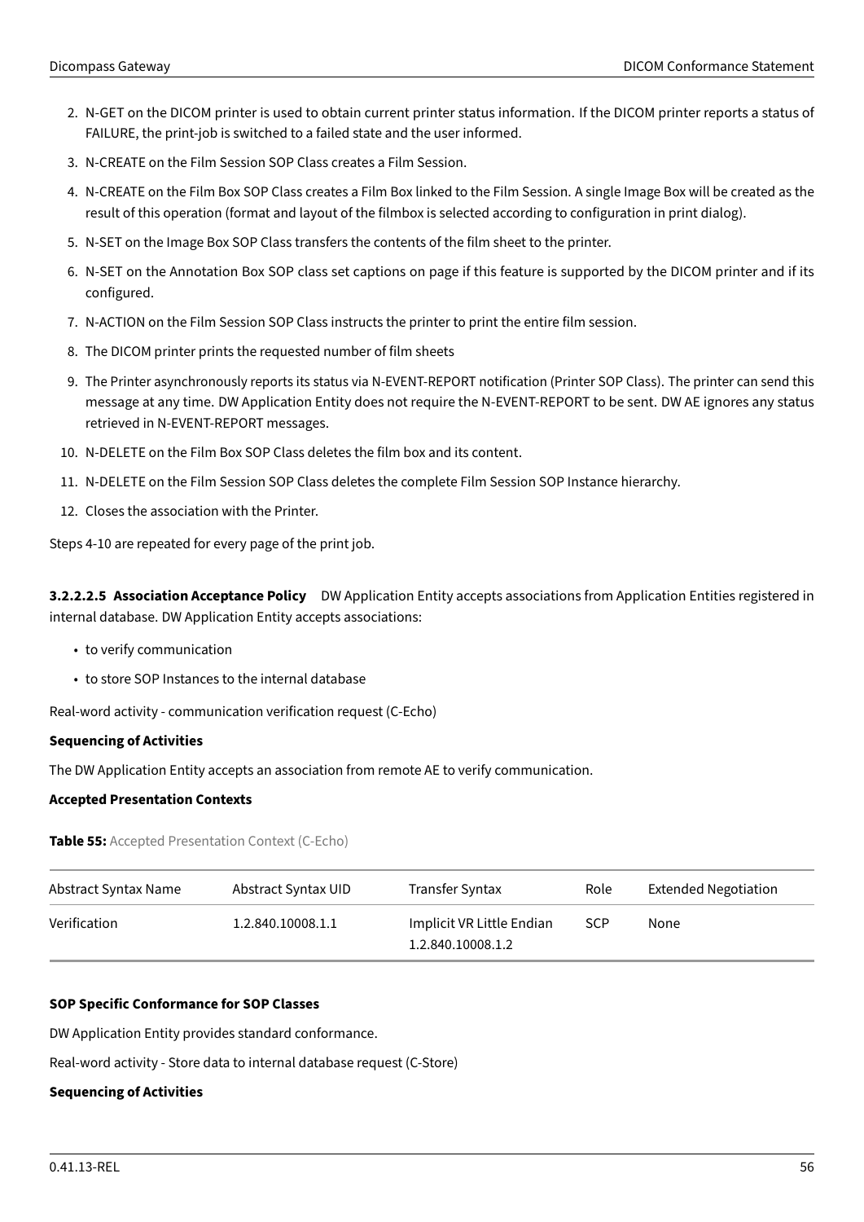2. N-GET on the DICOM printer is used to obtain current printer status information. If the DICOM printer reports a status of FAILURE, the print-job is switched to a failed state and the user informed.
3. N-CREATE on the Film Session SOP Class creates a Film Session.
4. N-CREATE on the Film Box SOP Class creates a Film Box linked to the Film Session. A single Image Box will be created as the result of this operation (format and layout of the filmbox is selected according to configuration in print dialog).
5. N-SET on the Image Box SOP Class transfers the contents of the film sheet to the printer.
6. N-SET on the Annotation Box SOP class set captions on page if this feature is supported by the DICOM printer and if its configured.
7. N-ACTION on the Film Session SOP Class instructs the printer to print the entire film session.
8. The DICOM printer prints the requested number of film sheets
9. The Printer asynchronously reports its status via N-EVENT-REPORT notification (Printer SOP Class). The printer can send this message at any time. DW Application Entity does not require the N-EVENT-REPORT to be sent. DW AE ignores any status retrieved in N-EVENT-REPORT messages.
10. N-DELETE on the Film Box SOP Class deletes the film box and its content.
11. N-DELETE on the Film Session SOP Class deletes the complete Film Session SOP Instance hierarchy.
12. Closes the association with the Printer.

Steps 4-10 are repeated for every page of the print job.

**3.2.2.2.5 Association Acceptance Policy** DW Application Entity accepts associations from Application Entities registered in internal database. DW Application Entity accepts associations:

- to verify communication
- to store SOP Instances to the internal database

Real-word activity - communication verification request (C-Echo)

**Sequencing of Activities**

The DW Application Entity accepts an association from remote AE to verify communication.

**Accepted Presentation Contexts**

**Table 55:** Accepted Presentation Context (C-Echo)

| Abstract Syntax Name | Abstract Syntax UID | Transfer Syntax | Role | Extended Negotiation |
|---|---|---|---|---|
| Verification | 1.2.840.10008.1.1 | Implicit VR Little Endian 1.2.840.10008.1.2 | SCP | None |

**SOP Specific Conformance for SOP Classes**

DW Application Entity provides standard conformance.

Real-word activity - Store data to internal database request (C-Store)

**Sequencing of Activities**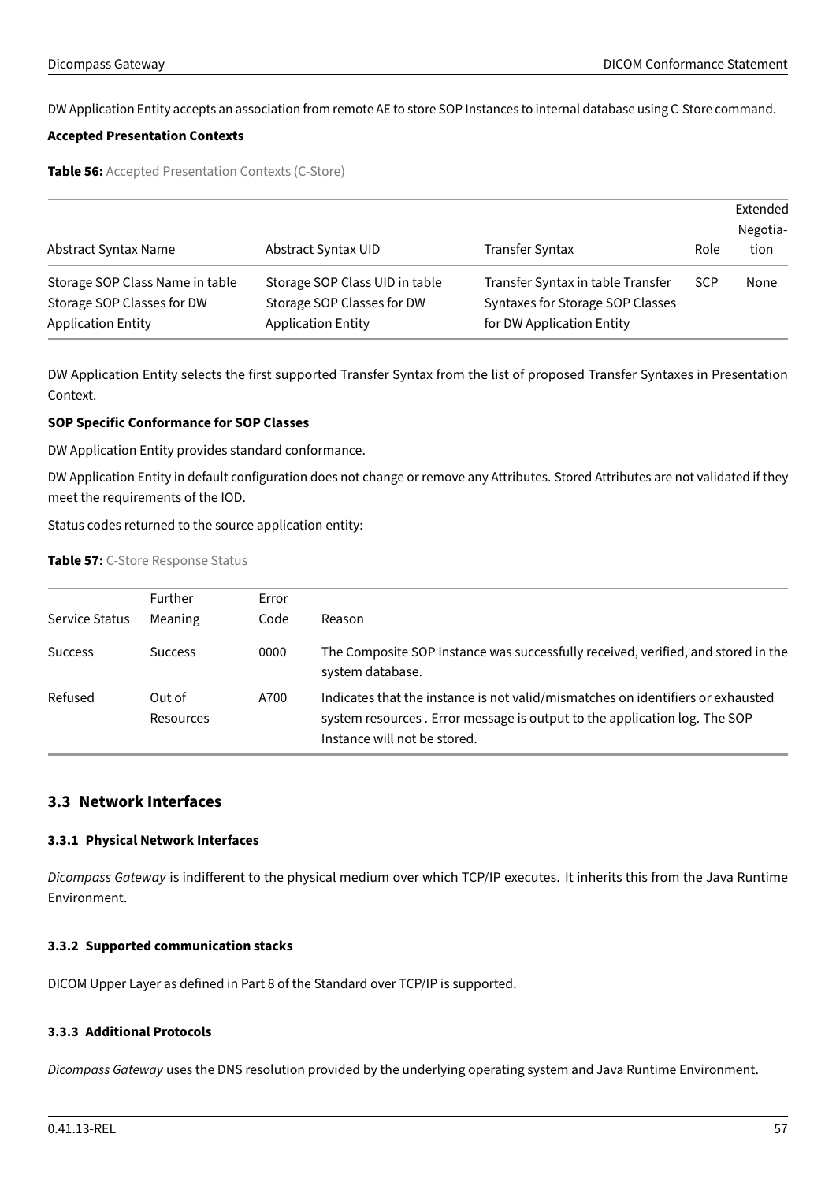DW Application Entity accepts an association from remote AE to store SOP Instances to internal database using C-Store command.

**Accepted Presentation Contexts**

**Table 56:** Accepted Presentation Contexts (C-Store)

| Abstract Syntax Name | Abstract Syntax UID | Transfer Syntax | Role | Extended Negotiation |
|---|---|---|---|---|
| Storage SOP Class Name in table Storage SOP Classes for DW Application Entity | Storage SOP Class UID in table Storage SOP Classes for DW Application Entity | Transfer Syntax in table Transfer Syntaxes for Storage SOP Classes for DW Application Entity | SCP | None |

DW Application Entity selects the first supported Transfer Syntax from the list of proposed Transfer Syntaxes in Presentation Context.

**SOP Specific Conformance for SOP Classes**

DW Application Entity provides standard conformance.

DW Application Entity in default configuration does not change or remove any Attributes. Stored Attributes are not validated if they meet the requirements of the IOD.

Status codes returned to the source application entity:

**Table 57:** C-Store Response Status

| Service Status | Further Meaning | Error Code | Reason |
|---|---|---|---|
| Success | Success | 0000 | The Composite SOP Instance was successfully received, verified, and stored in the system database. |
| Refused | Out of Resources | A700 | Indicates that the instance is not valid/mismatches on identifiers or exhausted system resources . Error message is output to the application log. The SOP Instance will not be stored. |

## 3.3 Network Interfaces

### 3.3.1 Physical Network Interfaces

*Dicompass Gateway* is indifferent to the physical medium over which TCP/IP executes. It inherits this from the Java Runtime Environment.

### 3.3.2 Supported communication stacks

DICOM Upper Layer as defined in Part 8 of the Standard over TCP/IP is supported.

### 3.3.3 Additional Protocols

*Dicompass Gateway* uses the DNS resolution provided by the underlying operating system and Java Runtime Environment.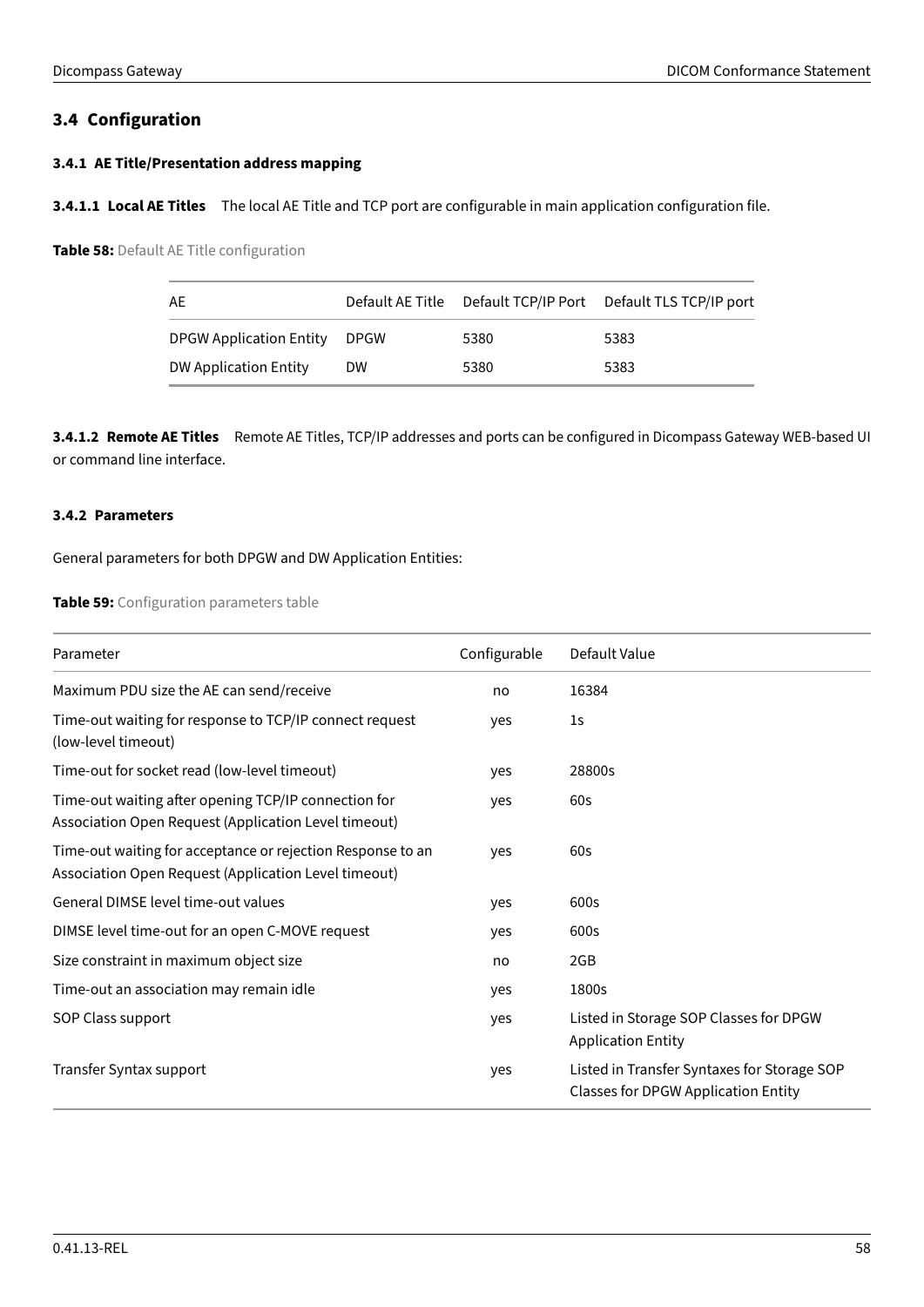## 3.4 Configuration

### 3.4.1 AE Title/Presentation address mapping

**3.4.1.1 Local AE Titles** The local AE Title and TCP port are configurable in main application configuration file.

**Table 58:** Default AE Title configuration

| AE | Default AE Title | Default TCP/IP Port | Default TLS TCP/IP port |
|---|---|---|---|
| DPGW Application Entity | DPGW | 5380 | 5383 |
| DW Application Entity | DW | 5380 | 5383 |

**3.4.1.2 Remote AE Titles** Remote AE Titles, TCP/IP addresses and ports can be configured in Dicompass Gateway WEB-based UI or command line interface.

### 3.4.2 Parameters

General parameters for both DPGW and DW Application Entities:

**Table 59:** Configuration parameters table

| Parameter | Configurable | Default Value |
|---|---|---|
| Maximum PDU size the AE can send/receive | no | 16384 |
| Time-out waiting for response to TCP/IP connect request (low-level timeout) | yes | 1s |
| Time-out for socket read (low-level timeout) | yes | 28800s |
| Time-out waiting after opening TCP/IP connection for Association Open Request (Application Level timeout) | yes | 60s |
| Time-out waiting for acceptance or rejection Response to an Association Open Request (Application Level timeout) | yes | 60s |
| General DIMSE level time-out values | yes | 600s |
| DIMSE level time-out for an open C-MOVE request | yes | 600s |
| Size constraint in maximum object size | no | 2GB |
| Time-out an association may remain idle | yes | 1800s |
| SOP Class support | yes | Listed in Storage SOP Classes for DPGW Application Entity |
| Transfer Syntax support | yes | Listed in Transfer Syntaxes for Storage SOP Classes for DPGW Application Entity |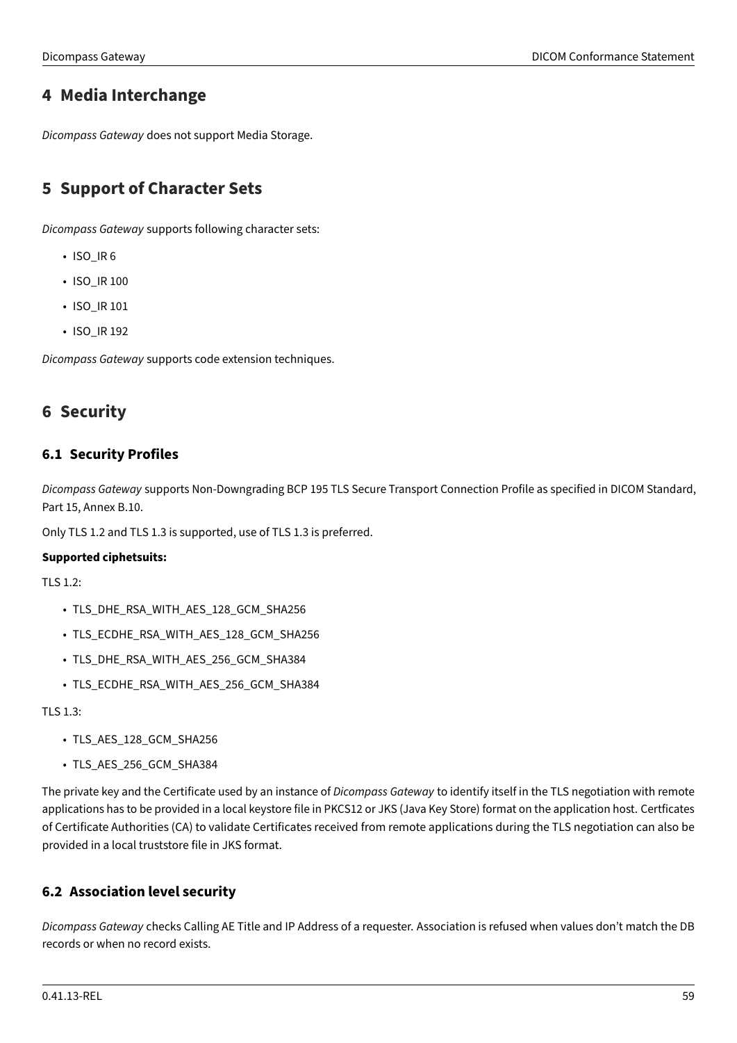# 4 Media Interchange

*Dicompass Gateway* does not support Media Storage.

# 5 Support of Character Sets

*Dicompass Gateway* supports following character sets:

- ISO_IR 6
- ISO_IR 100
- ISO_IR 101
- ISO_IR 192

*Dicompass Gateway* supports code extension techniques.

# 6 Security

## 6.1 Security Profiles

*Dicompass Gateway* supports Non-Downgrading BCP 195 TLS Secure Transport Connection Profile as specified in DICOM Standard, Part 15, Annex B.10.

Only TLS 1.2 and TLS 1.3 is supported, use of TLS 1.3 is preferred.

**Supported ciphetsuits:**

TLS 1.2:

- TLS_DHE_RSA_WITH_AES_128_GCM_SHA256
- TLS_ECDHE_RSA_WITH_AES_128_GCM_SHA256
- TLS_DHE_RSA_WITH_AES_256_GCM_SHA384
- TLS_ECDHE_RSA_WITH_AES_256_GCM_SHA384

TLS 1.3:

- TLS_AES_128_GCM_SHA256
- TLS_AES_256_GCM_SHA384

The private key and the Certificate used by an instance of *Dicompass Gateway* to identify itself in the TLS negotiation with remote applications has to be provided in a local keystore file in PKCS12 or JKS (Java Key Store) format on the application host. Certficates of Certificate Authorities (CA) to validate Certificates received from remote applications during the TLS negotiation can also be provided in a local truststore file in JKS format.

## 6.2 Association level security

*Dicompass Gateway* checks Calling AE Title and IP Address of a requester. Association is refused when values don't match the DB records or when no record exists.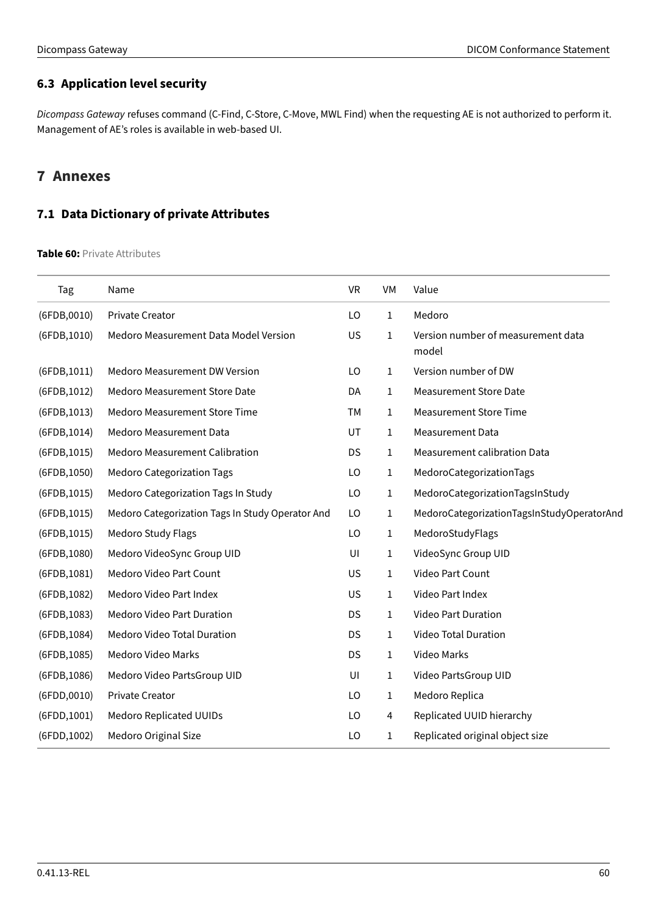### 6.3 Application level security

*Dicompass Gateway* refuses command (C-Find, C-Store, C-Move, MWL Find) when the requesting AE is not authorized to perform it. Management of AE's roles is available in web-based UI.

## 7 Annexes

### 7.1 Data Dictionary of private Attributes

**Table 60:** Private Attributes

| Tag | Name | VR | VM | Value |
|---|---|---|---|---|
| (6FDB,0010) | Private Creator | LO | 1 | Medoro |
| (6FDB,1010) | Medoro Measurement Data Model Version | US | 1 | Version number of measurement data model |
| (6FDB,1011) | Medoro Measurement DW Version | LO | 1 | Version number of DW |
| (6FDB,1012) | Medoro Measurement Store Date | DA | 1 | Measurement Store Date |
| (6FDB,1013) | Medoro Measurement Store Time | TM | 1 | Measurement Store Time |
| (6FDB,1014) | Medoro Measurement Data | UT | 1 | Measurement Data |
| (6FDB,1015) | Medoro Measurement Calibration | DS | 1 | Measurement calibration Data |
| (6FDB,1050) | Medoro Categorization Tags | LO | 1 | MedoroCategorizationTags |
| (6FDB,1015) | Medoro Categorization Tags In Study | LO | 1 | MedoroCategorizationTagsInStudy |
| (6FDB,1015) | Medoro Categorization Tags In Study Operator And | LO | 1 | MedoroCategorizationTagsInStudyOperatorAnd |
| (6FDB,1015) | Medoro Study Flags | LO | 1 | MedoroStudyFlags |
| (6FDB,1080) | Medoro VideoSync Group UID | UI | 1 | VideoSync Group UID |
| (6FDB,1081) | Medoro Video Part Count | US | 1 | Video Part Count |
| (6FDB,1082) | Medoro Video Part Index | US | 1 | Video Part Index |
| (6FDB,1083) | Medoro Video Part Duration | DS | 1 | Video Part Duration |
| (6FDB,1084) | Medoro Video Total Duration | DS | 1 | Video Total Duration |
| (6FDB,1085) | Medoro Video Marks | DS | 1 | Video Marks |
| (6FDB,1086) | Medoro Video PartsGroup UID | UI | 1 | Video PartsGroup UID |
| (6FDD,0010) | Private Creator | LO | 1 | Medoro Replica |
| (6FDD,1001) | Medoro Replicated UUIDs | LO | 4 | Replicated UUID hierarchy |
| (6FDD,1002) | Medoro Original Size | LO | 1 | Replicated original object size |